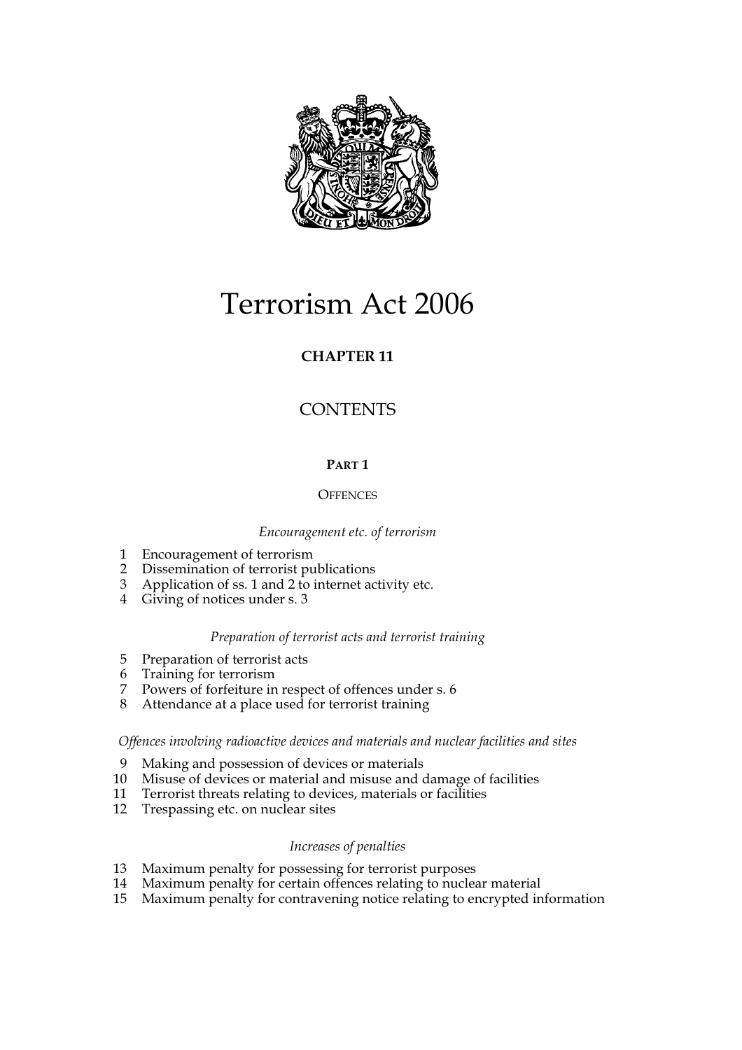# Terrorism Act 2006

**CHAPTER 11**

## CONTENTS

**PART 1**

OFFENCES

*Encouragement etc. of terrorism*

1 Encouragement of terrorism
2 Dissemination of terrorist publications
3 Application of ss. 1 and 2 to internet activity etc.
4 Giving of notices under s. 3

*Preparation of terrorist acts and terrorist training*

5 Preparation of terrorist acts
6 Training for terrorism
7 Powers of forfeiture in respect of offences under s. 6
8 Attendance at a place used for terrorist training

*Offences involving radioactive devices and materials and nuclear facilities and sites*

9 Making and possession of devices or materials
10 Misuse of devices or material and misuse and damage of facilities
11 Terrorist threats relating to devices, materials or facilities
12 Trespassing etc. on nuclear sites

*Increases of penalties*

13 Maximum penalty for possessing for terrorist purposes
14 Maximum penalty for certain offences relating to nuclear material
15 Maximum penalty for contravening notice relating to encrypted information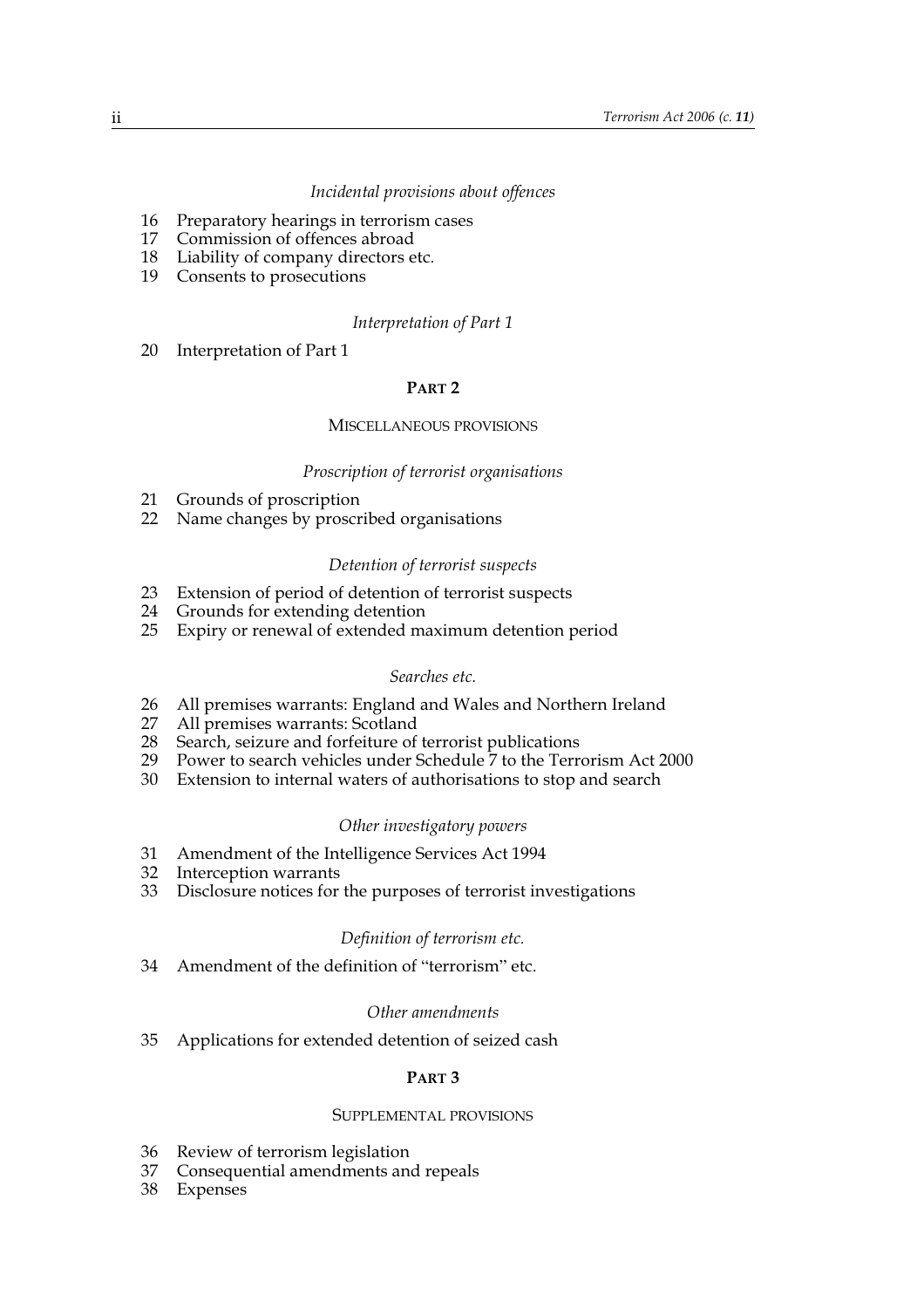*Incidental provisions about offences*

16 Preparatory hearings in terrorism cases
17 Commission of offences abroad
18 Liability of company directors etc.
19 Consents to prosecutions

*Interpretation of Part 1*

20 Interpretation of Part 1

## PART 2

### MISCELLANEOUS PROVISIONS

*Proscription of terrorist organisations*

21 Grounds of proscription
22 Name changes by proscribed organisations

*Detention of terrorist suspects*

23 Extension of period of detention of terrorist suspects
24 Grounds for extending detention
25 Expiry or renewal of extended maximum detention period

*Searches etc.*

26 All premises warrants: England and Wales and Northern Ireland
27 All premises warrants: Scotland
28 Search, seizure and forfeiture of terrorist publications
29 Power to search vehicles under Schedule 7 to the Terrorism Act 2000
30 Extension to internal waters of authorisations to stop and search

*Other investigatory powers*

31 Amendment of the Intelligence Services Act 1994
32 Interception warrants
33 Disclosure notices for the purposes of terrorist investigations

*Definition of terrorism etc.*

34 Amendment of the definition of "terrorism" etc.

*Other amendments*

35 Applications for extended detention of seized cash

## PART 3

### SUPPLEMENTAL PROVISIONS

36 Review of terrorism legislation
37 Consequential amendments and repeals
38 Expenses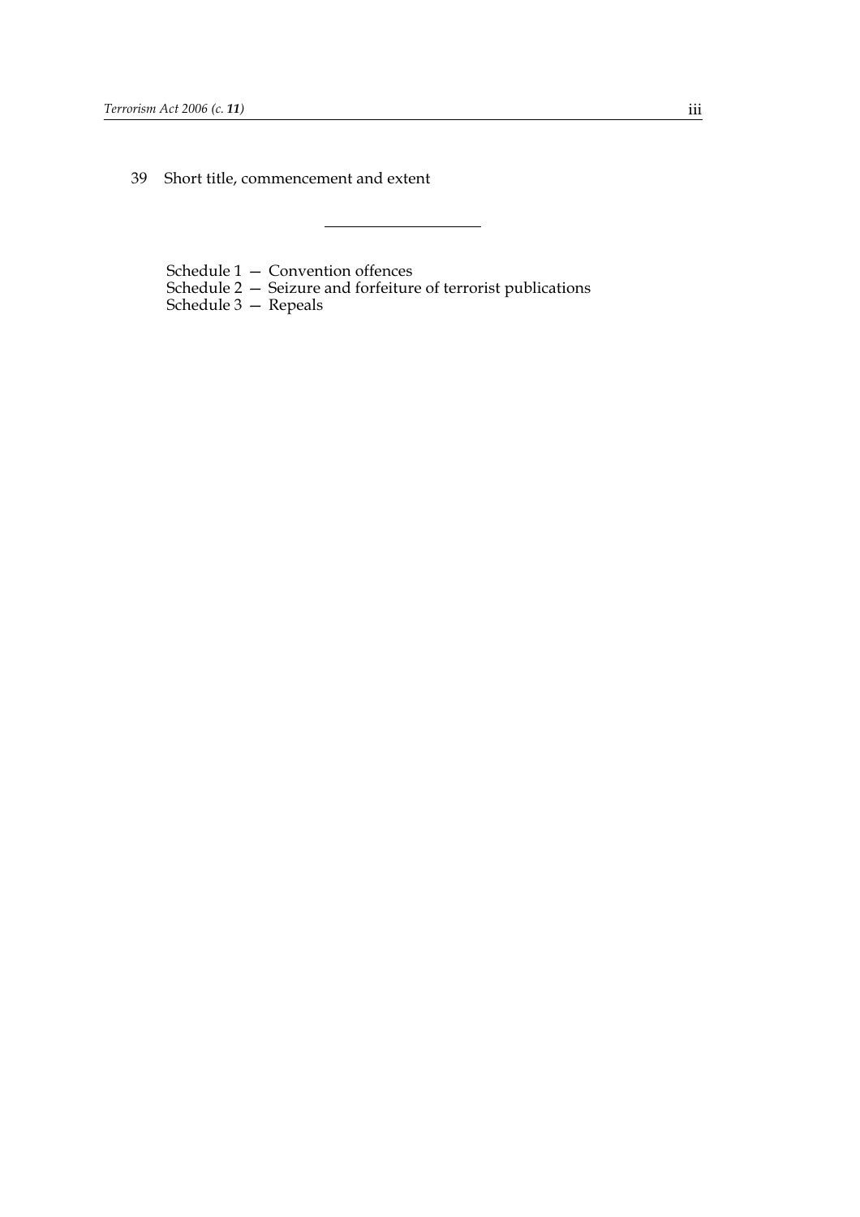39 Short title, commencement and extent

---

Schedule 1 — Convention offences
Schedule 2 — Seizure and forfeiture of terrorist publications
Schedule 3 — Repeals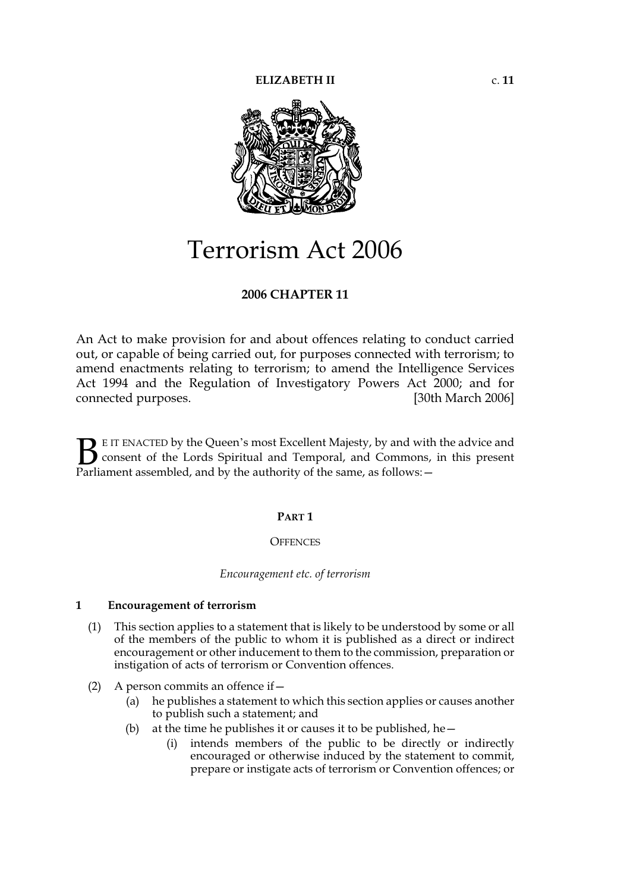# Terrorism Act 2006

**2006 CHAPTER 11**

An Act to make provision for and about offences relating to conduct carried out, or capable of being carried out, for purposes connected with terrorism; to amend enactments relating to terrorism; to amend the Intelligence Services Act 1994 and the Regulation of Investigatory Powers Act 2000; and for connected purposes. [30th March 2006]

BE IT ENACTED by the Queen's most Excellent Majesty, by and with the advice and consent of the Lords Spiritual and Temporal, and Commons, in this present Parliament assembled, and by the authority of the same, as follows:—

## PART 1

## OFFENCES

*Encouragement etc. of terrorism*

### 1 Encouragement of terrorism

(1) This section applies to a statement that is likely to be understood by some or all of the members of the public to whom it is published as a direct or indirect encouragement or other inducement to them to the commission, preparation or instigation of acts of terrorism or Convention offences.

(2) A person commits an offence if—

(a) he publishes a statement to which this section applies or causes another to publish such a statement; and

(b) at the time he publishes it or causes it to be published, he—

(i) intends members of the public to be directly or indirectly encouraged or otherwise induced by the statement to commit, prepare or instigate acts of terrorism or Convention offences; or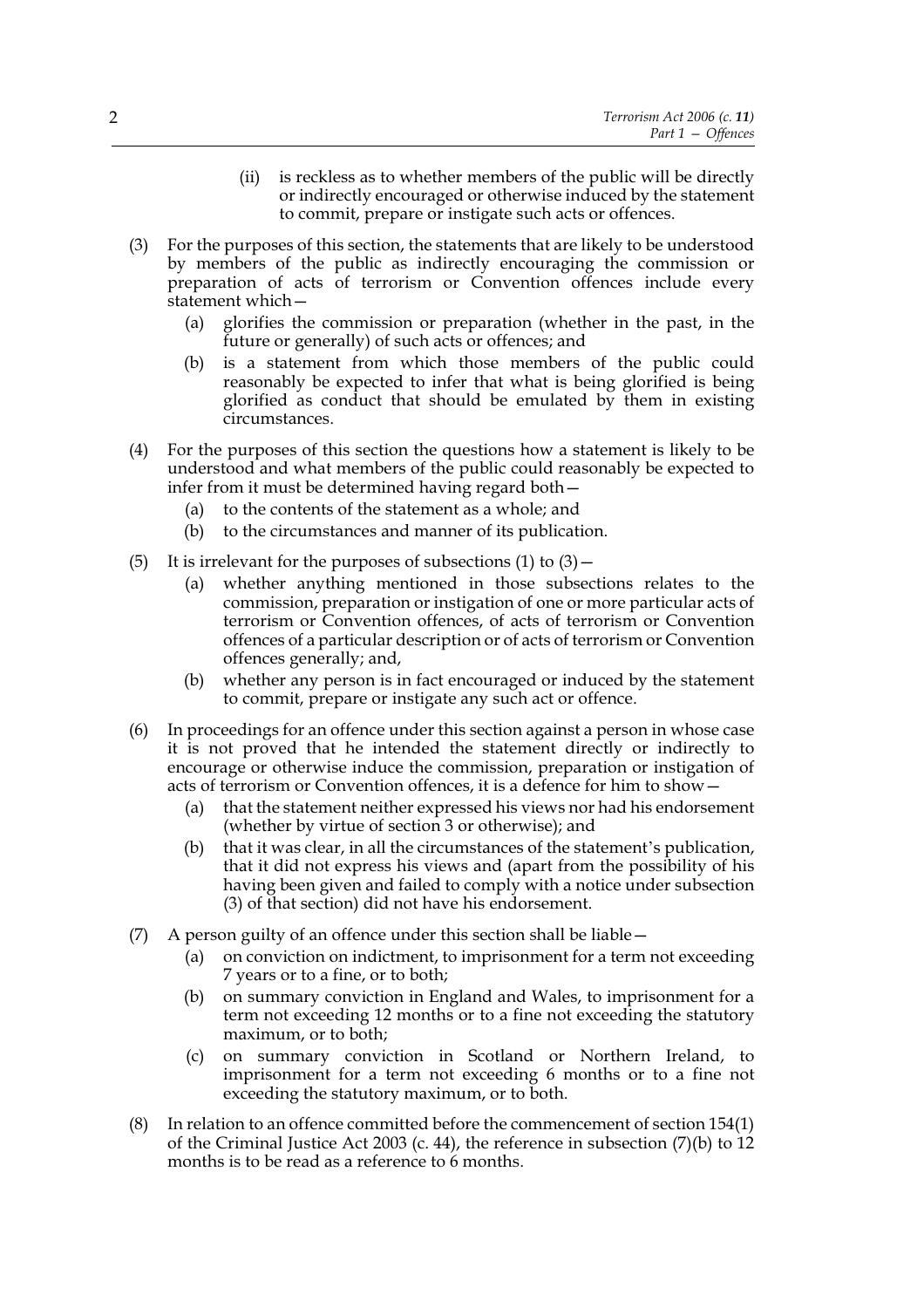(ii) is reckless as to whether members of the public will be directly or indirectly encouraged or otherwise induced by the statement to commit, prepare or instigate such acts or offences.

(3) For the purposes of this section, the statements that are likely to be understood by members of the public as indirectly encouraging the commission or preparation of acts of terrorism or Convention offences include every statement which—

(a) glorifies the commission or preparation (whether in the past, in the future or generally) of such acts or offences; and

(b) is a statement from which those members of the public could reasonably be expected to infer that what is being glorified is being glorified as conduct that should be emulated by them in existing circumstances.

(4) For the purposes of this section the questions how a statement is likely to be understood and what members of the public could reasonably be expected to infer from it must be determined having regard both—

(a) to the contents of the statement as a whole; and

(b) to the circumstances and manner of its publication.

(5) It is irrelevant for the purposes of subsections (1) to (3)—

(a) whether anything mentioned in those subsections relates to the commission, preparation or instigation of one or more particular acts of terrorism or Convention offences, of acts of terrorism or Convention offences of a particular description or of acts of terrorism or Convention offences generally; and,

(b) whether any person is in fact encouraged or induced by the statement to commit, prepare or instigate any such act or offence.

(6) In proceedings for an offence under this section against a person in whose case it is not proved that he intended the statement directly or indirectly to encourage or otherwise induce the commission, preparation or instigation of acts of terrorism or Convention offences, it is a defence for him to show—

(a) that the statement neither expressed his views nor had his endorsement (whether by virtue of section 3 or otherwise); and

(b) that it was clear, in all the circumstances of the statement's publication, that it did not express his views and (apart from the possibility of his having been given and failed to comply with a notice under subsection (3) of that section) did not have his endorsement.

(7) A person guilty of an offence under this section shall be liable—

(a) on conviction on indictment, to imprisonment for a term not exceeding 7 years or to a fine, or to both;

(b) on summary conviction in England and Wales, to imprisonment for a term not exceeding 12 months or to a fine not exceeding the statutory maximum, or to both;

(c) on summary conviction in Scotland or Northern Ireland, to imprisonment for a term not exceeding 6 months or to a fine not exceeding the statutory maximum, or to both.

(8) In relation to an offence committed before the commencement of section 154(1) of the Criminal Justice Act 2003 (c. 44), the reference in subsection (7)(b) to 12 months is to be read as a reference to 6 months.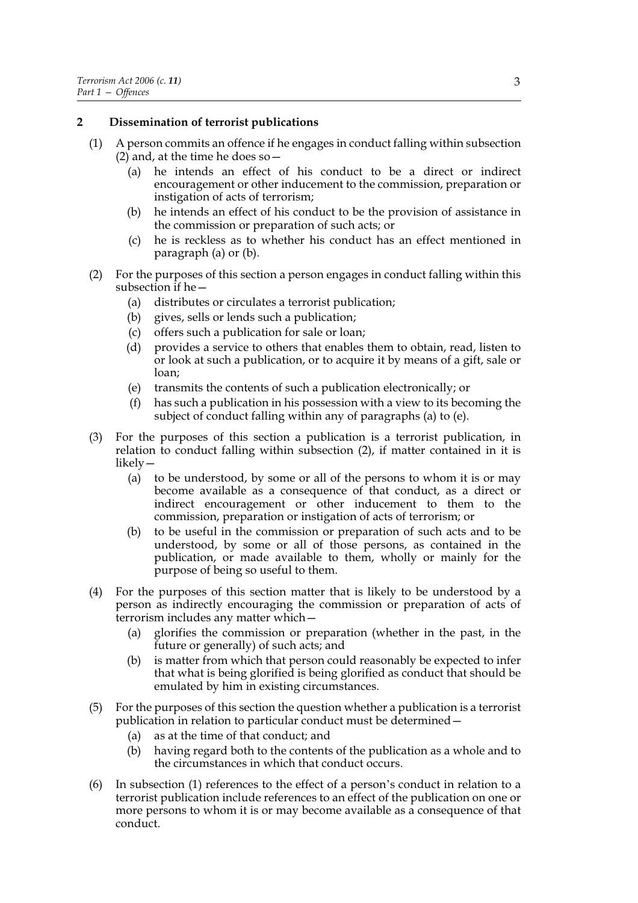## 2 Dissemination of terrorist publications

(1) A person commits an offence if he engages in conduct falling within subsection (2) and, at the time he does so—

- (a) he intends an effect of his conduct to be a direct or indirect encouragement or other inducement to the commission, preparation or instigation of acts of terrorism;
- (b) he intends an effect of his conduct to be the provision of assistance in the commission or preparation of such acts; or
- (c) he is reckless as to whether his conduct has an effect mentioned in paragraph (a) or (b).

(2) For the purposes of this section a person engages in conduct falling within this subsection if he—

- (a) distributes or circulates a terrorist publication;
- (b) gives, sells or lends such a publication;
- (c) offers such a publication for sale or loan;
- (d) provides a service to others that enables them to obtain, read, listen to or look at such a publication, or to acquire it by means of a gift, sale or loan;
- (e) transmits the contents of such a publication electronically; or
- (f) has such a publication in his possession with a view to its becoming the subject of conduct falling within any of paragraphs (a) to (e).

(3) For the purposes of this section a publication is a terrorist publication, in relation to conduct falling within subsection (2), if matter contained in it is likely—

- (a) to be understood, by some or all of the persons to whom it is or may become available as a consequence of that conduct, as a direct or indirect encouragement or other inducement to them to the commission, preparation or instigation of acts of terrorism; or
- (b) to be useful in the commission or preparation of such acts and to be understood, by some or all of those persons, as contained in the publication, or made available to them, wholly or mainly for the purpose of being so useful to them.

(4) For the purposes of this section matter that is likely to be understood by a person as indirectly encouraging the commission or preparation of acts of terrorism includes any matter which—

- (a) glorifies the commission or preparation (whether in the past, in the future or generally) of such acts; and
- (b) is matter from which that person could reasonably be expected to infer that what is being glorified is being glorified as conduct that should be emulated by him in existing circumstances.

(5) For the purposes of this section the question whether a publication is a terrorist publication in relation to particular conduct must be determined—

- (a) as at the time of that conduct; and
- (b) having regard both to the contents of the publication as a whole and to the circumstances in which that conduct occurs.

(6) In subsection (1) references to the effect of a person's conduct in relation to a terrorist publication include references to an effect of the publication on one or more persons to whom it is or may become available as a consequence of that conduct.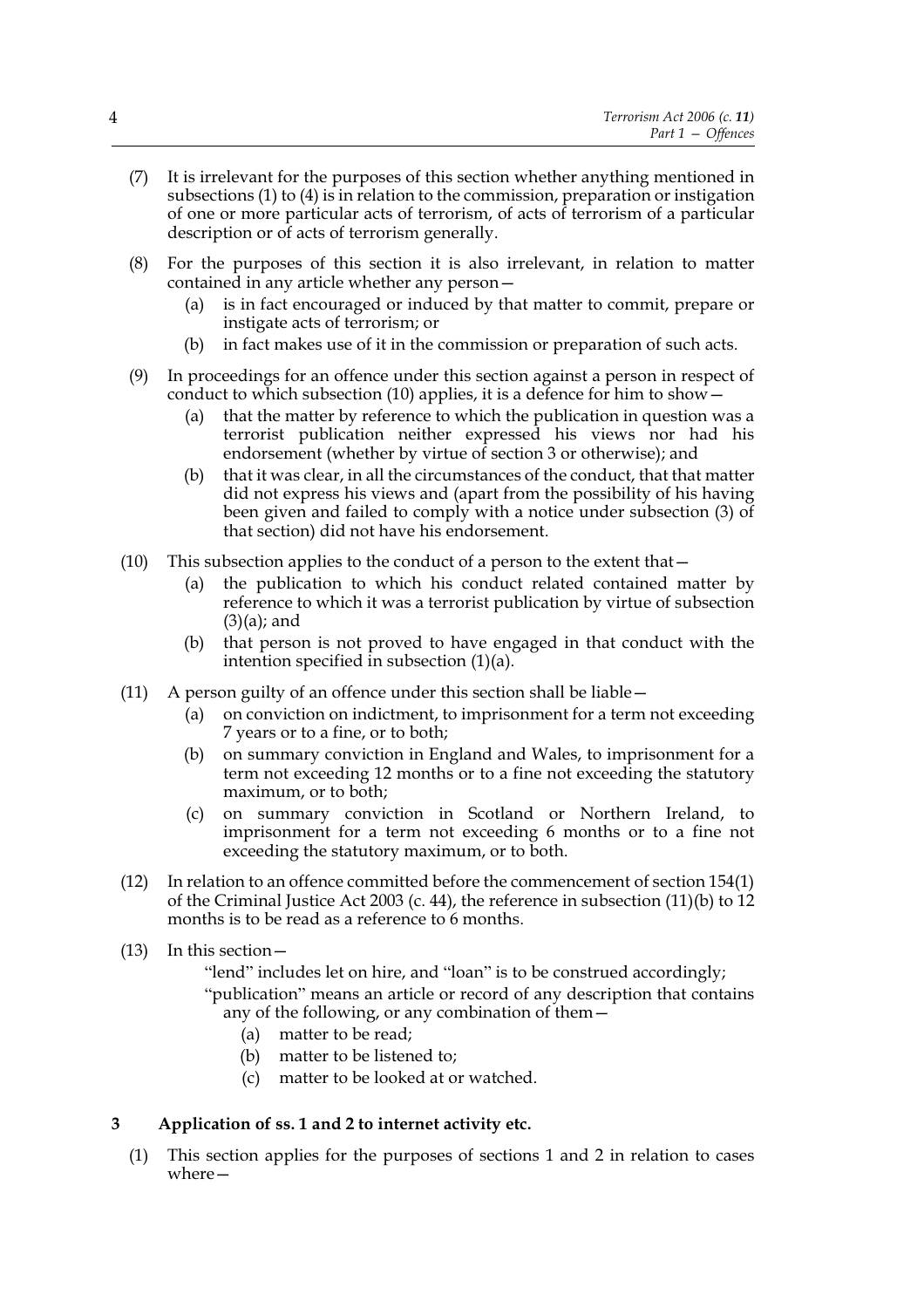(7) It is irrelevant for the purposes of this section whether anything mentioned in subsections (1) to (4) is in relation to the commission, preparation or instigation of one or more particular acts of terrorism, of acts of terrorism of a particular description or of acts of terrorism generally.

(8) For the purposes of this section it is also irrelevant, in relation to matter contained in any article whether any person—

(a) is in fact encouraged or induced by that matter to commit, prepare or instigate acts of terrorism; or

(b) in fact makes use of it in the commission or preparation of such acts.

(9) In proceedings for an offence under this section against a person in respect of conduct to which subsection (10) applies, it is a defence for him to show—

(a) that the matter by reference to which the publication in question was a terrorist publication neither expressed his views nor had his endorsement (whether by virtue of section 3 or otherwise); and

(b) that it was clear, in all the circumstances of the conduct, that that matter did not express his views and (apart from the possibility of his having been given and failed to comply with a notice under subsection (3) of that section) did not have his endorsement.

(10) This subsection applies to the conduct of a person to the extent that—

(a) the publication to which his conduct related contained matter by reference to which it was a terrorist publication by virtue of subsection (3)(a); and

(b) that person is not proved to have engaged in that conduct with the intention specified in subsection (1)(a).

(11) A person guilty of an offence under this section shall be liable—

(a) on conviction on indictment, to imprisonment for a term not exceeding 7 years or to a fine, or to both;

(b) on summary conviction in England and Wales, to imprisonment for a term not exceeding 12 months or to a fine not exceeding the statutory maximum, or to both;

(c) on summary conviction in Scotland or Northern Ireland, to imprisonment for a term not exceeding 6 months or to a fine not exceeding the statutory maximum, or to both.

(12) In relation to an offence committed before the commencement of section 154(1) of the Criminal Justice Act 2003 (c. 44), the reference in subsection (11)(b) to 12 months is to be read as a reference to 6 months.

(13) In this section—

"lend" includes let on hire, and "loan" is to be construed accordingly;

"publication" means an article or record of any description that contains any of the following, or any combination of them—

(a) matter to be read;

(b) matter to be listened to;

(c) matter to be looked at or watched.

### 3 Application of ss. 1 and 2 to internet activity etc.

(1) This section applies for the purposes of sections 1 and 2 in relation to cases where—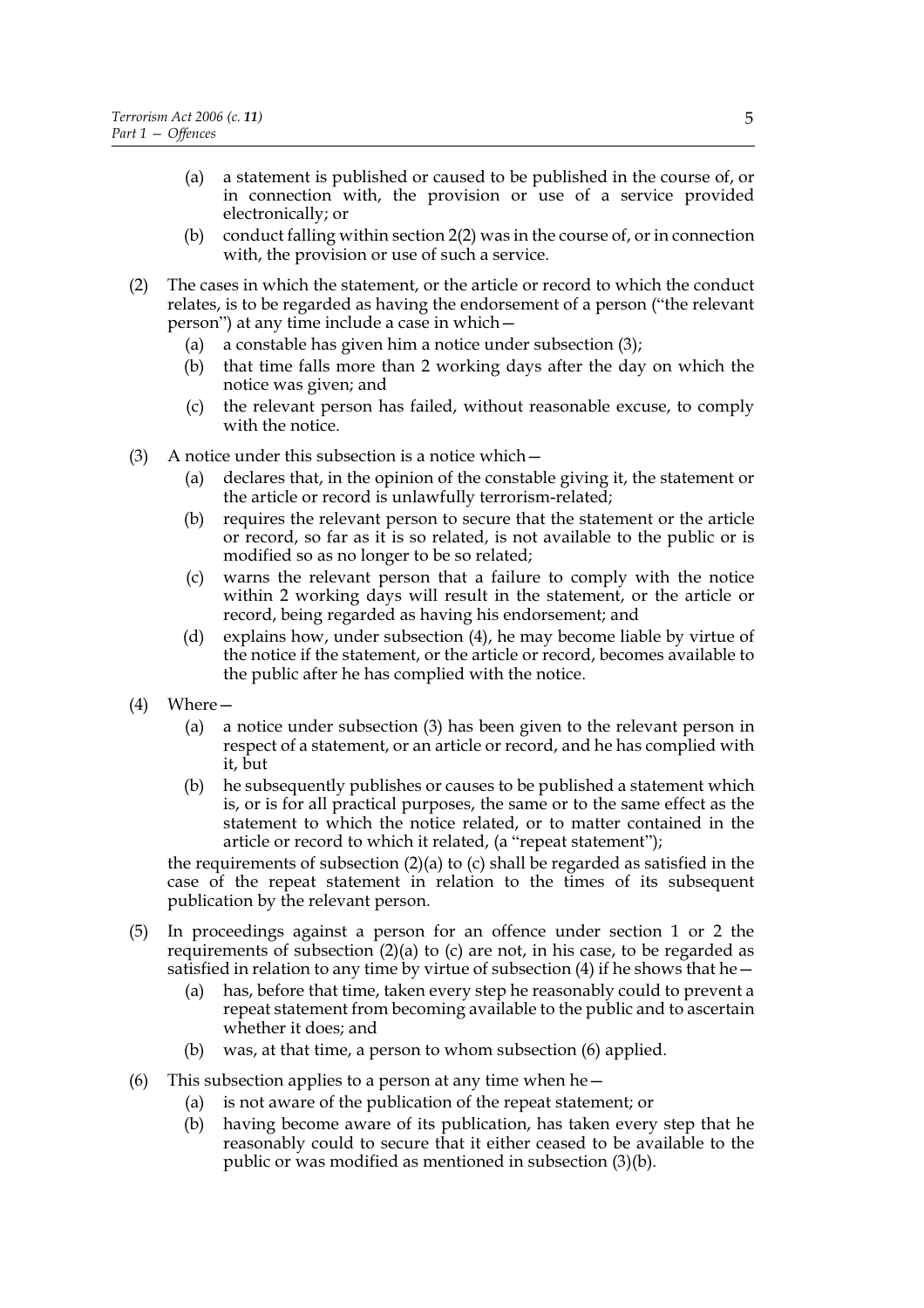(a) a statement is published or caused to be published in the course of, or in connection with, the provision or use of a service provided electronically; or

(b) conduct falling within section 2(2) was in the course of, or in connection with, the provision or use of such a service.

(2) The cases in which the statement, or the article or record to which the conduct relates, is to be regarded as having the endorsement of a person ("the relevant person") at any time include a case in which—

(a) a constable has given him a notice under subsection (3);

(b) that time falls more than 2 working days after the day on which the notice was given; and

(c) the relevant person has failed, without reasonable excuse, to comply with the notice.

(3) A notice under this subsection is a notice which—

(a) declares that, in the opinion of the constable giving it, the statement or the article or record is unlawfully terrorism-related;

(b) requires the relevant person to secure that the statement or the article or record, so far as it is so related, is not available to the public or is modified so as no longer to be so related;

(c) warns the relevant person that a failure to comply with the notice within 2 working days will result in the statement, or the article or record, being regarded as having his endorsement; and

(d) explains how, under subsection (4), he may become liable by virtue of the notice if the statement, or the article or record, becomes available to the public after he has complied with the notice.

(4) Where—

(a) a notice under subsection (3) has been given to the relevant person in respect of a statement, or an article or record, and he has complied with it, but

(b) he subsequently publishes or causes to be published a statement which is, or is for all practical purposes, the same or to the same effect as the statement to which the notice related, or to matter contained in the article or record to which it related, (a "repeat statement");

the requirements of subsection (2)(a) to (c) shall be regarded as satisfied in the case of the repeat statement in relation to the times of its subsequent publication by the relevant person.

(5) In proceedings against a person for an offence under section 1 or 2 the requirements of subsection (2)(a) to (c) are not, in his case, to be regarded as satisfied in relation to any time by virtue of subsection (4) if he shows that he—

(a) has, before that time, taken every step he reasonably could to prevent a repeat statement from becoming available to the public and to ascertain whether it does; and

(b) was, at that time, a person to whom subsection (6) applied.

(6) This subsection applies to a person at any time when he—

(a) is not aware of the publication of the repeat statement; or

(b) having become aware of its publication, has taken every step that he reasonably could to secure that it either ceased to be available to the public or was modified as mentioned in subsection (3)(b).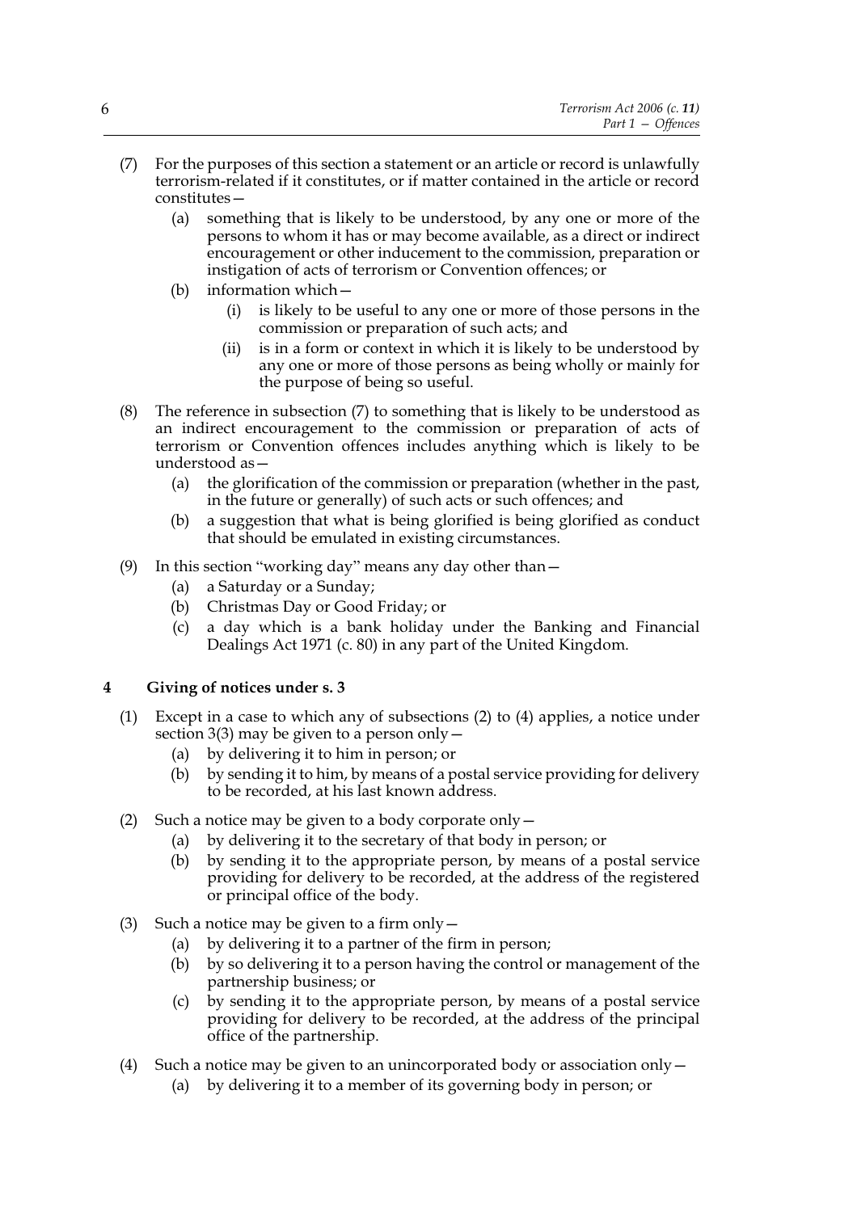(7) For the purposes of this section a statement or an article or record is unlawfully terrorism-related if it constitutes, or if matter contained in the article or record constitutes—

   (a) something that is likely to be understood, by any one or more of the persons to whom it has or may become available, as a direct or indirect encouragement or other inducement to the commission, preparation or instigation of acts of terrorism or Convention offences; or

   (b) information which—

      (i) is likely to be useful to any one or more of those persons in the commission or preparation of such acts; and

      (ii) is in a form or context in which it is likely to be understood by any one or more of those persons as being wholly or mainly for the purpose of being so useful.

(8) The reference in subsection (7) to something that is likely to be understood as an indirect encouragement to the commission or preparation of acts of terrorism or Convention offences includes anything which is likely to be understood as—

   (a) the glorification of the commission or preparation (whether in the past, in the future or generally) of such acts or such offences; and

   (b) a suggestion that what is being glorified is being glorified as conduct that should be emulated in existing circumstances.

(9) In this section "working day" means any day other than—

   (a) a Saturday or a Sunday;

   (b) Christmas Day or Good Friday; or

   (c) a day which is a bank holiday under the Banking and Financial Dealings Act 1971 (c. 80) in any part of the United Kingdom.

## 4 Giving of notices under s. 3

(1) Except in a case to which any of subsections (2) to (4) applies, a notice under section 3(3) may be given to a person only—

   (a) by delivering it to him in person; or

   (b) by sending it to him, by means of a postal service providing for delivery to be recorded, at his last known address.

(2) Such a notice may be given to a body corporate only—

   (a) by delivering it to the secretary of that body in person; or

   (b) by sending it to the appropriate person, by means of a postal service providing for delivery to be recorded, at the address of the registered or principal office of the body.

(3) Such a notice may be given to a firm only—

   (a) by delivering it to a partner of the firm in person;

   (b) by so delivering it to a person having the control or management of the partnership business; or

   (c) by sending it to the appropriate person, by means of a postal service providing for delivery to be recorded, at the address of the principal office of the partnership.

(4) Such a notice may be given to an unincorporated body or association only—

   (a) by delivering it to a member of its governing body in person; or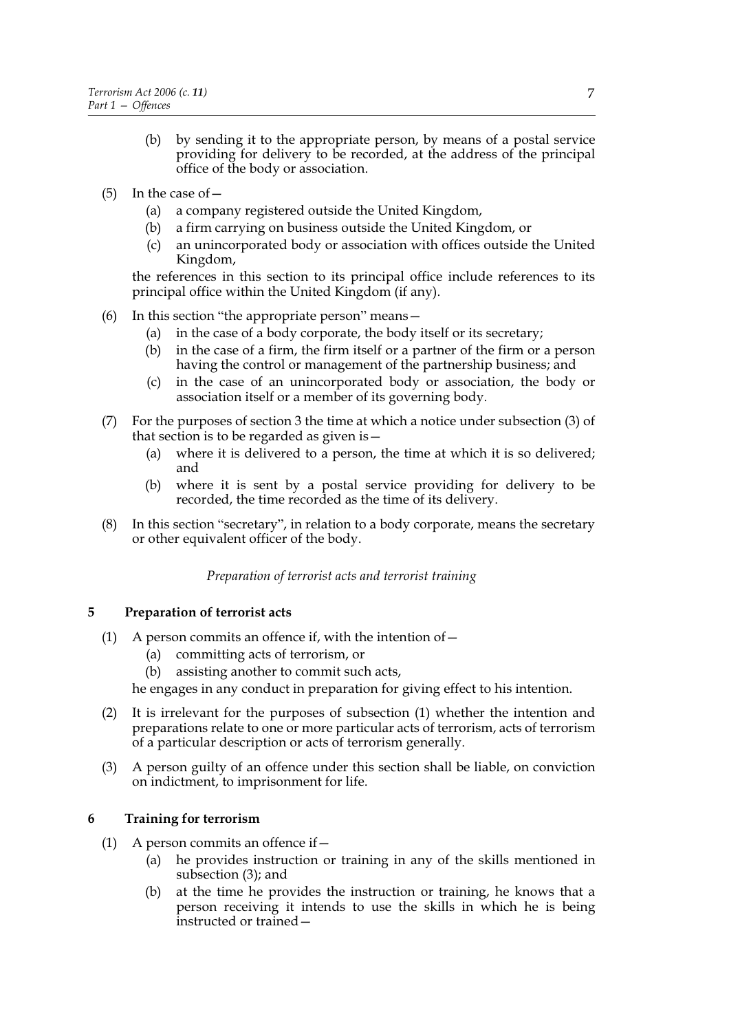(b) by sending it to the appropriate person, by means of a postal service providing for delivery to be recorded, at the address of the principal office of the body or association.

(5) In the case of—

  (a) a company registered outside the United Kingdom,

  (b) a firm carrying on business outside the United Kingdom, or

  (c) an unincorporated body or association with offices outside the United Kingdom,

the references in this section to its principal office include references to its principal office within the United Kingdom (if any).

(6) In this section "the appropriate person" means—

  (a) in the case of a body corporate, the body itself or its secretary;

  (b) in the case of a firm, the firm itself or a partner of the firm or a person having the control or management of the partnership business; and

  (c) in the case of an unincorporated body or association, the body or association itself or a member of its governing body.

(7) For the purposes of section 3 the time at which a notice under subsection (3) of that section is to be regarded as given is—

  (a) where it is delivered to a person, the time at which it is so delivered; and

  (b) where it is sent by a postal service providing for delivery to be recorded, the time recorded as the time of its delivery.

(8) In this section "secretary", in relation to a body corporate, means the secretary or other equivalent officer of the body.

*Preparation of terrorist acts and terrorist training*

## 5 Preparation of terrorist acts

(1) A person commits an offence if, with the intention of—

  (a) committing acts of terrorism, or

  (b) assisting another to commit such acts,

he engages in any conduct in preparation for giving effect to his intention.

(2) It is irrelevant for the purposes of subsection (1) whether the intention and preparations relate to one or more particular acts of terrorism, acts of terrorism of a particular description or acts of terrorism generally.

(3) A person guilty of an offence under this section shall be liable, on conviction on indictment, to imprisonment for life.

## 6 Training for terrorism

(1) A person commits an offence if—

  (a) he provides instruction or training in any of the skills mentioned in subsection (3); and

  (b) at the time he provides the instruction or training, he knows that a person receiving it intends to use the skills in which he is being instructed or trained—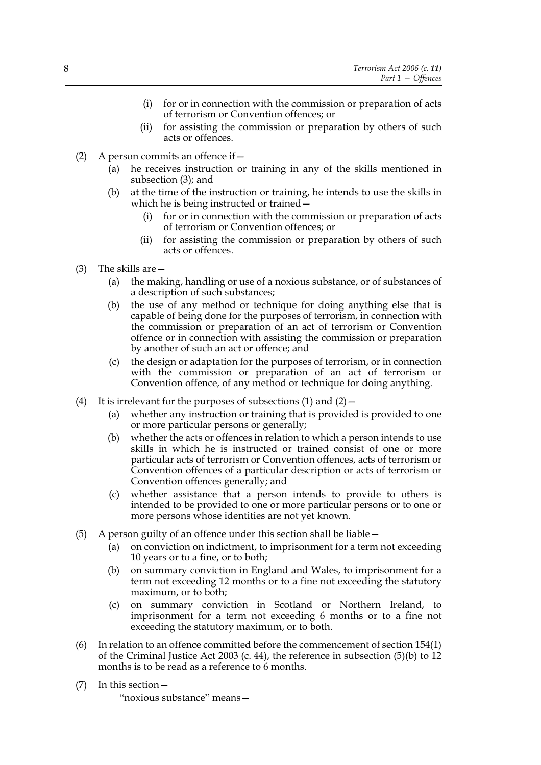(i) for or in connection with the commission or preparation of acts of terrorism or Convention offences; or

(ii) for assisting the commission or preparation by others of such acts or offences.

(2) A person commits an offence if—

(a) he receives instruction or training in any of the skills mentioned in subsection (3); and

(b) at the time of the instruction or training, he intends to use the skills in which he is being instructed or trained—

(i) for or in connection with the commission or preparation of acts of terrorism or Convention offences; or

(ii) for assisting the commission or preparation by others of such acts or offences.

(3) The skills are—

(a) the making, handling or use of a noxious substance, or of substances of a description of such substances;

(b) the use of any method or technique for doing anything else that is capable of being done for the purposes of terrorism, in connection with the commission or preparation of an act of terrorism or Convention offence or in connection with assisting the commission or preparation by another of such an act or offence; and

(c) the design or adaptation for the purposes of terrorism, or in connection with the commission or preparation of an act of terrorism or Convention offence, of any method or technique for doing anything.

(4) It is irrelevant for the purposes of subsections (1) and (2)—

(a) whether any instruction or training that is provided is provided to one or more particular persons or generally;

(b) whether the acts or offences in relation to which a person intends to use skills in which he is instructed or trained consist of one or more particular acts of terrorism or Convention offences, acts of terrorism or Convention offences of a particular description or acts of terrorism or Convention offences generally; and

(c) whether assistance that a person intends to provide to others is intended to be provided to one or more particular persons or to one or more persons whose identities are not yet known.

(5) A person guilty of an offence under this section shall be liable—

(a) on conviction on indictment, to imprisonment for a term not exceeding 10 years or to a fine, or to both;

(b) on summary conviction in England and Wales, to imprisonment for a term not exceeding 12 months or to a fine not exceeding the statutory maximum, or to both;

(c) on summary conviction in Scotland or Northern Ireland, to imprisonment for a term not exceeding 6 months or to a fine not exceeding the statutory maximum, or to both.

(6) In relation to an offence committed before the commencement of section 154(1) of the Criminal Justice Act 2003 (c. 44), the reference in subsection (5)(b) to 12 months is to be read as a reference to 6 months.

(7) In this section—

"noxious substance" means—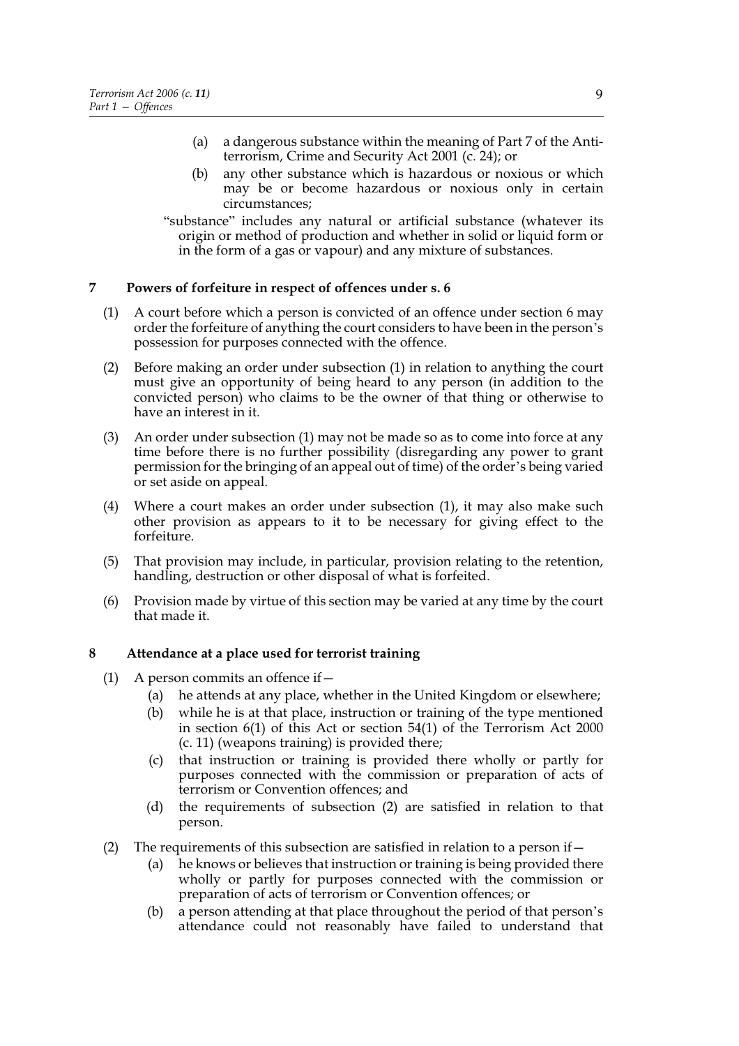(a) a dangerous substance within the meaning of Part 7 of the Anti-terrorism, Crime and Security Act 2001 (c. 24); or

(b) any other substance which is hazardous or noxious or which may be or become hazardous or noxious only in certain circumstances;

"substance" includes any natural or artificial substance (whatever its origin or method of production and whether in solid or liquid form or in the form of a gas or vapour) and any mixture of substances.

## 7 Powers of forfeiture in respect of offences under s. 6

(1) A court before which a person is convicted of an offence under section 6 may order the forfeiture of anything the court considers to have been in the person's possession for purposes connected with the offence.

(2) Before making an order under subsection (1) in relation to anything the court must give an opportunity of being heard to any person (in addition to the convicted person) who claims to be the owner of that thing or otherwise to have an interest in it.

(3) An order under subsection (1) may not be made so as to come into force at any time before there is no further possibility (disregarding any power to grant permission for the bringing of an appeal out of time) of the order's being varied or set aside on appeal.

(4) Where a court makes an order under subsection (1), it may also make such other provision as appears to it to be necessary for giving effect to the forfeiture.

(5) That provision may include, in particular, provision relating to the retention, handling, destruction or other disposal of what is forfeited.

(6) Provision made by virtue of this section may be varied at any time by the court that made it.

## 8 Attendance at a place used for terrorist training

(1) A person commits an offence if—

(a) he attends at any place, whether in the United Kingdom or elsewhere;

(b) while he is at that place, instruction or training of the type mentioned in section 6(1) of this Act or section 54(1) of the Terrorism Act 2000 (c. 11) (weapons training) is provided there;

(c) that instruction or training is provided there wholly or partly for purposes connected with the commission or preparation of acts of terrorism or Convention offences; and

(d) the requirements of subsection (2) are satisfied in relation to that person.

(2) The requirements of this subsection are satisfied in relation to a person if—

(a) he knows or believes that instruction or training is being provided there wholly or partly for purposes connected with the commission or preparation of acts of terrorism or Convention offences; or

(b) a person attending at that place throughout the period of that person's attendance could not reasonably have failed to understand that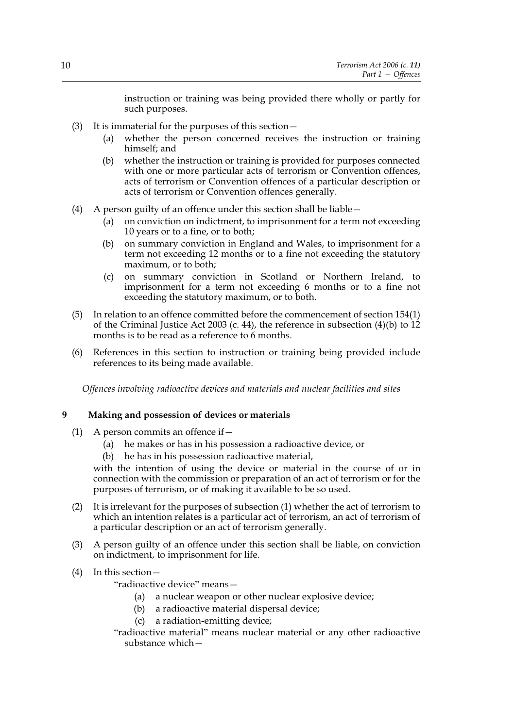instruction or training was being provided there wholly or partly for such purposes.

(3) It is immaterial for the purposes of this section—

(a) whether the person concerned receives the instruction or training himself; and

(b) whether the instruction or training is provided for purposes connected with one or more particular acts of terrorism or Convention offences, acts of terrorism or Convention offences of a particular description or acts of terrorism or Convention offences generally.

(4) A person guilty of an offence under this section shall be liable—

(a) on conviction on indictment, to imprisonment for a term not exceeding 10 years or to a fine, or to both;

(b) on summary conviction in England and Wales, to imprisonment for a term not exceeding 12 months or to a fine not exceeding the statutory maximum, or to both;

(c) on summary conviction in Scotland or Northern Ireland, to imprisonment for a term not exceeding 6 months or to a fine not exceeding the statutory maximum, or to both.

(5) In relation to an offence committed before the commencement of section 154(1) of the Criminal Justice Act 2003 (c. 44), the reference in subsection (4)(b) to 12 months is to be read as a reference to 6 months.

(6) References in this section to instruction or training being provided include references to its being made available.

*Offences involving radioactive devices and materials and nuclear facilities and sites*

## 9 Making and possession of devices or materials

(1) A person commits an offence if—

(a) he makes or has in his possession a radioactive device, or

(b) he has in his possession radioactive material,

with the intention of using the device or material in the course of or in connection with the commission or preparation of an act of terrorism or for the purposes of terrorism, or of making it available to be so used.

(2) It is irrelevant for the purposes of subsection (1) whether the act of terrorism to which an intention relates is a particular act of terrorism, an act of terrorism of a particular description or an act of terrorism generally.

(3) A person guilty of an offence under this section shall be liable, on conviction on indictment, to imprisonment for life.

(4) In this section—

"radioactive device" means—

(a) a nuclear weapon or other nuclear explosive device;

(b) a radioactive material dispersal device;

(c) a radiation-emitting device;

"radioactive material" means nuclear material or any other radioactive substance which—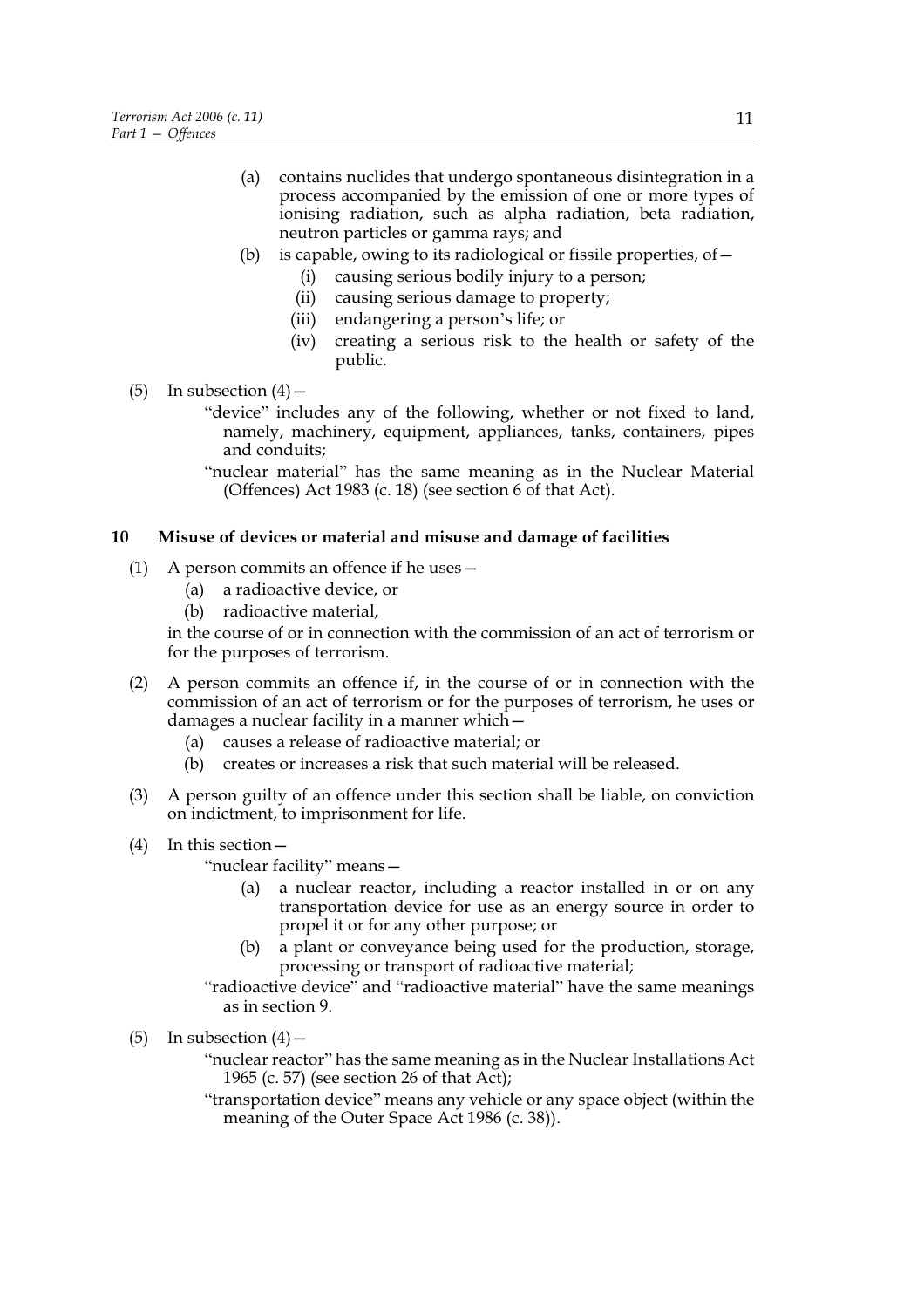(a) contains nuclides that undergo spontaneous disintegration in a process accompanied by the emission of one or more types of ionising radiation, such as alpha radiation, beta radiation, neutron particles or gamma rays; and

(b) is capable, owing to its radiological or fissile properties, of—

(i) causing serious bodily injury to a person;

(ii) causing serious damage to property;

(iii) endangering a person's life; or

(iv) creating a serious risk to the health or safety of the public.

(5) In subsection (4)—

"device" includes any of the following, whether or not fixed to land, namely, machinery, equipment, appliances, tanks, containers, pipes and conduits;

"nuclear material" has the same meaning as in the Nuclear Material (Offences) Act 1983 (c. 18) (see section 6 of that Act).

### 10 Misuse of devices or material and misuse and damage of facilities

(1) A person commits an offence if he uses—

(a) a radioactive device, or

(b) radioactive material,

in the course of or in connection with the commission of an act of terrorism or for the purposes of terrorism.

(2) A person commits an offence if, in the course of or in connection with the commission of an act of terrorism or for the purposes of terrorism, he uses or damages a nuclear facility in a manner which—

(a) causes a release of radioactive material; or

(b) creates or increases a risk that such material will be released.

(3) A person guilty of an offence under this section shall be liable, on conviction on indictment, to imprisonment for life.

(4) In this section—

"nuclear facility" means—

(a) a nuclear reactor, including a reactor installed in or on any transportation device for use as an energy source in order to propel it or for any other purpose; or

(b) a plant or conveyance being used for the production, storage, processing or transport of radioactive material;

"radioactive device" and "radioactive material" have the same meanings as in section 9.

(5) In subsection (4)—

"nuclear reactor" has the same meaning as in the Nuclear Installations Act 1965 (c. 57) (see section 26 of that Act);

"transportation device" means any vehicle or any space object (within the meaning of the Outer Space Act 1986 (c. 38)).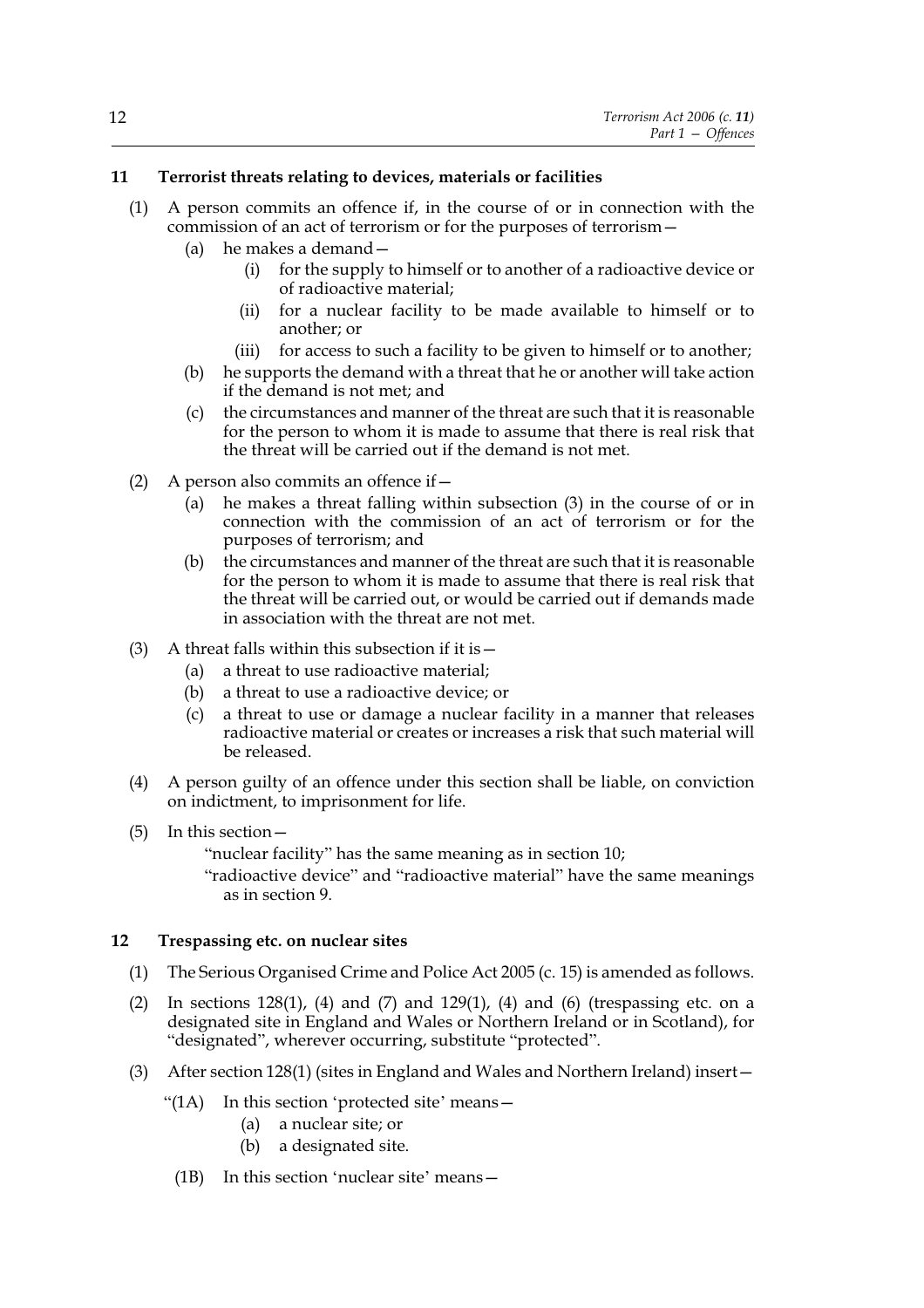### 11 Terrorist threats relating to devices, materials or facilities

(1) A person commits an offence if, in the course of or in connection with the commission of an act of terrorism or for the purposes of terrorism—

(a) he makes a demand—

(i) for the supply to himself or to another of a radioactive device or of radioactive material;

(ii) for a nuclear facility to be made available to himself or to another; or

(iii) for access to such a facility to be given to himself or to another;

(b) he supports the demand with a threat that he or another will take action if the demand is not met; and

(c) the circumstances and manner of the threat are such that it is reasonable for the person to whom it is made to assume that there is real risk that the threat will be carried out if the demand is not met.

(2) A person also commits an offence if—

(a) he makes a threat falling within subsection (3) in the course of or in connection with the commission of an act of terrorism or for the purposes of terrorism; and

(b) the circumstances and manner of the threat are such that it is reasonable for the person to whom it is made to assume that there is real risk that the threat will be carried out, or would be carried out if demands made in association with the threat are not met.

(3) A threat falls within this subsection if it is—

(a) a threat to use radioactive material;

(b) a threat to use a radioactive device; or

(c) a threat to use or damage a nuclear facility in a manner that releases radioactive material or creates or increases a risk that such material will be released.

(4) A person guilty of an offence under this section shall be liable, on conviction on indictment, to imprisonment for life.

(5) In this section—

"nuclear facility" has the same meaning as in section 10;

"radioactive device" and "radioactive material" have the same meanings as in section 9.

### 12 Trespassing etc. on nuclear sites

(1) The Serious Organised Crime and Police Act 2005 (c. 15) is amended as follows.

(2) In sections 128(1), (4) and (7) and 129(1), (4) and (6) (trespassing etc. on a designated site in England and Wales or Northern Ireland or in Scotland), for "designated", wherever occurring, substitute "protected".

(3) After section 128(1) (sites in England and Wales and Northern Ireland) insert—

"(1A) In this section 'protected site' means—

(a) a nuclear site; or

(b) a designated site.

(1B) In this section 'nuclear site' means—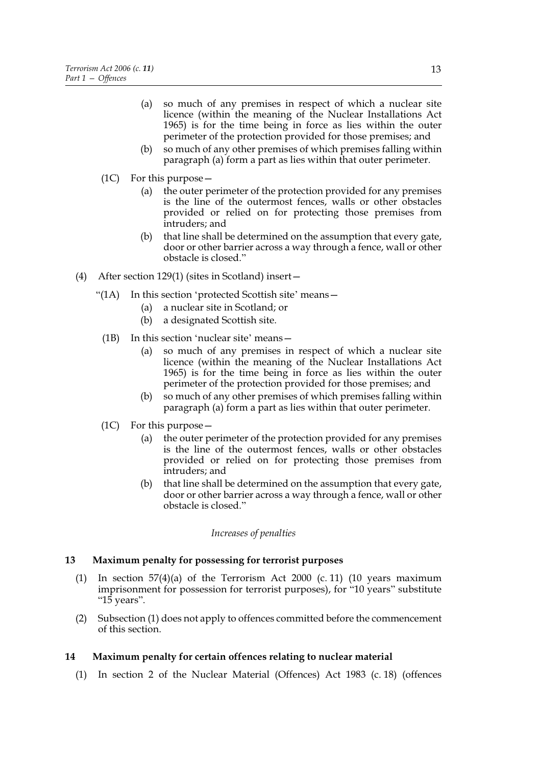(a) so much of any premises in respect of which a nuclear site licence (within the meaning of the Nuclear Installations Act 1965) is for the time being in force as lies within the outer perimeter of the protection provided for those premises; and

(b) so much of any other premises of which premises falling within paragraph (a) form a part as lies within that outer perimeter.

(1C) For this purpose—

(a) the outer perimeter of the protection provided for any premises is the line of the outermost fences, walls or other obstacles provided or relied on for protecting those premises from intruders; and

(b) that line shall be determined on the assumption that every gate, door or other barrier across a way through a fence, wall or other obstacle is closed."

(4) After section 129(1) (sites in Scotland) insert—

"(1A) In this section 'protected Scottish site' means—

(a) a nuclear site in Scotland; or

(b) a designated Scottish site.

(1B) In this section 'nuclear site' means—

(a) so much of any premises in respect of which a nuclear site licence (within the meaning of the Nuclear Installations Act 1965) is for the time being in force as lies within the outer perimeter of the protection provided for those premises; and

(b) so much of any other premises of which premises falling within paragraph (a) form a part as lies within that outer perimeter.

(1C) For this purpose—

(a) the outer perimeter of the protection provided for any premises is the line of the outermost fences, walls or other obstacles provided or relied on for protecting those premises from intruders; and

(b) that line shall be determined on the assumption that every gate, door or other barrier across a way through a fence, wall or other obstacle is closed."

*Increases of penalties*

## 13 Maximum penalty for possessing for terrorist purposes

(1) In section 57(4)(a) of the Terrorism Act 2000 (c. 11) (10 years maximum imprisonment for possession for terrorist purposes), for "10 years" substitute "15 years".

(2) Subsection (1) does not apply to offences committed before the commencement of this section.

## 14 Maximum penalty for certain offences relating to nuclear material

(1) In section 2 of the Nuclear Material (Offences) Act 1983 (c. 18) (offences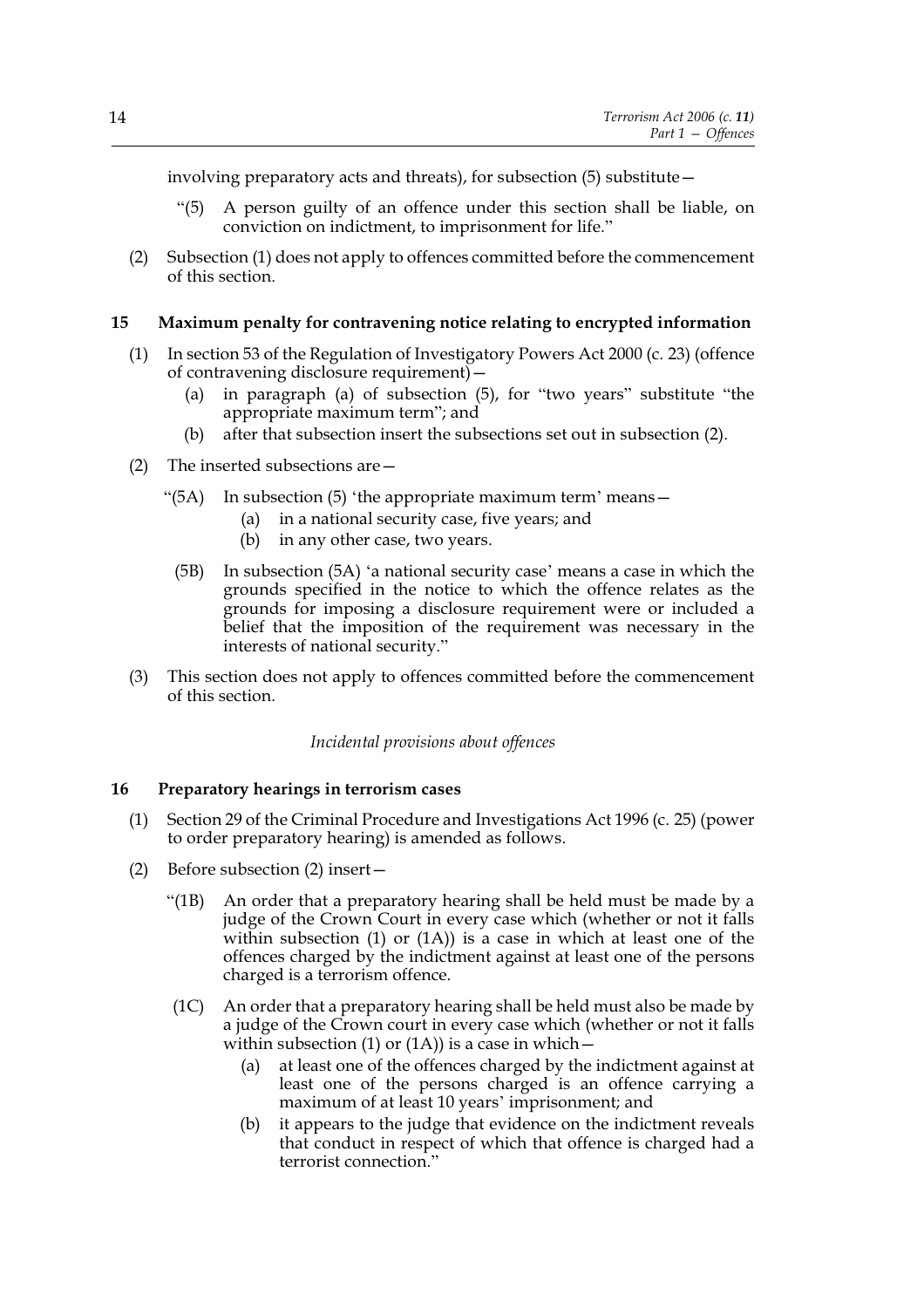involving preparatory acts and threats), for subsection (5) substitute—

"(5) A person guilty of an offence under this section shall be liable, on conviction on indictment, to imprisonment for life."

(2) Subsection (1) does not apply to offences committed before the commencement of this section.

### 15 Maximum penalty for contravening notice relating to encrypted information

(1) In section 53 of the Regulation of Investigatory Powers Act 2000 (c. 23) (offence of contravening disclosure requirement)—

(a) in paragraph (a) of subsection (5), for "two years" substitute "the appropriate maximum term"; and

(b) after that subsection insert the subsections set out in subsection (2).

(2) The inserted subsections are—

"(5A) In subsection (5) 'the appropriate maximum term' means—

(a) in a national security case, five years; and

(b) in any other case, two years.

(5B) In subsection (5A) 'a national security case' means a case in which the grounds specified in the notice to which the offence relates as the grounds for imposing a disclosure requirement were or included a belief that the imposition of the requirement was necessary in the interests of national security."

(3) This section does not apply to offences committed before the commencement of this section.

*Incidental provisions about offences*

### 16 Preparatory hearings in terrorism cases

(1) Section 29 of the Criminal Procedure and Investigations Act 1996 (c. 25) (power to order preparatory hearing) is amended as follows.

(2) Before subsection (2) insert—

"(1B) An order that a preparatory hearing shall be held must be made by a judge of the Crown Court in every case which (whether or not it falls within subsection (1) or (1A)) is a case in which at least one of the offences charged by the indictment against at least one of the persons charged is a terrorism offence.

(1C) An order that a preparatory hearing shall be held must also be made by a judge of the Crown court in every case which (whether or not it falls within subsection (1) or (1A)) is a case in which—

(a) at least one of the offences charged by the indictment against at least one of the persons charged is an offence carrying a maximum of at least 10 years' imprisonment; and

(b) it appears to the judge that evidence on the indictment reveals that conduct in respect of which that offence is charged had a terrorist connection."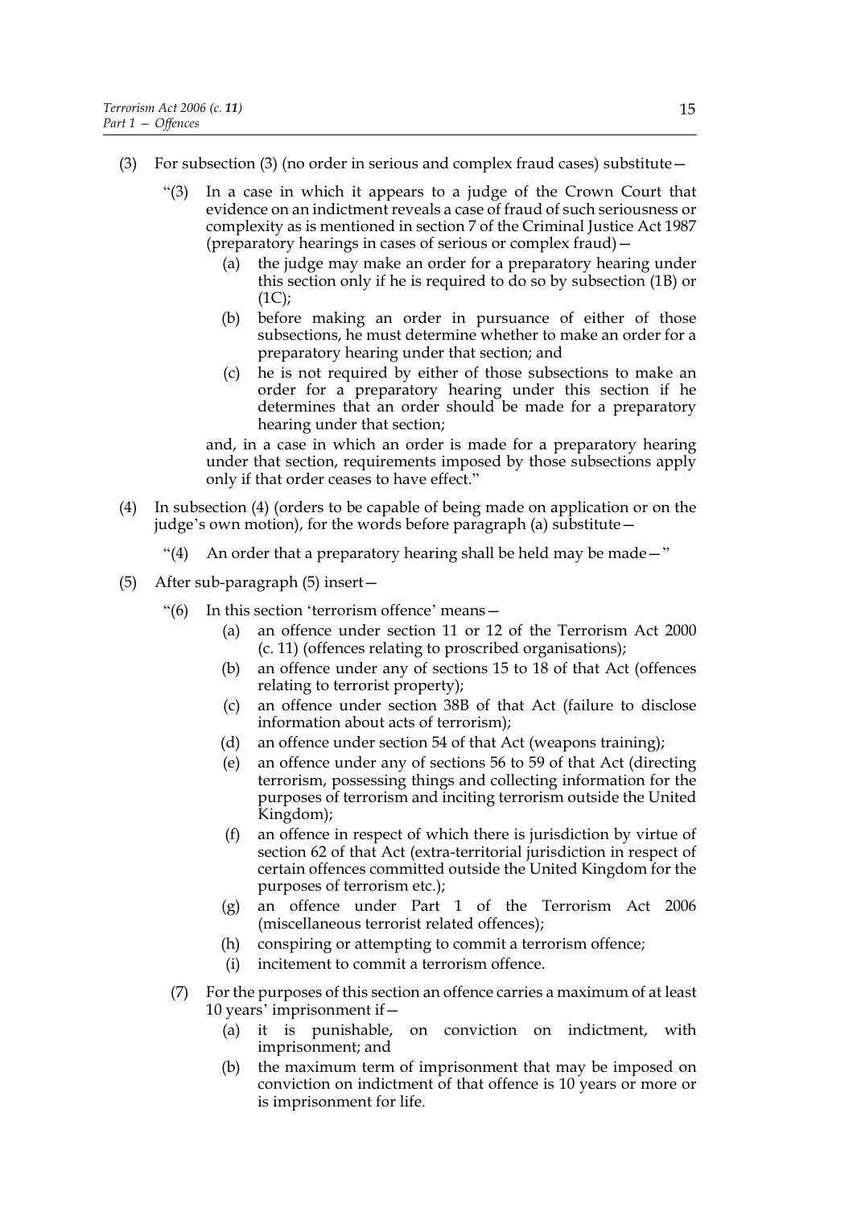(3) For subsection (3) (no order in serious and complex fraud cases) substitute—

"(3) In a case in which it appears to a judge of the Crown Court that evidence on an indictment reveals a case of fraud of such seriousness or complexity as is mentioned in section 7 of the Criminal Justice Act 1987 (preparatory hearings in cases of serious or complex fraud)—

(a) the judge may make an order for a preparatory hearing under this section only if he is required to do so by subsection (1B) or (1C);

(b) before making an order in pursuance of either of those subsections, he must determine whether to make an order for a preparatory hearing under that section; and

(c) he is not required by either of those subsections to make an order for a preparatory hearing under this section if he determines that an order should be made for a preparatory hearing under that section;

and, in a case in which an order is made for a preparatory hearing under that section, requirements imposed by those subsections apply only if that order ceases to have effect."

(4) In subsection (4) (orders to be capable of being made on application or on the judge's own motion), for the words before paragraph (a) substitute—

"(4) An order that a preparatory hearing shall be held may be made—"

(5) After sub-paragraph (5) insert—

"(6) In this section 'terrorism offence' means—

(a) an offence under section 11 or 12 of the Terrorism Act 2000 (c. 11) (offences relating to proscribed organisations);

(b) an offence under any of sections 15 to 18 of that Act (offences relating to terrorist property);

(c) an offence under section 38B of that Act (failure to disclose information about acts of terrorism);

(d) an offence under section 54 of that Act (weapons training);

(e) an offence under any of sections 56 to 59 of that Act (directing terrorism, possessing things and collecting information for the purposes of terrorism and inciting terrorism outside the United Kingdom);

(f) an offence in respect of which there is jurisdiction by virtue of section 62 of that Act (extra-territorial jurisdiction in respect of certain offences committed outside the United Kingdom for the purposes of terrorism etc.);

(g) an offence under Part 1 of the Terrorism Act 2006 (miscellaneous terrorist related offences);

(h) conspiring or attempting to commit a terrorism offence;

(i) incitement to commit a terrorism offence.

(7) For the purposes of this section an offence carries a maximum of at least 10 years' imprisonment if—

(a) it is punishable, on conviction on indictment, with imprisonment; and

(b) the maximum term of imprisonment that may be imposed on conviction on indictment of that offence is 10 years or more or is imprisonment for life.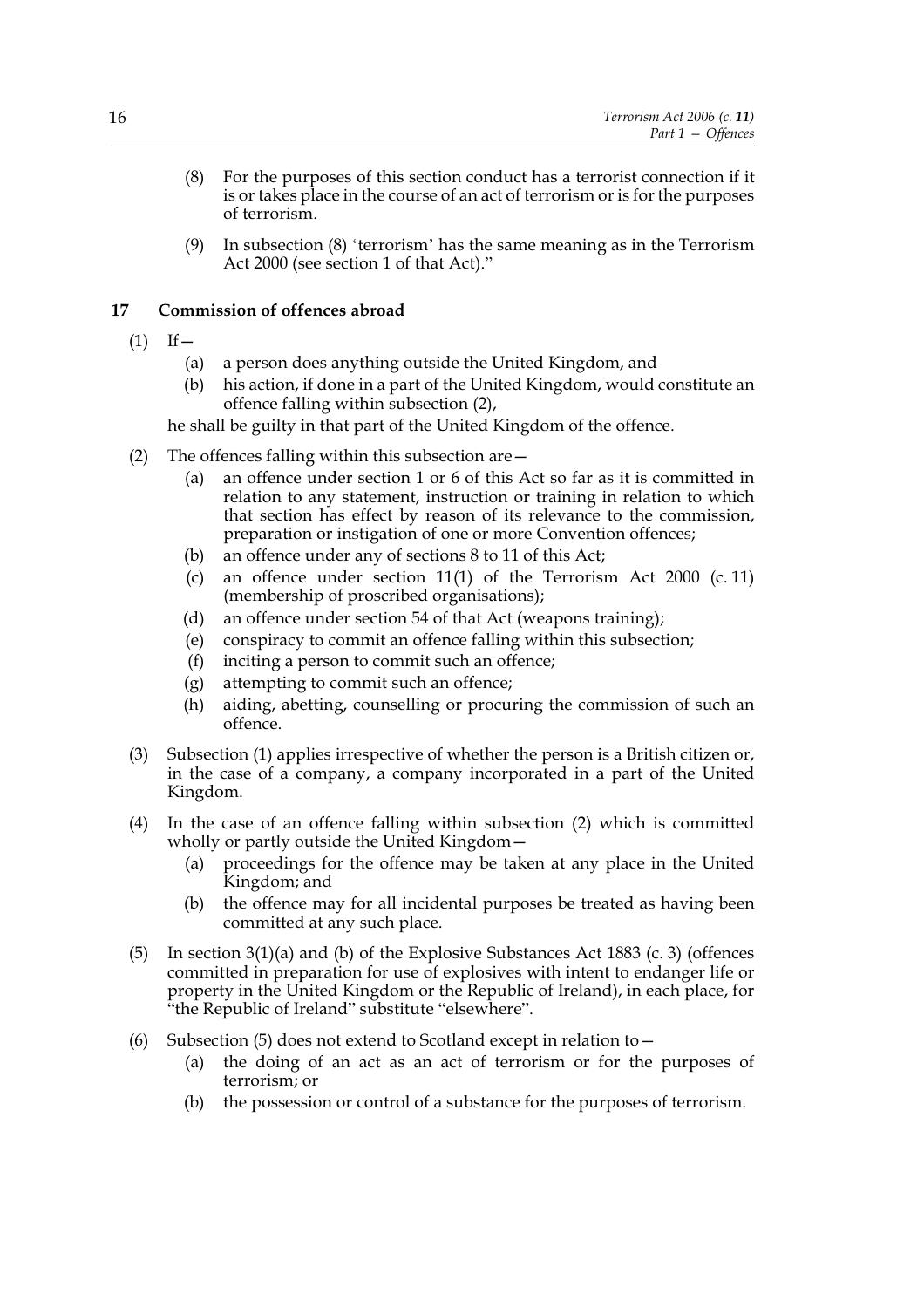(8) For the purposes of this section conduct has a terrorist connection if it is or takes place in the course of an act of terrorism or is for the purposes of terrorism.

(9) In subsection (8) 'terrorism' has the same meaning as in the Terrorism Act 2000 (see section 1 of that Act)."

## 17 Commission of offences abroad

(1) If—

  (a) a person does anything outside the United Kingdom, and

  (b) his action, if done in a part of the United Kingdom, would constitute an offence falling within subsection (2),

he shall be guilty in that part of the United Kingdom of the offence.

(2) The offences falling within this subsection are—

  (a) an offence under section 1 or 6 of this Act so far as it is committed in relation to any statement, instruction or training in relation to which that section has effect by reason of its relevance to the commission, preparation or instigation of one or more Convention offences;

  (b) an offence under any of sections 8 to 11 of this Act;

  (c) an offence under section 11(1) of the Terrorism Act 2000 (c. 11) (membership of proscribed organisations);

  (d) an offence under section 54 of that Act (weapons training);

  (e) conspiracy to commit an offence falling within this subsection;

  (f) inciting a person to commit such an offence;

  (g) attempting to commit such an offence;

  (h) aiding, abetting, counselling or procuring the commission of such an offence.

(3) Subsection (1) applies irrespective of whether the person is a British citizen or, in the case of a company, a company incorporated in a part of the United Kingdom.

(4) In the case of an offence falling within subsection (2) which is committed wholly or partly outside the United Kingdom—

  (a) proceedings for the offence may be taken at any place in the United Kingdom; and

  (b) the offence may for all incidental purposes be treated as having been committed at any such place.

(5) In section 3(1)(a) and (b) of the Explosive Substances Act 1883 (c. 3) (offences committed in preparation for use of explosives with intent to endanger life or property in the United Kingdom or the Republic of Ireland), in each place, for "the Republic of Ireland" substitute "elsewhere".

(6) Subsection (5) does not extend to Scotland except in relation to—

  (a) the doing of an act as an act of terrorism or for the purposes of terrorism; or

  (b) the possession or control of a substance for the purposes of terrorism.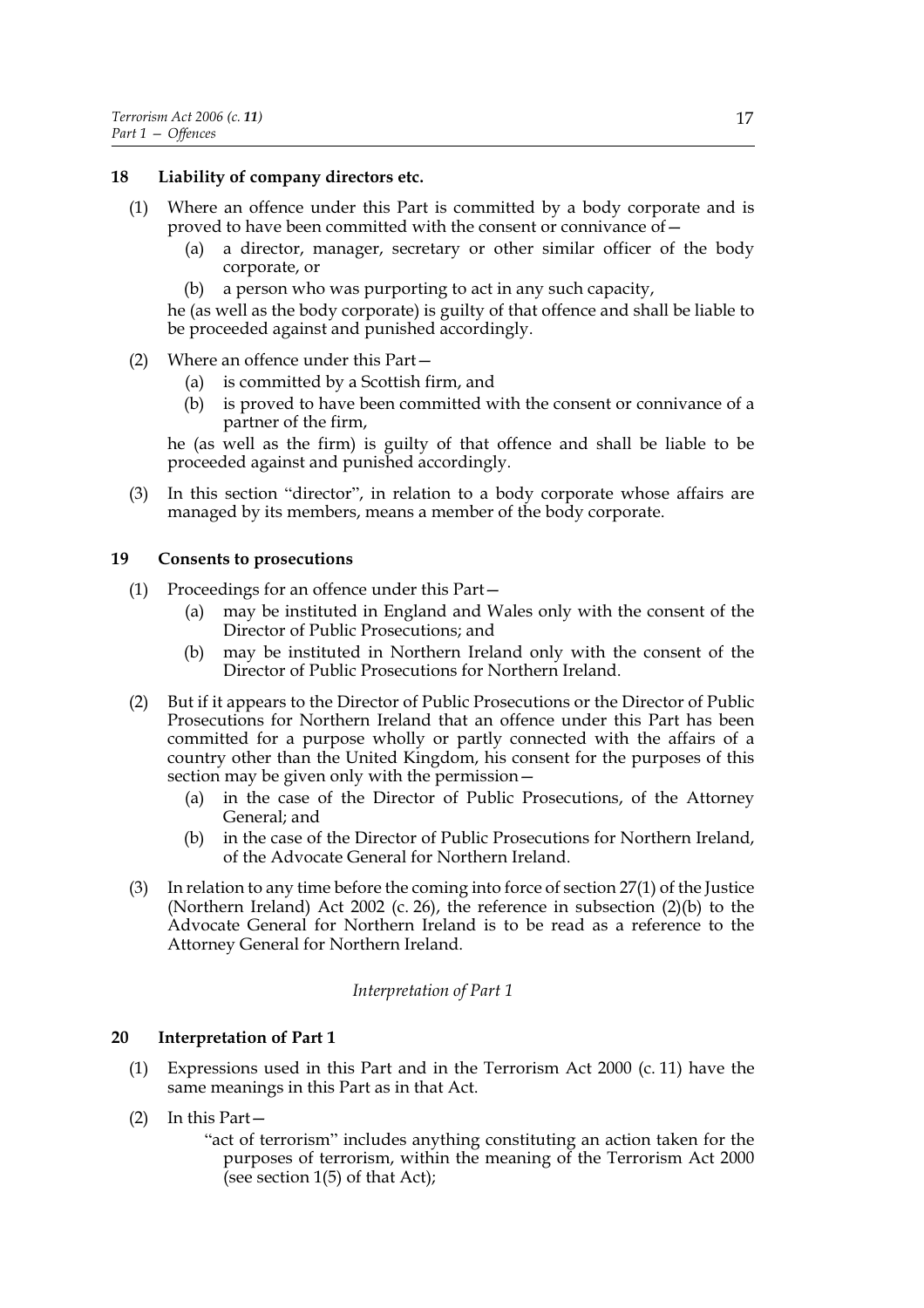### 18 Liability of company directors etc.

(1) Where an offence under this Part is committed by a body corporate and is proved to have been committed with the consent or connivance of—

  (a) a director, manager, secretary or other similar officer of the body corporate, or

  (b) a person who was purporting to act in any such capacity,

he (as well as the body corporate) is guilty of that offence and shall be liable to be proceeded against and punished accordingly.

(2) Where an offence under this Part—

  (a) is committed by a Scottish firm, and

  (b) is proved to have been committed with the consent or connivance of a partner of the firm,

he (as well as the firm) is guilty of that offence and shall be liable to be proceeded against and punished accordingly.

(3) In this section "director", in relation to a body corporate whose affairs are managed by its members, means a member of the body corporate.

### 19 Consents to prosecutions

(1) Proceedings for an offence under this Part—

  (a) may be instituted in England and Wales only with the consent of the Director of Public Prosecutions; and

  (b) may be instituted in Northern Ireland only with the consent of the Director of Public Prosecutions for Northern Ireland.

(2) But if it appears to the Director of Public Prosecutions or the Director of Public Prosecutions for Northern Ireland that an offence under this Part has been committed for a purpose wholly or partly connected with the affairs of a country other than the United Kingdom, his consent for the purposes of this section may be given only with the permission—

  (a) in the case of the Director of Public Prosecutions, of the Attorney General; and

  (b) in the case of the Director of Public Prosecutions for Northern Ireland, of the Advocate General for Northern Ireland.

(3) In relation to any time before the coming into force of section 27(1) of the Justice (Northern Ireland) Act 2002 (c. 26), the reference in subsection (2)(b) to the Advocate General for Northern Ireland is to be read as a reference to the Attorney General for Northern Ireland.

*Interpretation of Part 1*

### 20 Interpretation of Part 1

(1) Expressions used in this Part and in the Terrorism Act 2000 (c. 11) have the same meanings in this Part as in that Act.

(2) In this Part—

"act of terrorism" includes anything constituting an action taken for the purposes of terrorism, within the meaning of the Terrorism Act 2000 (see section 1(5) of that Act);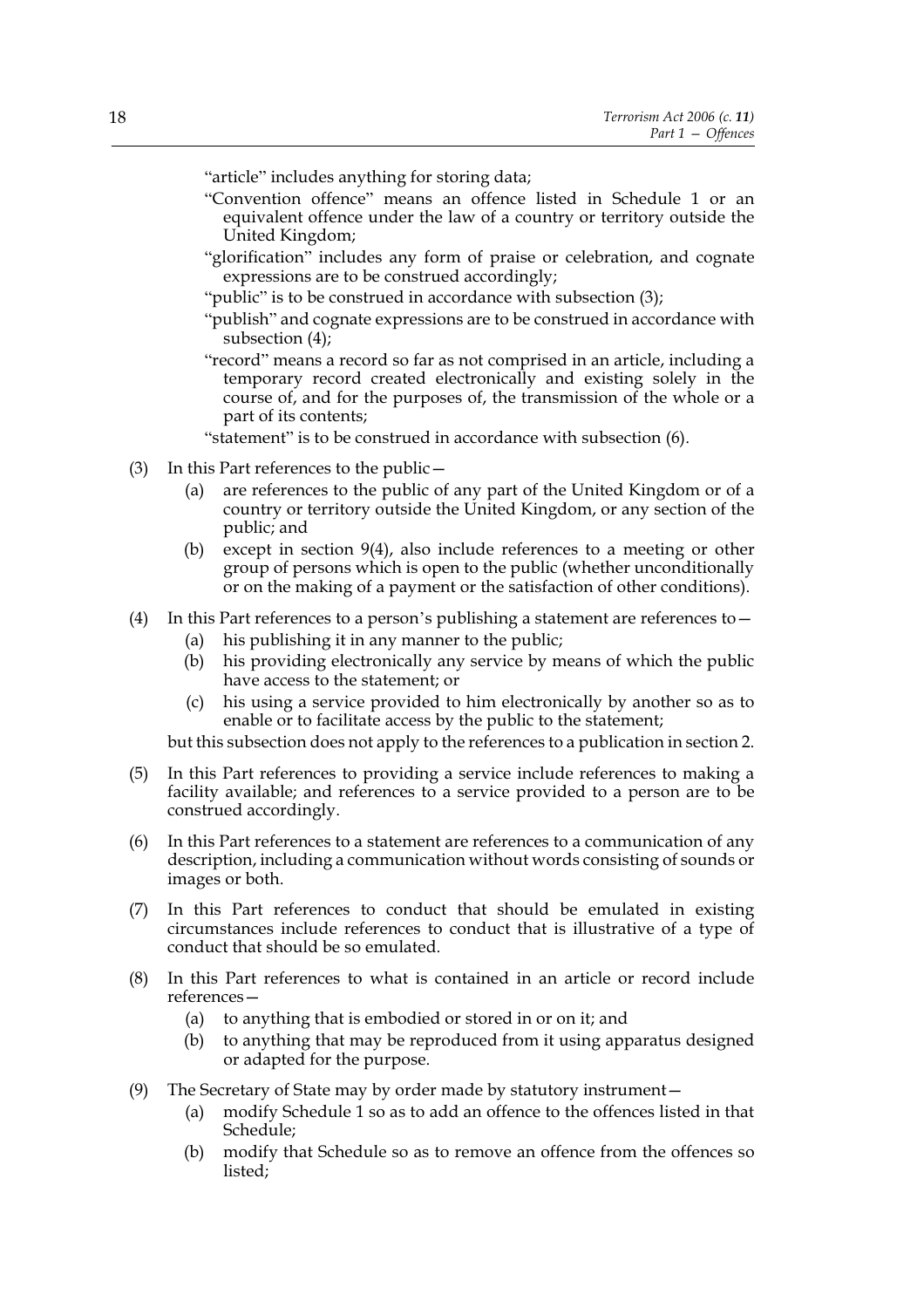"article" includes anything for storing data;

"Convention offence" means an offence listed in Schedule 1 or an equivalent offence under the law of a country or territory outside the United Kingdom;

"glorification" includes any form of praise or celebration, and cognate expressions are to be construed accordingly;

"public" is to be construed in accordance with subsection (3);

"publish" and cognate expressions are to be construed in accordance with subsection (4);

"record" means a record so far as not comprised in an article, including a temporary record created electronically and existing solely in the course of, and for the purposes of, the transmission of the whole or a part of its contents;

"statement" is to be construed in accordance with subsection (6).

(3) In this Part references to the public—
   (a) are references to the public of any part of the United Kingdom or of a country or territory outside the United Kingdom, or any section of the public; and
   (b) except in section 9(4), also include references to a meeting or other group of persons which is open to the public (whether unconditionally or on the making of a payment or the satisfaction of other conditions).

(4) In this Part references to a person's publishing a statement are references to—
   (a) his publishing it in any manner to the public;
   (b) his providing electronically any service by means of which the public have access to the statement; or
   (c) his using a service provided to him electronically by another so as to enable or to facilitate access by the public to the statement;

but this subsection does not apply to the references to a publication in section 2.

(5) In this Part references to providing a service include references to making a facility available; and references to a service provided to a person are to be construed accordingly.

(6) In this Part references to a statement are references to a communication of any description, including a communication without words consisting of sounds or images or both.

(7) In this Part references to conduct that should be emulated in existing circumstances include references to conduct that is illustrative of a type of conduct that should be so emulated.

(8) In this Part references to what is contained in an article or record include references—
   (a) to anything that is embodied or stored in or on it; and
   (b) to anything that may be reproduced from it using apparatus designed or adapted for the purpose.

(9) The Secretary of State may by order made by statutory instrument—
   (a) modify Schedule 1 so as to add an offence to the offences listed in that Schedule;
   (b) modify that Schedule so as to remove an offence from the offences so listed;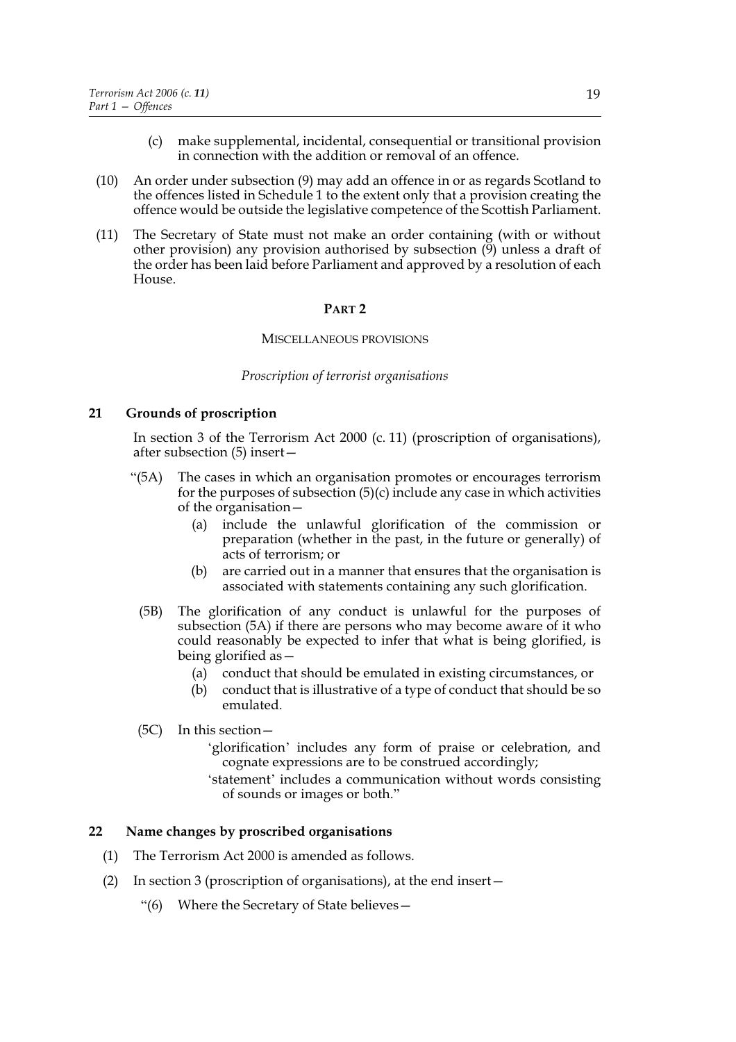(c) make supplemental, incidental, consequential or transitional provision in connection with the addition or removal of an offence.

(10) An order under subsection (9) may add an offence in or as regards Scotland to the offences listed in Schedule 1 to the extent only that a provision creating the offence would be outside the legislative competence of the Scottish Parliament.

(11) The Secretary of State must not make an order containing (with or without other provision) any provision authorised by subsection (9) unless a draft of the order has been laid before Parliament and approved by a resolution of each House.

## PART 2

### MISCELLANEOUS PROVISIONS

*Proscription of terrorist organisations*

### 21 Grounds of proscription

In section 3 of the Terrorism Act 2000 (c. 11) (proscription of organisations), after subsection (5) insert—

"(5A) The cases in which an organisation promotes or encourages terrorism for the purposes of subsection (5)(c) include any case in which activities of the organisation—

(a) include the unlawful glorification of the commission or preparation (whether in the past, in the future or generally) of acts of terrorism; or

(b) are carried out in a manner that ensures that the organisation is associated with statements containing any such glorification.

(5B) The glorification of any conduct is unlawful for the purposes of subsection (5A) if there are persons who may become aware of it who could reasonably be expected to infer that what is being glorified, is being glorified as—

(a) conduct that should be emulated in existing circumstances, or

(b) conduct that is illustrative of a type of conduct that should be so emulated.

(5C) In this section—

'glorification' includes any form of praise or celebration, and cognate expressions are to be construed accordingly;

'statement' includes a communication without words consisting of sounds or images or both."

### 22 Name changes by proscribed organisations

(1) The Terrorism Act 2000 is amended as follows.

(2) In section 3 (proscription of organisations), at the end insert—

"(6) Where the Secretary of State believes—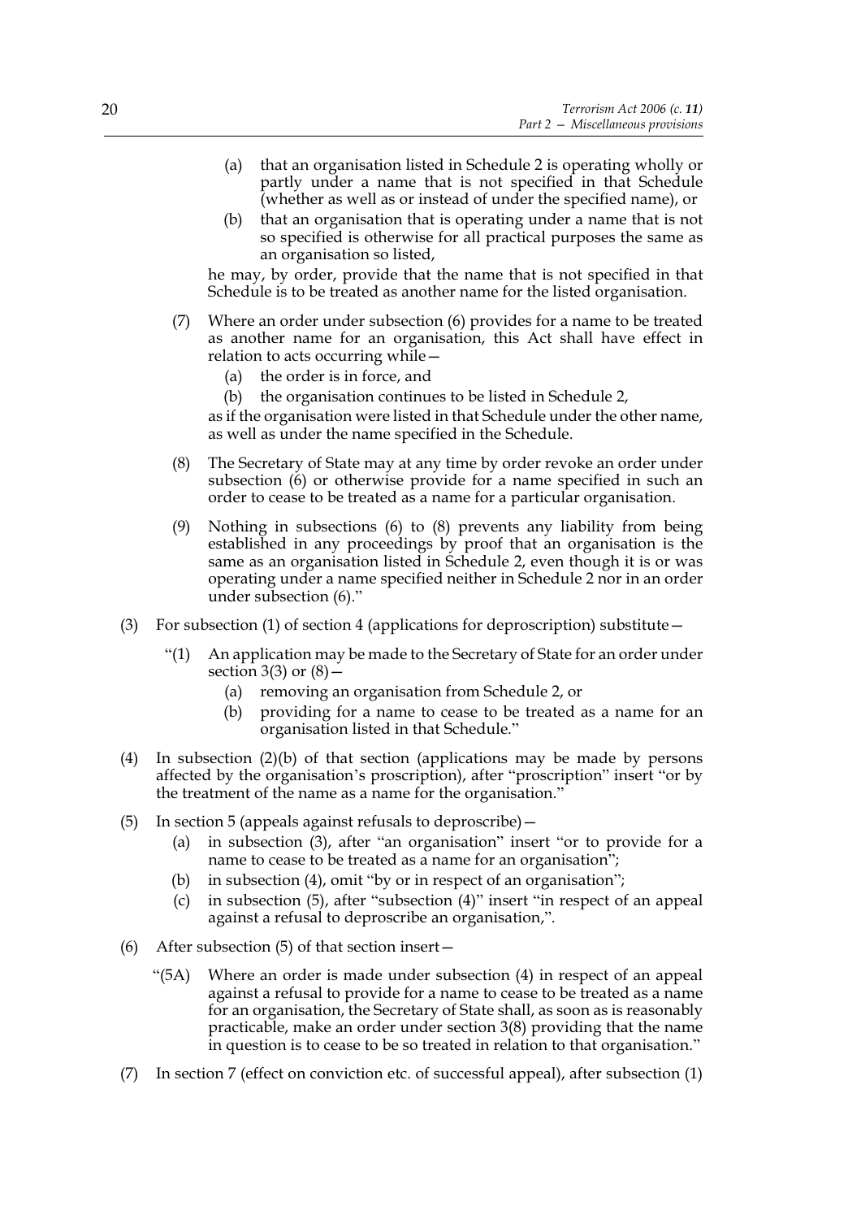(a) that an organisation listed in Schedule 2 is operating wholly or partly under a name that is not specified in that Schedule (whether as well as or instead of under the specified name), or

(b) that an organisation that is operating under a name that is not so specified is otherwise for all practical purposes the same as an organisation so listed,

he may, by order, provide that the name that is not specified in that Schedule is to be treated as another name for the listed organisation.

(7) Where an order under subsection (6) provides for a name to be treated as another name for an organisation, this Act shall have effect in relation to acts occurring while—

(a) the order is in force, and

(b) the organisation continues to be listed in Schedule 2,

as if the organisation were listed in that Schedule under the other name, as well as under the name specified in the Schedule.

(8) The Secretary of State may at any time by order revoke an order under subsection (6) or otherwise provide for a name specified in such an order to cease to be treated as a name for a particular organisation.

(9) Nothing in subsections (6) to (8) prevents any liability from being established in any proceedings by proof that an organisation is the same as an organisation listed in Schedule 2, even though it is or was operating under a name specified neither in Schedule 2 nor in an order under subsection (6)."

(3) For subsection (1) of section 4 (applications for deproscription) substitute—

"(1) An application may be made to the Secretary of State for an order under section 3(3) or (8)—

(a) removing an organisation from Schedule 2, or

(b) providing for a name to cease to be treated as a name for an organisation listed in that Schedule."

(4) In subsection (2)(b) of that section (applications may be made by persons affected by the organisation's proscription), after "proscription" insert "or by the treatment of the name as a name for the organisation."

(5) In section 5 (appeals against refusals to deproscribe)—

(a) in subsection (3), after "an organisation" insert "or to provide for a name to cease to be treated as a name for an organisation";

(b) in subsection (4), omit "by or in respect of an organisation";

(c) in subsection (5), after "subsection (4)" insert "in respect of an appeal against a refusal to deproscribe an organisation,".

(6) After subsection (5) of that section insert—

"(5A) Where an order is made under subsection (4) in respect of an appeal against a refusal to provide for a name to cease to be treated as a name for an organisation, the Secretary of State shall, as soon as is reasonably practicable, make an order under section 3(8) providing that the name in question is to cease to be so treated in relation to that organisation."

(7) In section 7 (effect on conviction etc. of successful appeal), after subsection (1)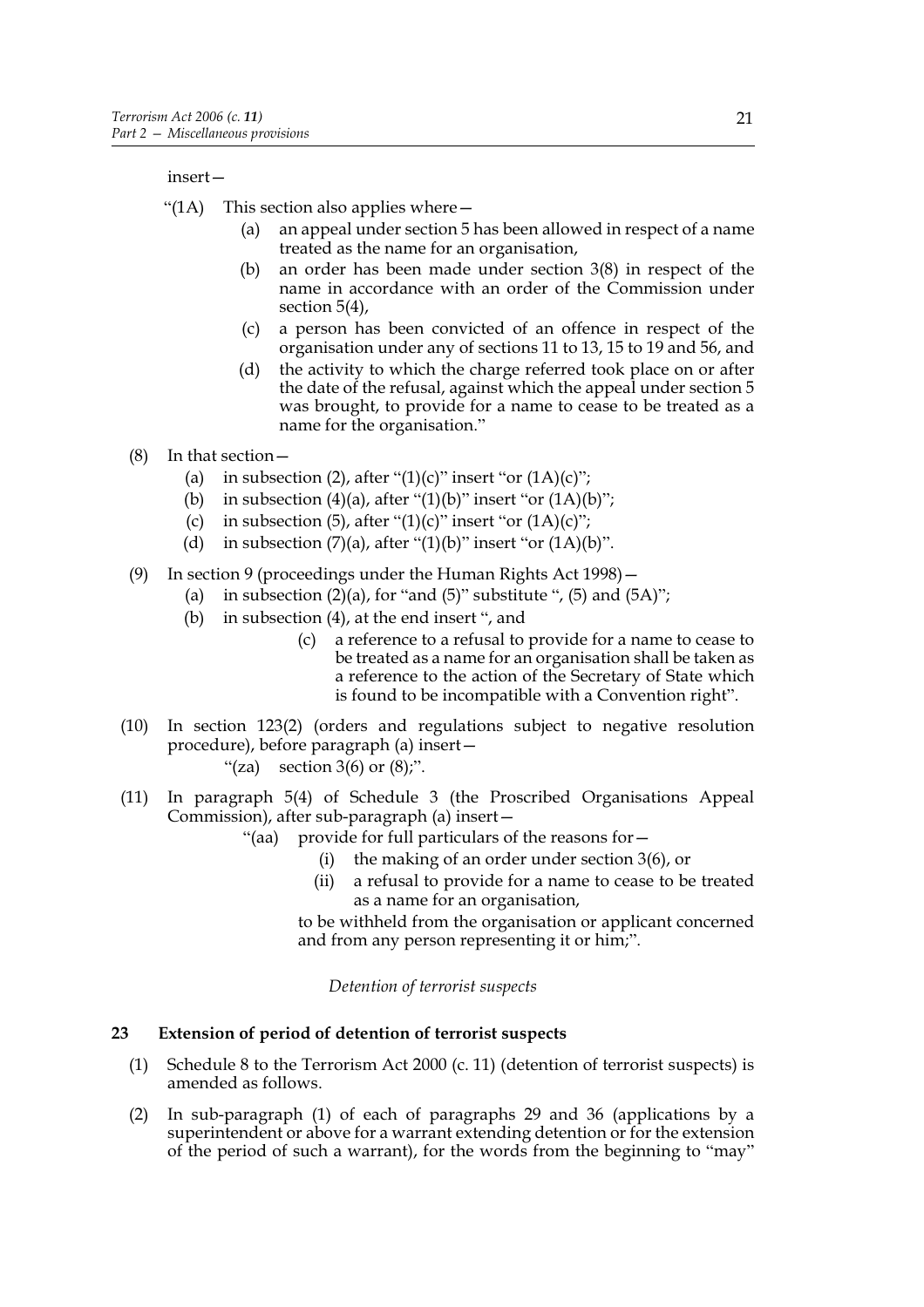insert—

"(1A) This section also applies where—

(a) an appeal under section 5 has been allowed in respect of a name treated as the name for an organisation,

(b) an order has been made under section 3(8) in respect of the name in accordance with an order of the Commission under section 5(4),

(c) a person has been convicted of an offence in respect of the organisation under any of sections 11 to 13, 15 to 19 and 56, and

(d) the activity to which the charge referred took place on or after the date of the refusal, against which the appeal under section 5 was brought, to provide for a name to cease to be treated as a name for the organisation."

(8) In that section—

(a) in subsection (2), after "(1)(c)" insert "or (1A)(c)";

(b) in subsection (4)(a), after "(1)(b)" insert "or (1A)(b)";

(c) in subsection (5), after "(1)(c)" insert "or (1A)(c)";

(d) in subsection (7)(a), after "(1)(b)" insert "or (1A)(b)".

(9) In section 9 (proceedings under the Human Rights Act 1998)—

(a) in subsection (2)(a), for "and (5)" substitute ", (5) and (5A)";

(b) in subsection (4), at the end insert ", and

(c) a reference to a refusal to provide for a name to cease to be treated as a name for an organisation shall be taken as a reference to the action of the Secretary of State which is found to be incompatible with a Convention right".

(10) In section 123(2) (orders and regulations subject to negative resolution procedure), before paragraph (a) insert—

"(za) section 3(6) or (8);".

(11) In paragraph 5(4) of Schedule 3 (the Proscribed Organisations Appeal Commission), after sub-paragraph (a) insert—

"(aa) provide for full particulars of the reasons for—

(i) the making of an order under section 3(6), or

(ii) a refusal to provide for a name to cease to be treated as a name for an organisation,

to be withheld from the organisation or applicant concerned and from any person representing it or him;".

*Detention of terrorist suspects*

**23 Extension of period of detention of terrorist suspects**

(1) Schedule 8 to the Terrorism Act 2000 (c. 11) (detention of terrorist suspects) is amended as follows.

(2) In sub-paragraph (1) of each of paragraphs 29 and 36 (applications by a superintendent or above for a warrant extending detention or for the extension of the period of such a warrant), for the words from the beginning to "may"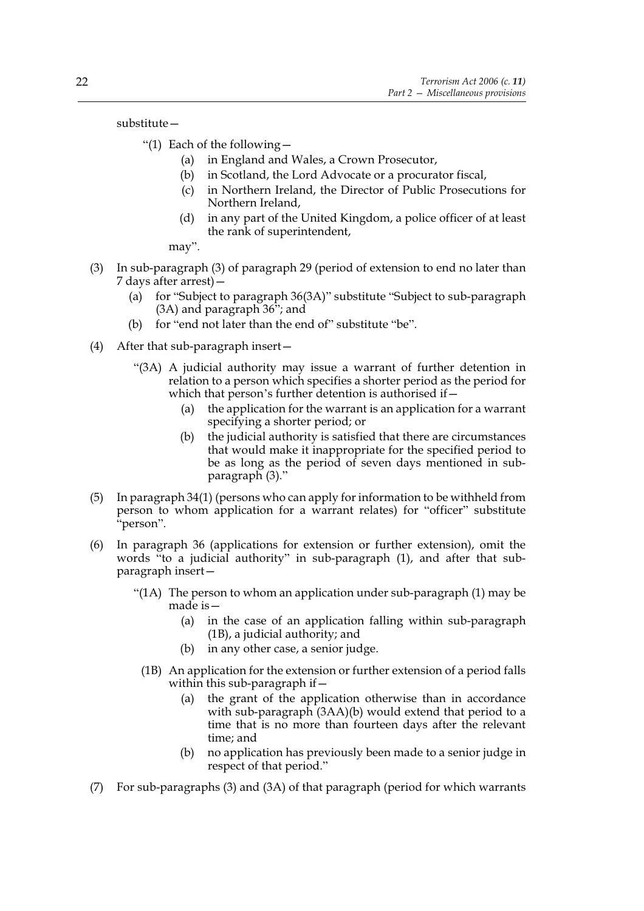substitute—

"(1) Each of the following—

  (a) in England and Wales, a Crown Prosecutor,
  (b) in Scotland, the Lord Advocate or a procurator fiscal,
  (c) in Northern Ireland, the Director of Public Prosecutions for Northern Ireland,
  (d) in any part of the United Kingdom, a police officer of at least the rank of superintendent,

may".

(3) In sub-paragraph (3) of paragraph 29 (period of extension to end no later than 7 days after arrest)—

  (a) for "Subject to paragraph 36(3A)" substitute "Subject to sub-paragraph (3A) and paragraph 36"; and
  (b) for "end not later than the end of" substitute "be".

(4) After that sub-paragraph insert—

"(3A) A judicial authority may issue a warrant of further detention in relation to a person which specifies a shorter period as the period for which that person's further detention is authorised if—

  (a) the application for the warrant is an application for a warrant specifying a shorter period; or
  (b) the judicial authority is satisfied that there are circumstances that would make it inappropriate for the specified period to be as long as the period of seven days mentioned in sub-paragraph (3)."

(5) In paragraph 34(1) (persons who can apply for information to be withheld from person to whom application for a warrant relates) for "officer" substitute "person".

(6) In paragraph 36 (applications for extension or further extension), omit the words "to a judicial authority" in sub-paragraph (1), and after that sub-paragraph insert—

"(1A) The person to whom an application under sub-paragraph (1) may be made is—

  (a) in the case of an application falling within sub-paragraph (1B), a judicial authority; and
  (b) in any other case, a senior judge.

(1B) An application for the extension or further extension of a period falls within this sub-paragraph if—

  (a) the grant of the application otherwise than in accordance with sub-paragraph (3AA)(b) would extend that period to a time that is no more than fourteen days after the relevant time; and
  (b) no application has previously been made to a senior judge in respect of that period."

(7) For sub-paragraphs (3) and (3A) of that paragraph (period for which warrants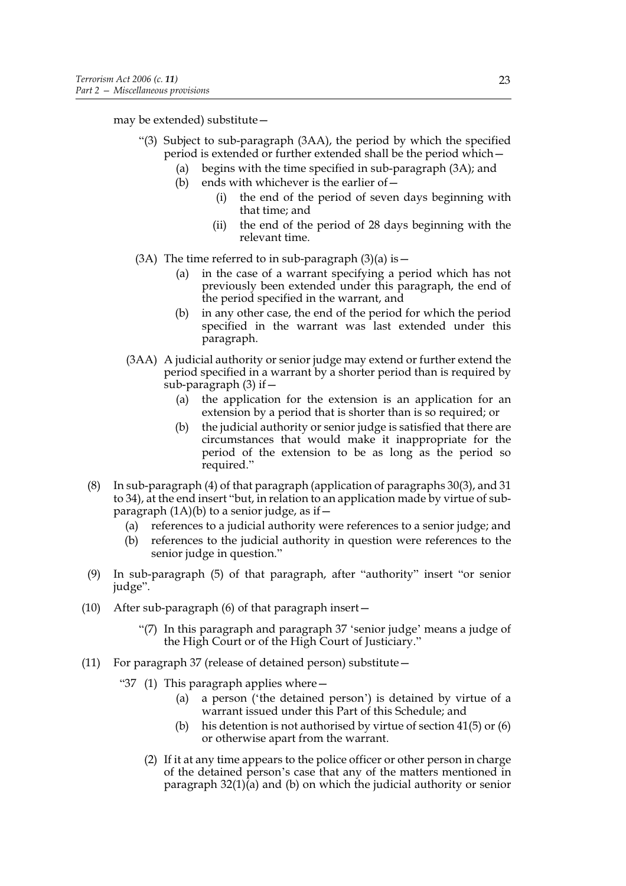may be extended) substitute—

"(3) Subject to sub-paragraph (3AA), the period by which the specified period is extended or further extended shall be the period which—

(a) begins with the time specified in sub-paragraph (3A); and

(b) ends with whichever is the earlier of—

(i) the end of the period of seven days beginning with that time; and

(ii) the end of the period of 28 days beginning with the relevant time.

(3A) The time referred to in sub-paragraph (3)(a) is—

(a) in the case of a warrant specifying a period which has not previously been extended under this paragraph, the end of the period specified in the warrant, and

(b) in any other case, the end of the period for which the period specified in the warrant was last extended under this paragraph.

(3AA) A judicial authority or senior judge may extend or further extend the period specified in a warrant by a shorter period than is required by sub-paragraph (3) if—

(a) the application for the extension is an application for an extension by a period that is shorter than is so required; or

(b) the judicial authority or senior judge is satisfied that there are circumstances that would make it inappropriate for the period of the extension to be as long as the period so required."

(8) In sub-paragraph (4) of that paragraph (application of paragraphs 30(3), and 31 to 34), at the end insert "but, in relation to an application made by virtue of sub-paragraph (1A)(b) to a senior judge, as if—

(a) references to a judicial authority were references to a senior judge; and

(b) references to the judicial authority in question were references to the senior judge in question."

(9) In sub-paragraph (5) of that paragraph, after "authority" insert "or senior judge".

(10) After sub-paragraph (6) of that paragraph insert—

"(7) In this paragraph and paragraph 37 'senior judge' means a judge of the High Court or of the High Court of Justiciary."

(11) For paragraph 37 (release of detained person) substitute—

"37 (1) This paragraph applies where—

(a) a person ('the detained person') is detained by virtue of a warrant issued under this Part of this Schedule; and

(b) his detention is not authorised by virtue of section 41(5) or (6) or otherwise apart from the warrant.

(2) If it at any time appears to the police officer or other person in charge of the detained person's case that any of the matters mentioned in paragraph 32(1)(a) and (b) on which the judicial authority or senior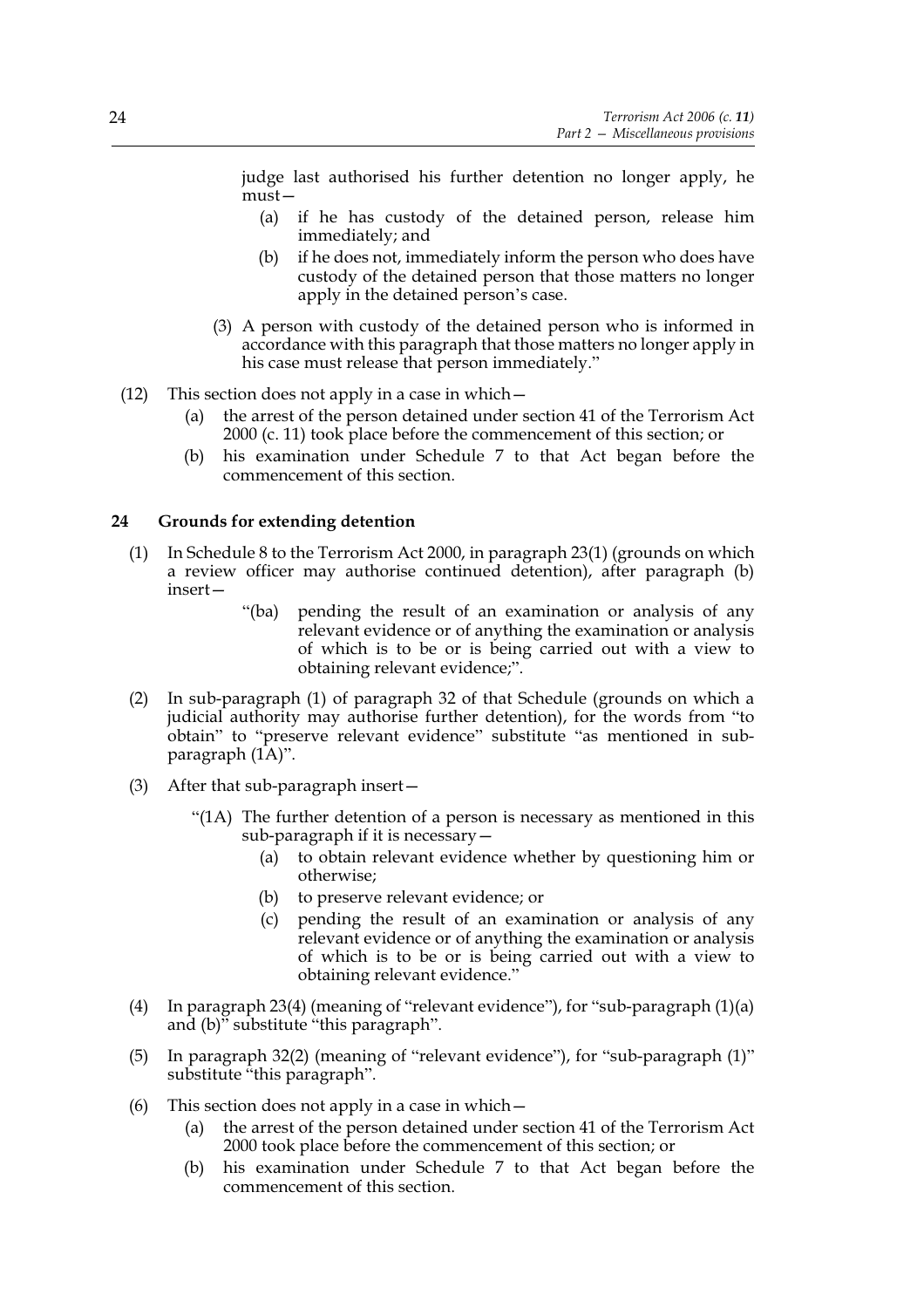judge last authorised his further detention no longer apply, he must—

(a) if he has custody of the detained person, release him immediately; and

(b) if he does not, immediately inform the person who does have custody of the detained person that those matters no longer apply in the detained person's case.

(3) A person with custody of the detained person who is informed in accordance with this paragraph that those matters no longer apply in his case must release that person immediately."

(12) This section does not apply in a case in which—

(a) the arrest of the person detained under section 41 of the Terrorism Act 2000 (c. 11) took place before the commencement of this section; or

(b) his examination under Schedule 7 to that Act began before the commencement of this section.

## 24 Grounds for extending detention

(1) In Schedule 8 to the Terrorism Act 2000, in paragraph 23(1) (grounds on which a review officer may authorise continued detention), after paragraph (b) insert—

"(ba) pending the result of an examination or analysis of any relevant evidence or of anything the examination or analysis of which is to be or is being carried out with a view to obtaining relevant evidence;".

(2) In sub-paragraph (1) of paragraph 32 of that Schedule (grounds on which a judicial authority may authorise further detention), for the words from "to obtain" to "preserve relevant evidence" substitute "as mentioned in sub-paragraph (1A)".

(3) After that sub-paragraph insert—

"(1A) The further detention of a person is necessary as mentioned in this sub-paragraph if it is necessary—

(a) to obtain relevant evidence whether by questioning him or otherwise;

(b) to preserve relevant evidence; or

(c) pending the result of an examination or analysis of any relevant evidence or of anything the examination or analysis of which is to be or is being carried out with a view to obtaining relevant evidence."

(4) In paragraph 23(4) (meaning of "relevant evidence"), for "sub-paragraph (1)(a) and (b)" substitute "this paragraph".

(5) In paragraph 32(2) (meaning of "relevant evidence"), for "sub-paragraph (1)" substitute "this paragraph".

(6) This section does not apply in a case in which—

(a) the arrest of the person detained under section 41 of the Terrorism Act 2000 took place before the commencement of this section; or

(b) his examination under Schedule 7 to that Act began before the commencement of this section.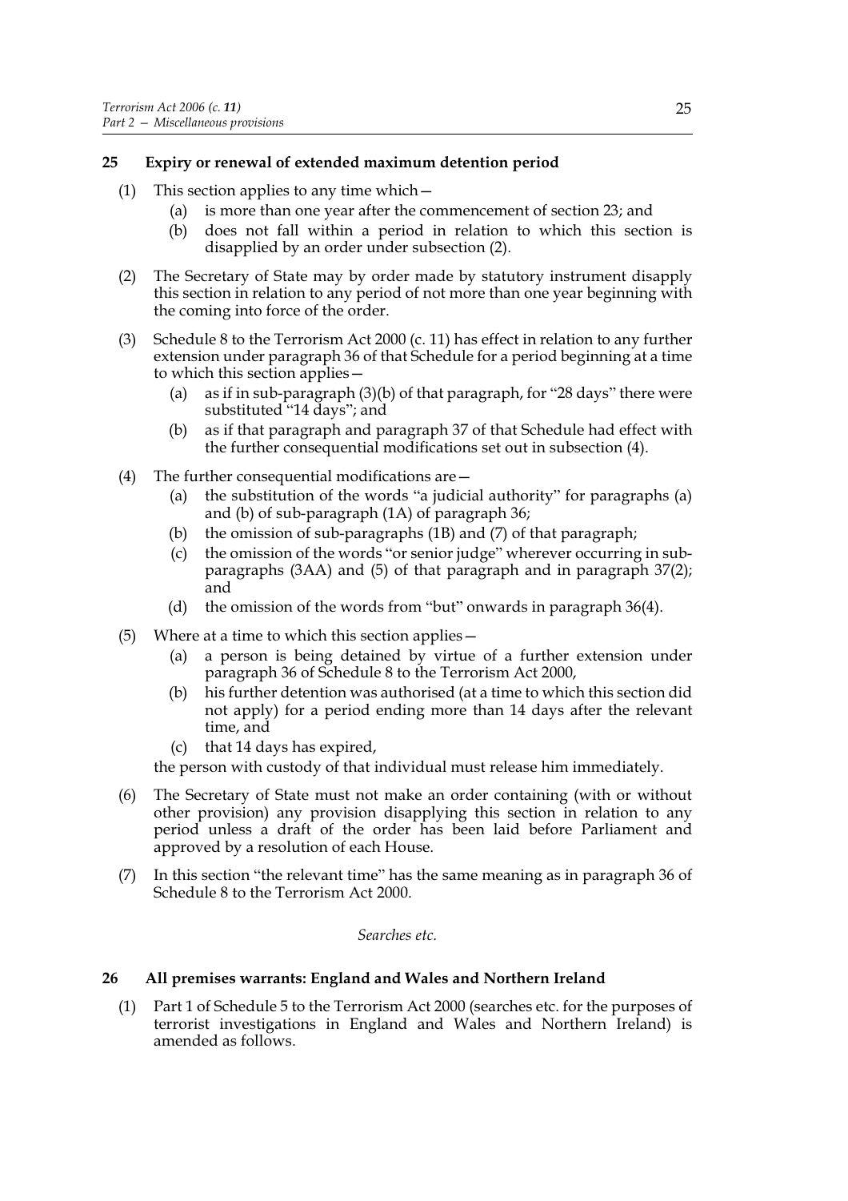## 25 Expiry or renewal of extended maximum detention period

(1) This section applies to any time which—

(a) is more than one year after the commencement of section 23; and

(b) does not fall within a period in relation to which this section is disapplied by an order under subsection (2).

(2) The Secretary of State may by order made by statutory instrument disapply this section in relation to any period of not more than one year beginning with the coming into force of the order.

(3) Schedule 8 to the Terrorism Act 2000 (c. 11) has effect in relation to any further extension under paragraph 36 of that Schedule for a period beginning at a time to which this section applies—

(a) as if in sub-paragraph (3)(b) of that paragraph, for "28 days" there were substituted "14 days"; and

(b) as if that paragraph and paragraph 37 of that Schedule had effect with the further consequential modifications set out in subsection (4).

(4) The further consequential modifications are—

(a) the substitution of the words "a judicial authority" for paragraphs (a) and (b) of sub-paragraph (1A) of paragraph 36;

(b) the omission of sub-paragraphs (1B) and (7) of that paragraph;

(c) the omission of the words "or senior judge" wherever occurring in sub-paragraphs (3AA) and (5) of that paragraph and in paragraph 37(2); and

(d) the omission of the words from "but" onwards in paragraph 36(4).

(5) Where at a time to which this section applies—

(a) a person is being detained by virtue of a further extension under paragraph 36 of Schedule 8 to the Terrorism Act 2000,

(b) his further detention was authorised (at a time to which this section did not apply) for a period ending more than 14 days after the relevant time, and

(c) that 14 days has expired,

the person with custody of that individual must release him immediately.

(6) The Secretary of State must not make an order containing (with or without other provision) any provision disapplying this section in relation to any period unless a draft of the order has been laid before Parliament and approved by a resolution of each House.

(7) In this section "the relevant time" has the same meaning as in paragraph 36 of Schedule 8 to the Terrorism Act 2000.

*Searches etc.*

## 26 All premises warrants: England and Wales and Northern Ireland

(1) Part 1 of Schedule 5 to the Terrorism Act 2000 (searches etc. for the purposes of terrorist investigations in England and Wales and Northern Ireland) is amended as follows.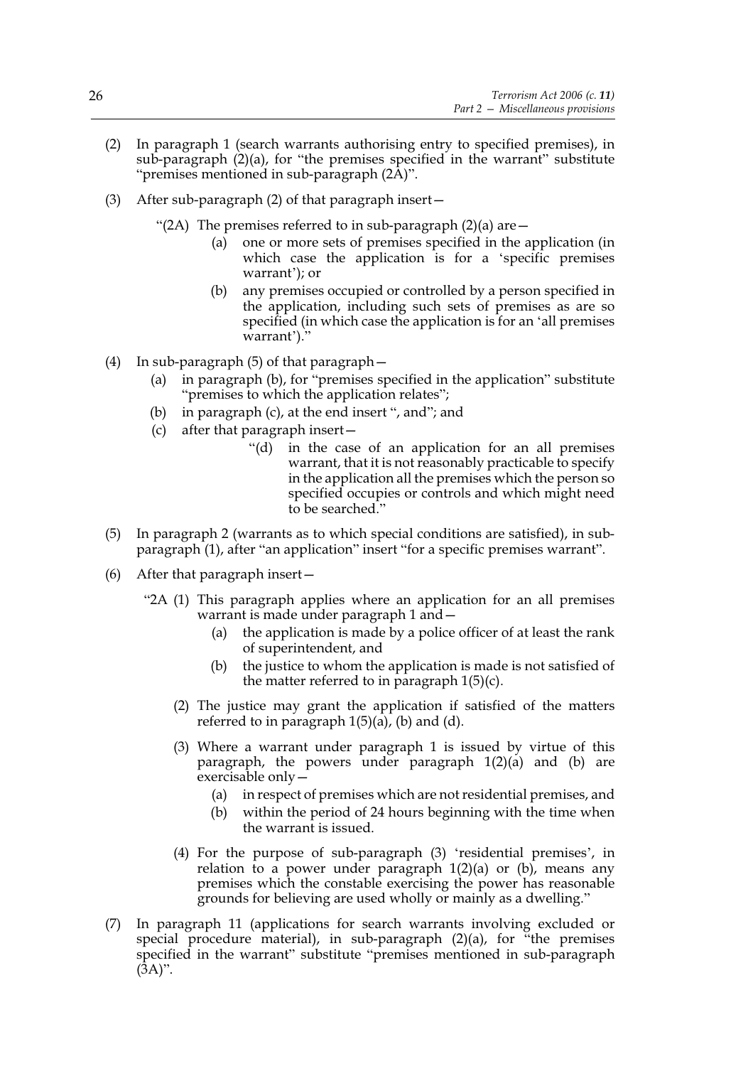(2) In paragraph 1 (search warrants authorising entry to specified premises), in sub-paragraph (2)(a), for "the premises specified in the warrant" substitute "premises mentioned in sub-paragraph (2A)".

(3) After sub-paragraph (2) of that paragraph insert—

"(2A) The premises referred to in sub-paragraph (2)(a) are—

(a) one or more sets of premises specified in the application (in which case the application is for a 'specific premises warrant'); or

(b) any premises occupied or controlled by a person specified in the application, including such sets of premises as are so specified (in which case the application is for an 'all premises warrant')."

(4) In sub-paragraph (5) of that paragraph—

(a) in paragraph (b), for "premises specified in the application" substitute "premises to which the application relates";

(b) in paragraph (c), at the end insert ", and"; and

(c) after that paragraph insert—

"(d) in the case of an application for an all premises warrant, that it is not reasonably practicable to specify in the application all the premises which the person so specified occupies or controls and which might need to be searched."

(5) In paragraph 2 (warrants as to which special conditions are satisfied), in sub-paragraph (1), after "an application" insert "for a specific premises warrant".

(6) After that paragraph insert—

"2A (1) This paragraph applies where an application for an all premises warrant is made under paragraph 1 and—

(a) the application is made by a police officer of at least the rank of superintendent, and

(b) the justice to whom the application is made is not satisfied of the matter referred to in paragraph 1(5)(c).

(2) The justice may grant the application if satisfied of the matters referred to in paragraph 1(5)(a), (b) and (d).

(3) Where a warrant under paragraph 1 is issued by virtue of this paragraph, the powers under paragraph 1(2)(a) and (b) are exercisable only—

(a) in respect of premises which are not residential premises, and

(b) within the period of 24 hours beginning with the time when the warrant is issued.

(4) For the purpose of sub-paragraph (3) 'residential premises', in relation to a power under paragraph 1(2)(a) or (b), means any premises which the constable exercising the power has reasonable grounds for believing are used wholly or mainly as a dwelling."

(7) In paragraph 11 (applications for search warrants involving excluded or special procedure material), in sub-paragraph (2)(a), for "the premises specified in the warrant" substitute "premises mentioned in sub-paragraph (3A)".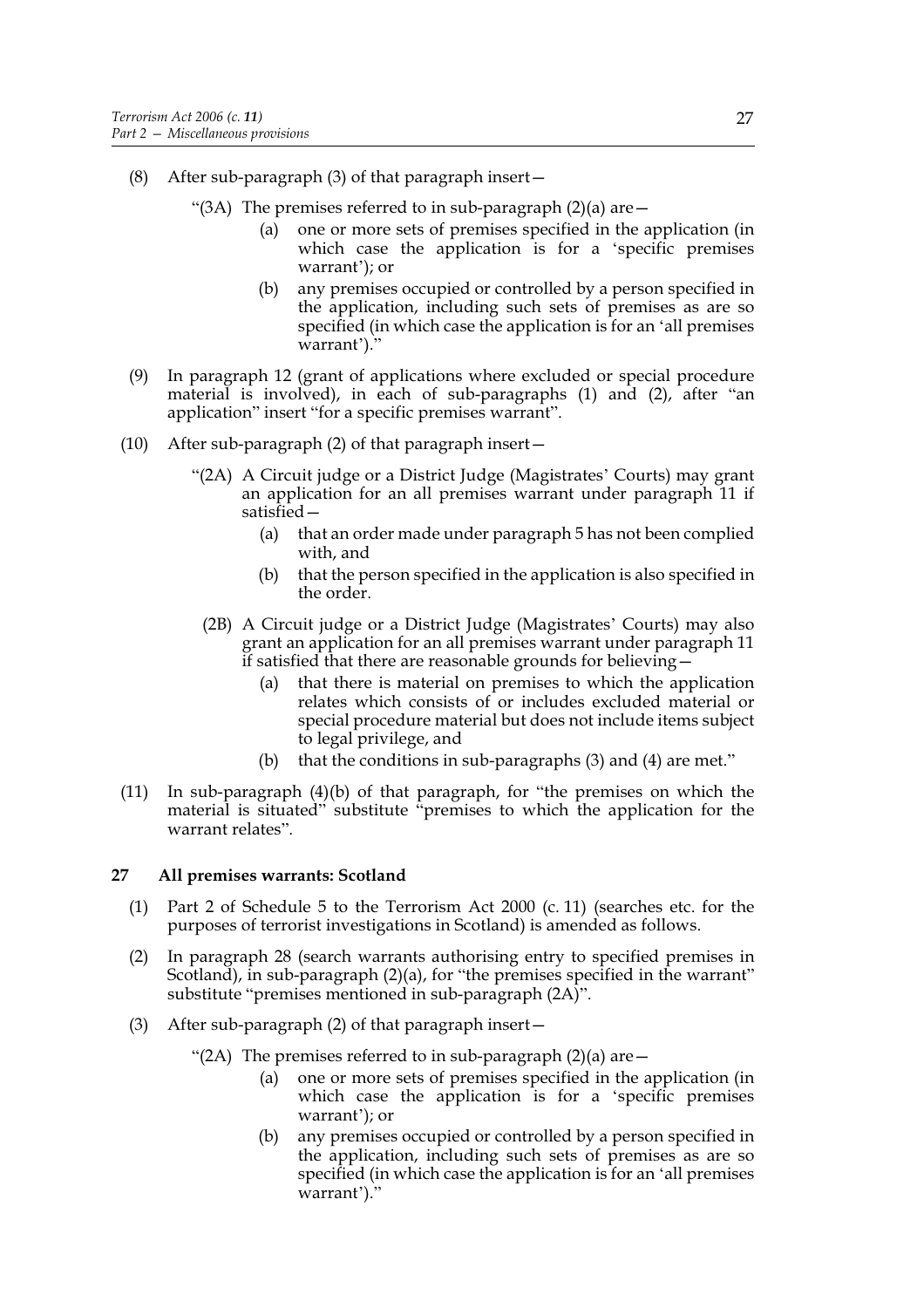(8) After sub-paragraph (3) of that paragraph insert—

"(3A) The premises referred to in sub-paragraph (2)(a) are—

(a) one or more sets of premises specified in the application (in which case the application is for a 'specific premises warrant'); or

(b) any premises occupied or controlled by a person specified in the application, including such sets of premises as are so specified (in which case the application is for an 'all premises warrant')."

(9) In paragraph 12 (grant of applications where excluded or special procedure material is involved), in each of sub-paragraphs (1) and (2), after "an application" insert "for a specific premises warrant".

(10) After sub-paragraph (2) of that paragraph insert—

"(2A) A Circuit judge or a District Judge (Magistrates' Courts) may grant an application for an all premises warrant under paragraph 11 if satisfied—

(a) that an order made under paragraph 5 has not been complied with, and

(b) that the person specified in the application is also specified in the order.

(2B) A Circuit judge or a District Judge (Magistrates' Courts) may also grant an application for an all premises warrant under paragraph 11 if satisfied that there are reasonable grounds for believing—

(a) that there is material on premises to which the application relates which consists of or includes excluded material or special procedure material but does not include items subject to legal privilege, and

(b) that the conditions in sub-paragraphs (3) and (4) are met."

(11) In sub-paragraph (4)(b) of that paragraph, for "the premises on which the material is situated" substitute "premises to which the application for the warrant relates".

### 27 All premises warrants: Scotland

(1) Part 2 of Schedule 5 to the Terrorism Act 2000 (c. 11) (searches etc. for the purposes of terrorist investigations in Scotland) is amended as follows.

(2) In paragraph 28 (search warrants authorising entry to specified premises in Scotland), in sub-paragraph (2)(a), for "the premises specified in the warrant" substitute "premises mentioned in sub-paragraph (2A)".

(3) After sub-paragraph (2) of that paragraph insert—

"(2A) The premises referred to in sub-paragraph (2)(a) are—

(a) one or more sets of premises specified in the application (in which case the application is for a 'specific premises warrant'); or

(b) any premises occupied or controlled by a person specified in the application, including such sets of premises as are so specified (in which case the application is for an 'all premises warrant')."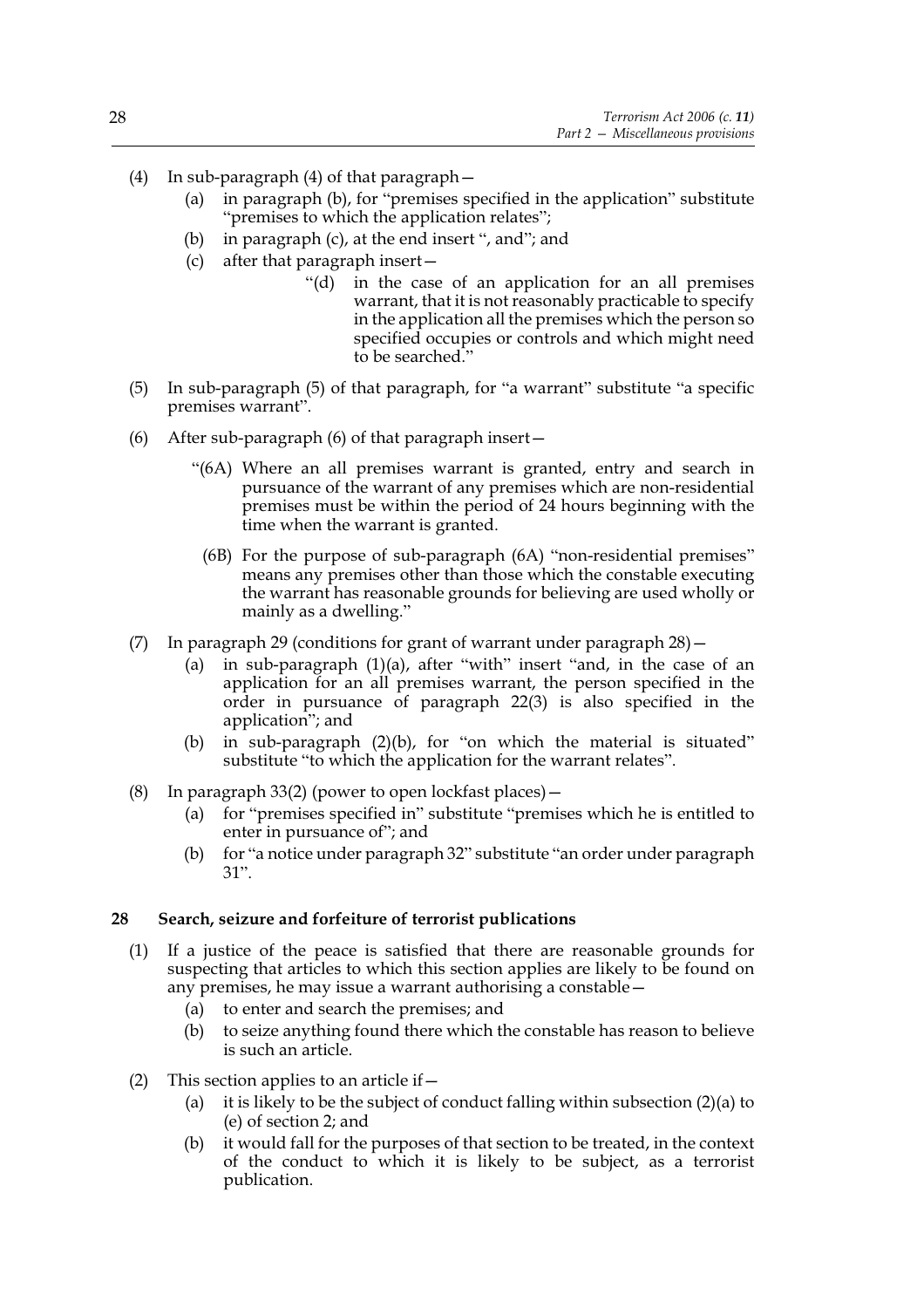(4) In sub-paragraph (4) of that paragraph—

 (a) in paragraph (b), for "premises specified in the application" substitute "premises to which the application relates";

 (b) in paragraph (c), at the end insert ", and"; and

 (c) after that paragraph insert—

 "(d) in the case of an application for an all premises warrant, that it is not reasonably practicable to specify in the application all the premises which the person so specified occupies or controls and which might need to be searched."

(5) In sub-paragraph (5) of that paragraph, for "a warrant" substitute "a specific premises warrant".

(6) After sub-paragraph (6) of that paragraph insert—

 "(6A) Where an all premises warrant is granted, entry and search in pursuance of the warrant of any premises which are non-residential premises must be within the period of 24 hours beginning with the time when the warrant is granted.

 (6B) For the purpose of sub-paragraph (6A) "non-residential premises" means any premises other than those which the constable executing the warrant has reasonable grounds for believing are used wholly or mainly as a dwelling."

(7) In paragraph 29 (conditions for grant of warrant under paragraph 28)—

 (a) in sub-paragraph (1)(a), after "with" insert "and, in the case of an application for an all premises warrant, the person specified in the order in pursuance of paragraph 22(3) is also specified in the application"; and

 (b) in sub-paragraph (2)(b), for "on which the material is situated" substitute "to which the application for the warrant relates".

(8) In paragraph 33(2) (power to open lockfast places)—

 (a) for "premises specified in" substitute "premises which he is entitled to enter in pursuance of"; and

 (b) for "a notice under paragraph 32" substitute "an order under paragraph 31".

**28 Search, seizure and forfeiture of terrorist publications**

(1) If a justice of the peace is satisfied that there are reasonable grounds for suspecting that articles to which this section applies are likely to be found on any premises, he may issue a warrant authorising a constable—

 (a) to enter and search the premises; and

 (b) to seize anything found there which the constable has reason to believe is such an article.

(2) This section applies to an article if—

 (a) it is likely to be the subject of conduct falling within subsection (2)(a) to (e) of section 2; and

 (b) it would fall for the purposes of that section to be treated, in the context of the conduct to which it is likely to be subject, as a terrorist publication.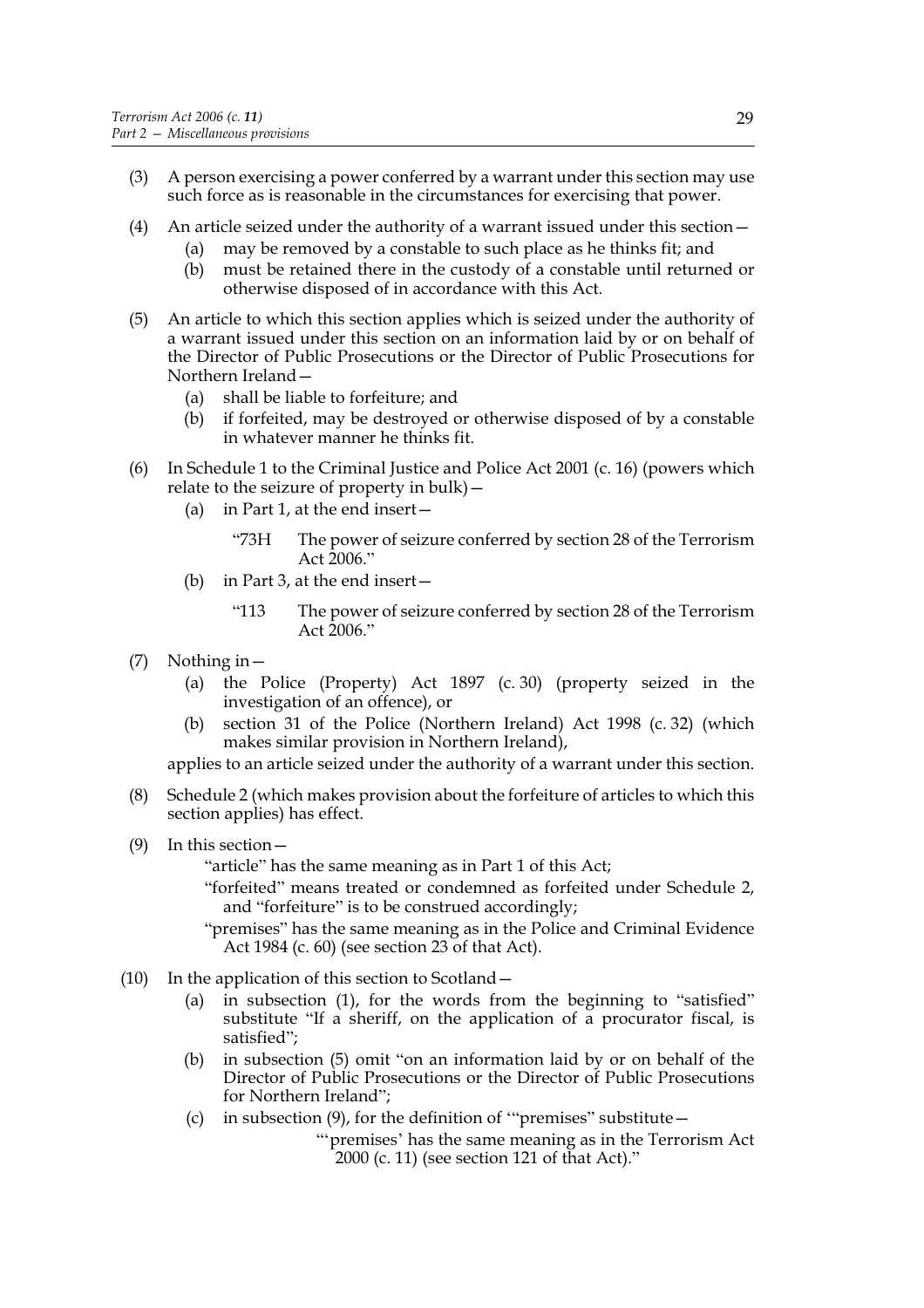(3) A person exercising a power conferred by a warrant under this section may use such force as is reasonable in the circumstances for exercising that power.

(4) An article seized under the authority of a warrant issued under this section—
 (a) may be removed by a constable to such place as he thinks fit; and
 (b) must be retained there in the custody of a constable until returned or otherwise disposed of in accordance with this Act.

(5) An article to which this section applies which is seized under the authority of a warrant issued under this section on an information laid by or on behalf of the Director of Public Prosecutions or the Director of Public Prosecutions for Northern Ireland—
 (a) shall be liable to forfeiture; and
 (b) if forfeited, may be destroyed or otherwise disposed of by a constable in whatever manner he thinks fit.

(6) In Schedule 1 to the Criminal Justice and Police Act 2001 (c. 16) (powers which relate to the seizure of property in bulk)—
 (a) in Part 1, at the end insert—

  "73H The power of seizure conferred by section 28 of the Terrorism Act 2006."

 (b) in Part 3, at the end insert—

  "113 The power of seizure conferred by section 28 of the Terrorism Act 2006."

(7) Nothing in—
 (a) the Police (Property) Act 1897 (c. 30) (property seized in the investigation of an offence), or
 (b) section 31 of the Police (Northern Ireland) Act 1998 (c. 32) (which makes similar provision in Northern Ireland),

applies to an article seized under the authority of a warrant under this section.

(8) Schedule 2 (which makes provision about the forfeiture of articles to which this section applies) has effect.

(9) In this section—

 "article" has the same meaning as in Part 1 of this Act;

 "forfeited" means treated or condemned as forfeited under Schedule 2, and "forfeiture" is to be construed accordingly;

 "premises" has the same meaning as in the Police and Criminal Evidence Act 1984 (c. 60) (see section 23 of that Act).

(10) In the application of this section to Scotland—
 (a) in subsection (1), for the words from the beginning to "satisfied" substitute "If a sheriff, on the application of a procurator fiscal, is satisfied";
 (b) in subsection (5) omit "on an information laid by or on behalf of the Director of Public Prosecutions or the Director of Public Prosecutions for Northern Ireland";
 (c) in subsection (9), for the definition of '"premises" substitute—

  "'premises' has the same meaning as in the Terrorism Act 2000 (c. 11) (see section 121 of that Act)."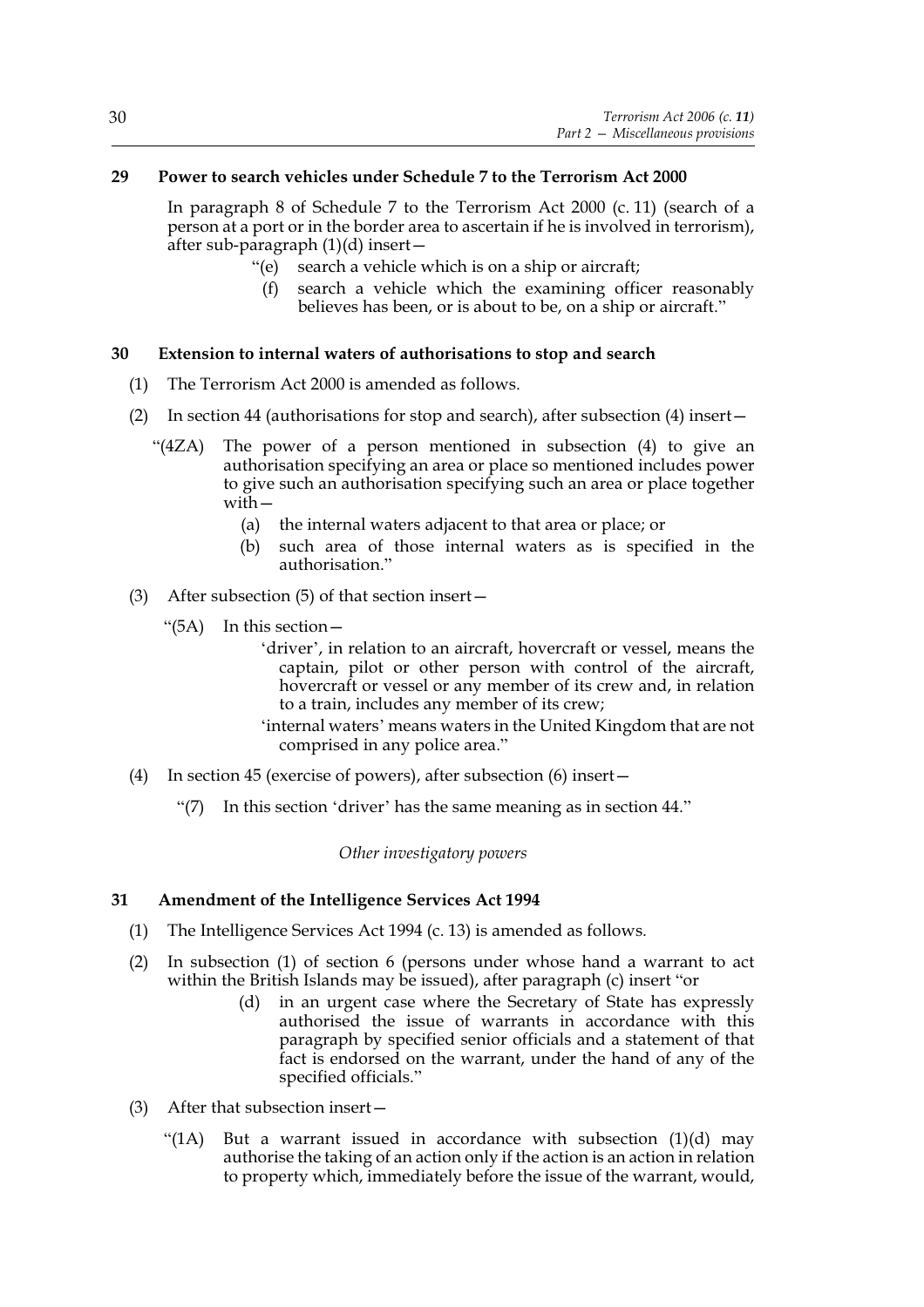### 29 Power to search vehicles under Schedule 7 to the Terrorism Act 2000

In paragraph 8 of Schedule 7 to the Terrorism Act 2000 (c. 11) (search of a person at a port or in the border area to ascertain if he is involved in terrorism), after sub-paragraph (1)(d) insert—

> "(e) search a vehicle which is on a ship or aircraft;
>
> (f) search a vehicle which the examining officer reasonably believes has been, or is about to be, on a ship or aircraft."

### 30 Extension to internal waters of authorisations to stop and search

(1) The Terrorism Act 2000 is amended as follows.

(2) In section 44 (authorisations for stop and search), after subsection (4) insert—

> "(4ZA) The power of a person mentioned in subsection (4) to give an authorisation specifying an area or place so mentioned includes power to give such an authorisation specifying such an area or place together with—
>
> (a) the internal waters adjacent to that area or place; or
>
> (b) such area of those internal waters as is specified in the authorisation."

(3) After subsection (5) of that section insert—

> "(5A) In this section—
>
> 'driver', in relation to an aircraft, hovercraft or vessel, means the captain, pilot or other person with control of the aircraft, hovercraft or vessel or any member of its crew and, in relation to a train, includes any member of its crew;
>
> 'internal waters' means waters in the United Kingdom that are not comprised in any police area."

(4) In section 45 (exercise of powers), after subsection (6) insert—

> "(7) In this section 'driver' has the same meaning as in section 44."

*Other investigatory powers*

### 31 Amendment of the Intelligence Services Act 1994

(1) The Intelligence Services Act 1994 (c. 13) is amended as follows.

(2) In subsection (1) of section 6 (persons under whose hand a warrant to act within the British Islands may be issued), after paragraph (c) insert "or

> (d) in an urgent case where the Secretary of State has expressly authorised the issue of warrants in accordance with this paragraph by specified senior officials and a statement of that fact is endorsed on the warrant, under the hand of any of the specified officials."

(3) After that subsection insert—

> "(1A) But a warrant issued in accordance with subsection (1)(d) may authorise the taking of an action only if the action is an action in relation to property which, immediately before the issue of the warrant, would,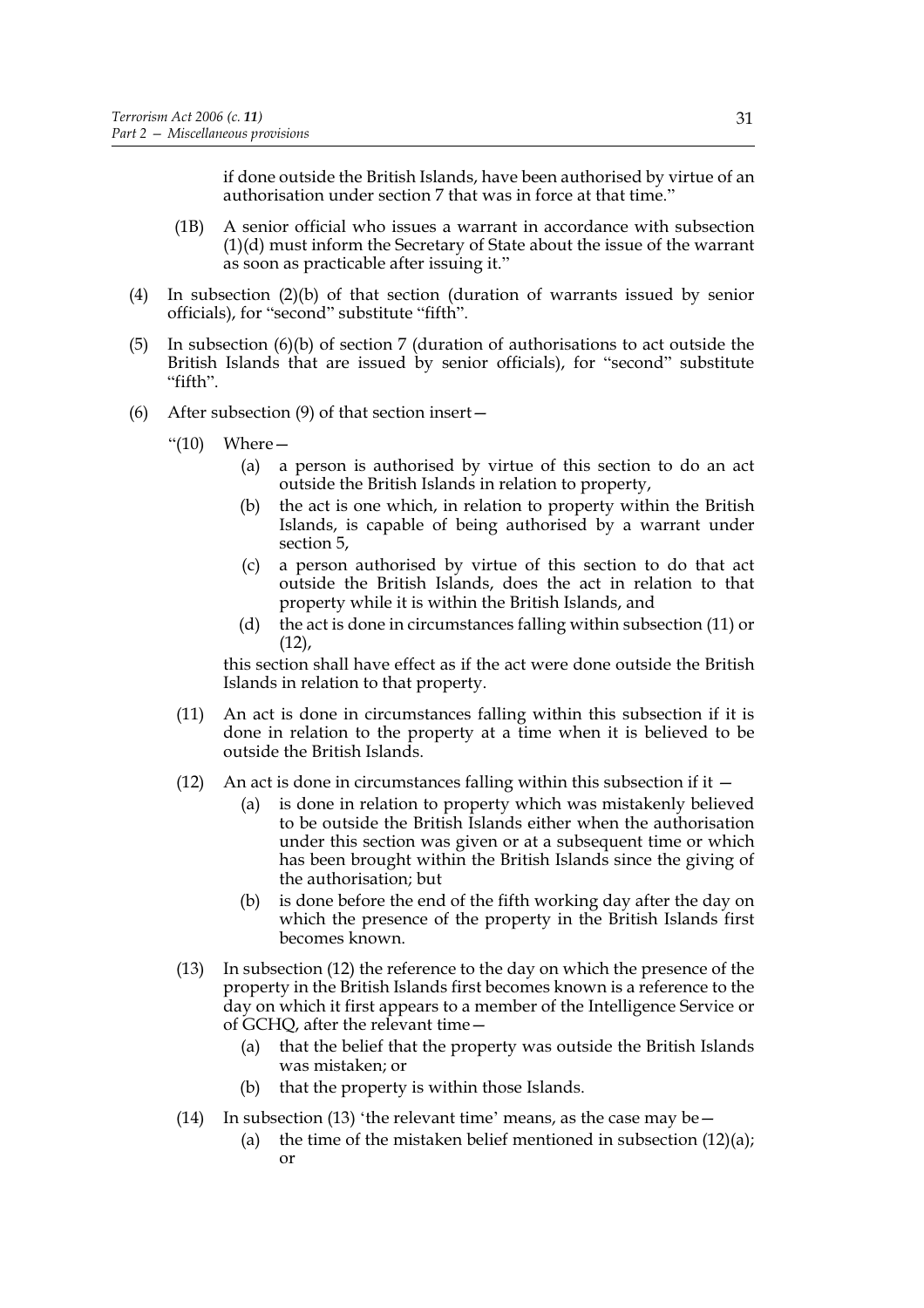if done outside the British Islands, have been authorised by virtue of an authorisation under section 7 that was in force at that time."

(1B) A senior official who issues a warrant in accordance with subsection (1)(d) must inform the Secretary of State about the issue of the warrant as soon as practicable after issuing it."

(4) In subsection (2)(b) of that section (duration of warrants issued by senior officials), for "second" substitute "fifth".

(5) In subsection (6)(b) of section 7 (duration of authorisations to act outside the British Islands that are issued by senior officials), for "second" substitute "fifth".

(6) After subsection (9) of that section insert—

"(10) Where—

(a) a person is authorised by virtue of this section to do an act outside the British Islands in relation to property,

(b) the act is one which, in relation to property within the British Islands, is capable of being authorised by a warrant under section 5,

(c) a person authorised by virtue of this section to do that act outside the British Islands, does the act in relation to that property while it is within the British Islands, and

(d) the act is done in circumstances falling within subsection (11) or (12),

this section shall have effect as if the act were done outside the British Islands in relation to that property.

(11) An act is done in circumstances falling within this subsection if it is done in relation to the property at a time when it is believed to be outside the British Islands.

(12) An act is done in circumstances falling within this subsection if it —

(a) is done in relation to property which was mistakenly believed to be outside the British Islands either when the authorisation under this section was given or at a subsequent time or which has been brought within the British Islands since the giving of the authorisation; but

(b) is done before the end of the fifth working day after the day on which the presence of the property in the British Islands first becomes known.

(13) In subsection (12) the reference to the day on which the presence of the property in the British Islands first becomes known is a reference to the day on which it first appears to a member of the Intelligence Service or of GCHQ, after the relevant time—

(a) that the belief that the property was outside the British Islands was mistaken; or

(b) that the property is within those Islands.

(14) In subsection (13) 'the relevant time' means, as the case may be—

(a) the time of the mistaken belief mentioned in subsection (12)(a); or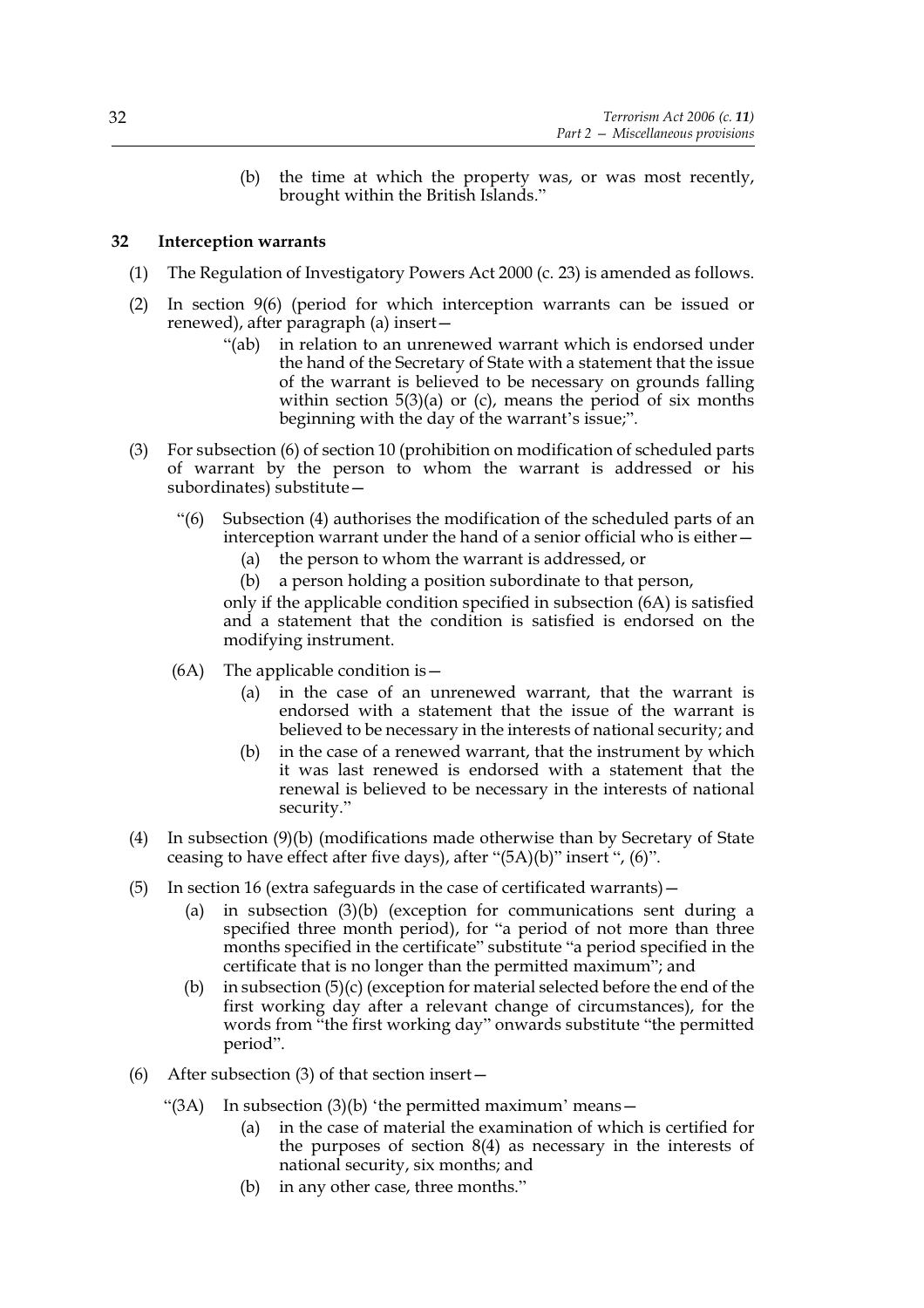(b) the time at which the property was, or was most recently, brought within the British Islands."

### 32 Interception warrants

(1) The Regulation of Investigatory Powers Act 2000 (c. 23) is amended as follows.

(2) In section 9(6) (period for which interception warrants can be issued or renewed), after paragraph (a) insert—

"(ab) in relation to an unrenewed warrant which is endorsed under the hand of the Secretary of State with a statement that the issue of the warrant is believed to be necessary on grounds falling within section 5(3)(a) or (c), means the period of six months beginning with the day of the warrant's issue;".

(3) For subsection (6) of section 10 (prohibition on modification of scheduled parts of warrant by the person to whom the warrant is addressed or his subordinates) substitute—

"(6) Subsection (4) authorises the modification of the scheduled parts of an interception warrant under the hand of a senior official who is either—

(a) the person to whom the warrant is addressed, or

(b) a person holding a position subordinate to that person,

only if the applicable condition specified in subsection (6A) is satisfied and a statement that the condition is satisfied is endorsed on the modifying instrument.

(6A) The applicable condition is—

(a) in the case of an unrenewed warrant, that the warrant is endorsed with a statement that the issue of the warrant is believed to be necessary in the interests of national security; and

(b) in the case of a renewed warrant, that the instrument by which it was last renewed is endorsed with a statement that the renewal is believed to be necessary in the interests of national security."

(4) In subsection (9)(b) (modifications made otherwise than by Secretary of State ceasing to have effect after five days), after "(5A)(b)" insert ", (6)".

(5) In section 16 (extra safeguards in the case of certificated warrants)—

(a) in subsection (3)(b) (exception for communications sent during a specified three month period), for "a period of not more than three months specified in the certificate" substitute "a period specified in the certificate that is no longer than the permitted maximum"; and

(b) in subsection (5)(c) (exception for material selected before the end of the first working day after a relevant change of circumstances), for the words from "the first working day" onwards substitute "the permitted period".

(6) After subsection (3) of that section insert—

"(3A) In subsection (3)(b) 'the permitted maximum' means—

(a) in the case of material the examination of which is certified for the purposes of section 8(4) as necessary in the interests of national security, six months; and

(b) in any other case, three months."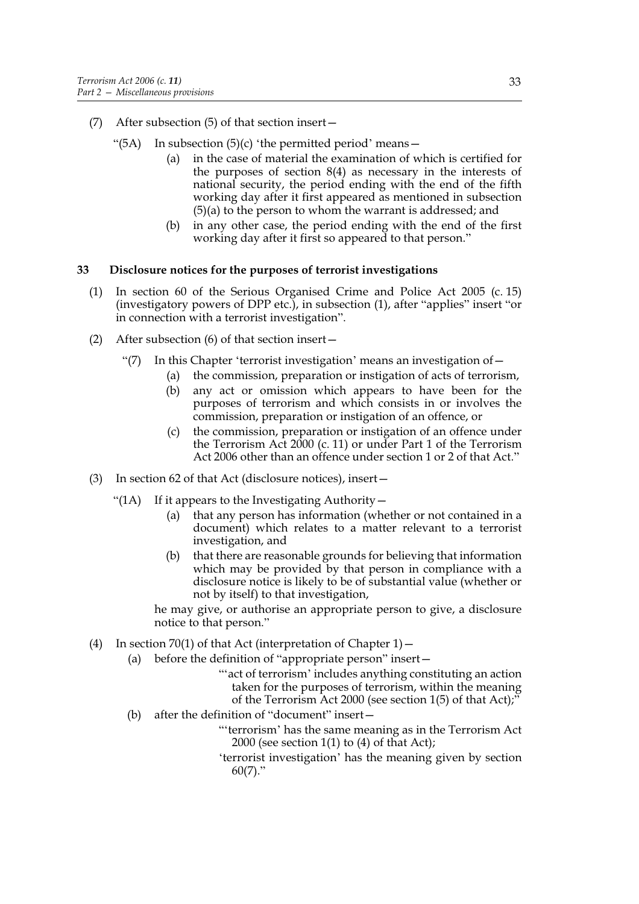(7) After subsection (5) of that section insert—

"(5A) In subsection (5)(c) 'the permitted period' means—

(a) in the case of material the examination of which is certified for the purposes of section 8(4) as necessary in the interests of national security, the period ending with the end of the fifth working day after it first appeared as mentioned in subsection (5)(a) to the person to whom the warrant is addressed; and

(b) in any other case, the period ending with the end of the first working day after it first so appeared to that person."

## 33 Disclosure notices for the purposes of terrorist investigations

(1) In section 60 of the Serious Organised Crime and Police Act 2005 (c. 15) (investigatory powers of DPP etc.), in subsection (1), after "applies" insert "or in connection with a terrorist investigation".

(2) After subsection (6) of that section insert—

"(7) In this Chapter 'terrorist investigation' means an investigation of—

(a) the commission, preparation or instigation of acts of terrorism,

(b) any act or omission which appears to have been for the purposes of terrorism and which consists in or involves the commission, preparation or instigation of an offence, or

(c) the commission, preparation or instigation of an offence under the Terrorism Act 2000 (c. 11) or under Part 1 of the Terrorism Act 2006 other than an offence under section 1 or 2 of that Act."

(3) In section 62 of that Act (disclosure notices), insert—

"(1A) If it appears to the Investigating Authority—

(a) that any person has information (whether or not contained in a document) which relates to a matter relevant to a terrorist investigation, and

(b) that there are reasonable grounds for believing that information which may be provided by that person in compliance with a disclosure notice is likely to be of substantial value (whether or not by itself) to that investigation,

he may give, or authorise an appropriate person to give, a disclosure notice to that person."

(4) In section 70(1) of that Act (interpretation of Chapter 1)—

(a) before the definition of "appropriate person" insert—

"'act of terrorism' includes anything constituting an action taken for the purposes of terrorism, within the meaning of the Terrorism Act 2000 (see section 1(5) of that Act);"

(b) after the definition of "document" insert—

"'terrorism' has the same meaning as in the Terrorism Act 2000 (see section 1(1) to (4) of that Act);

'terrorist investigation' has the meaning given by section 60(7)."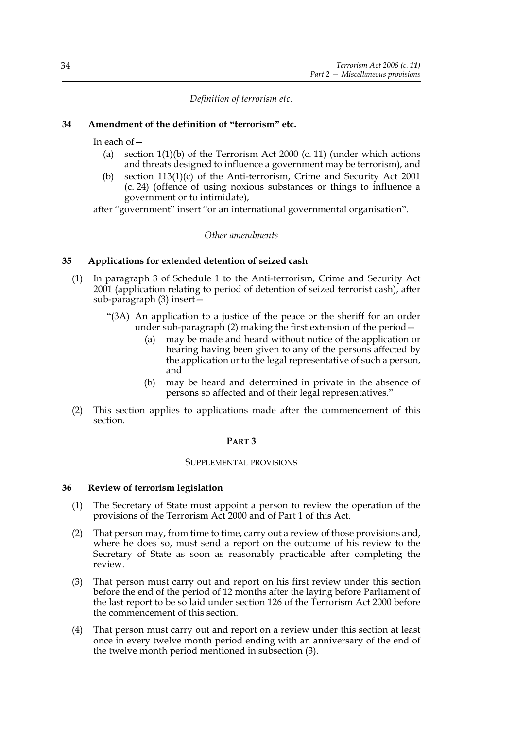*Definition of terrorism etc.*

**34 Amendment of the definition of "terrorism" etc.**

In each of—

(a) section 1(1)(b) of the Terrorism Act 2000 (c. 11) (under which actions and threats designed to influence a government may be terrorism), and

(b) section 113(1)(c) of the Anti-terrorism, Crime and Security Act 2001 (c. 24) (offence of using noxious substances or things to influence a government or to intimidate),

after "government" insert "or an international governmental organisation".

*Other amendments*

**35 Applications for extended detention of seized cash**

(1) In paragraph 3 of Schedule 1 to the Anti-terrorism, Crime and Security Act 2001 (application relating to period of detention of seized terrorist cash), after sub-paragraph (3) insert—

"(3A) An application to a justice of the peace or the sheriff for an order under sub-paragraph (2) making the first extension of the period—

(a) may be made and heard without notice of the application or hearing having been given to any of the persons affected by the application or to the legal representative of such a person, and

(b) may be heard and determined in private in the absence of persons so affected and of their legal representatives."

(2) This section applies to applications made after the commencement of this section.

## PART 3

### SUPPLEMENTAL PROVISIONS

**36 Review of terrorism legislation**

(1) The Secretary of State must appoint a person to review the operation of the provisions of the Terrorism Act 2000 and of Part 1 of this Act.

(2) That person may, from time to time, carry out a review of those provisions and, where he does so, must send a report on the outcome of his review to the Secretary of State as soon as reasonably practicable after completing the review.

(3) That person must carry out and report on his first review under this section before the end of the period of 12 months after the laying before Parliament of the last report to be so laid under section 126 of the Terrorism Act 2000 before the commencement of this section.

(4) That person must carry out and report on a review under this section at least once in every twelve month period ending with an anniversary of the end of the twelve month period mentioned in subsection (3).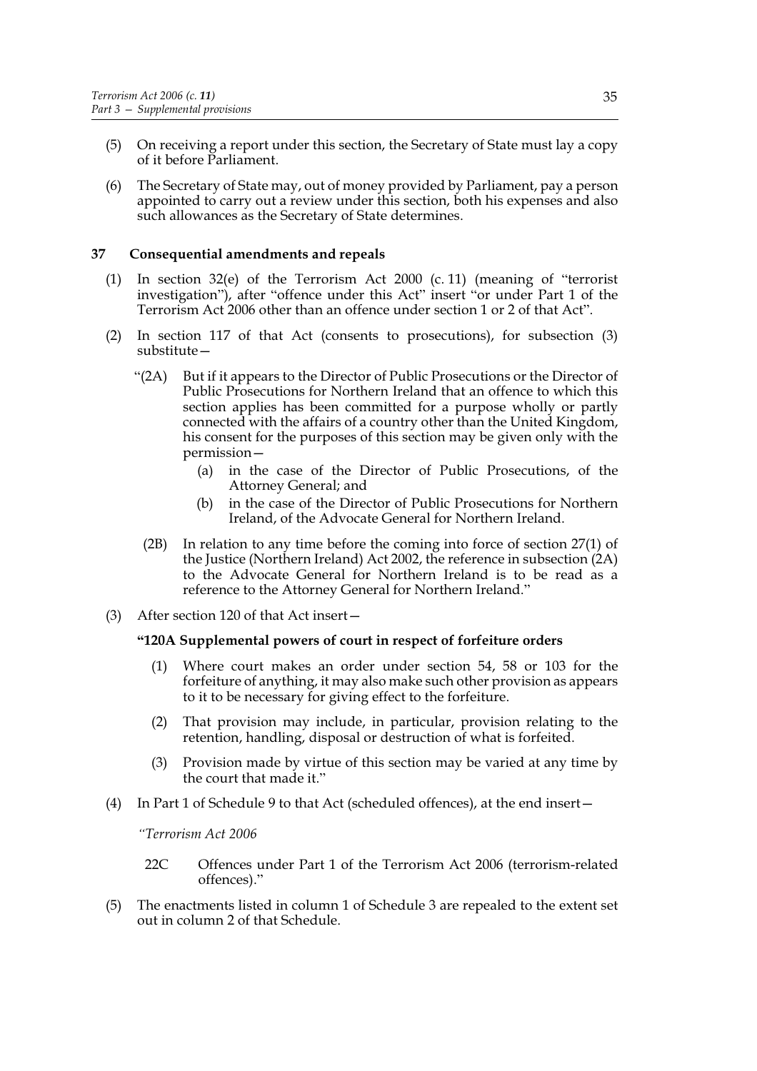(5) On receiving a report under this section, the Secretary of State must lay a copy of it before Parliament.

(6) The Secretary of State may, out of money provided by Parliament, pay a person appointed to carry out a review under this section, both his expenses and also such allowances as the Secretary of State determines.

### 37 Consequential amendments and repeals

(1) In section 32(e) of the Terrorism Act 2000 (c. 11) (meaning of "terrorist investigation"), after "offence under this Act" insert "or under Part 1 of the Terrorism Act 2006 other than an offence under section 1 or 2 of that Act".

(2) In section 117 of that Act (consents to prosecutions), for subsection (3) substitute—

> "(2A) But if it appears to the Director of Public Prosecutions or the Director of Public Prosecutions for Northern Ireland that an offence to which this section applies has been committed for a purpose wholly or partly connected with the affairs of a country other than the United Kingdom, his consent for the purposes of this section may be given only with the permission—
>
> (a) in the case of the Director of Public Prosecutions, of the Attorney General; and
>
> (b) in the case of the Director of Public Prosecutions for Northern Ireland, of the Advocate General for Northern Ireland.
>
> (2B) In relation to any time before the coming into force of section 27(1) of the Justice (Northern Ireland) Act 2002, the reference in subsection (2A) to the Advocate General for Northern Ireland is to be read as a reference to the Attorney General for Northern Ireland."

(3) After section 120 of that Act insert—

> **"120A Supplemental powers of court in respect of forfeiture orders**
>
> (1) Where court makes an order under section 54, 58 or 103 for the forfeiture of anything, it may also make such other provision as appears to it to be necessary for giving effect to the forfeiture.
>
> (2) That provision may include, in particular, provision relating to the retention, handling, disposal or destruction of what is forfeited.
>
> (3) Provision made by virtue of this section may be varied at any time by the court that made it."

(4) In Part 1 of Schedule 9 to that Act (scheduled offences), at the end insert—

> *"Terrorism Act 2006*
>
> 22C Offences under Part 1 of the Terrorism Act 2006 (terrorism-related offences)."

(5) The enactments listed in column 1 of Schedule 3 are repealed to the extent set out in column 2 of that Schedule.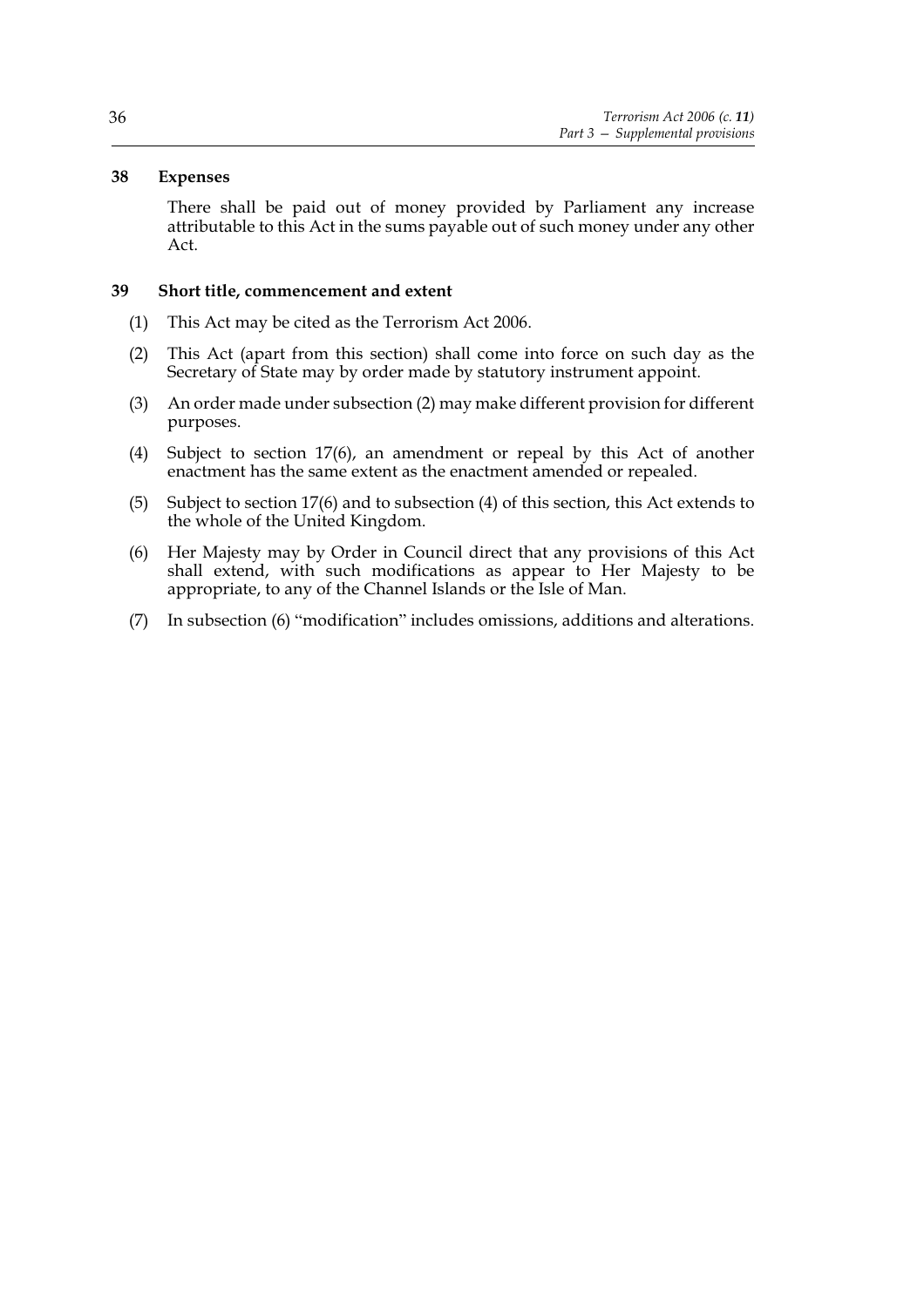### 38 Expenses

There shall be paid out of money provided by Parliament any increase attributable to this Act in the sums payable out of such money under any other Act.

### 39 Short title, commencement and extent

(1) This Act may be cited as the Terrorism Act 2006.

(2) This Act (apart from this section) shall come into force on such day as the Secretary of State may by order made by statutory instrument appoint.

(3) An order made under subsection (2) may make different provision for different purposes.

(4) Subject to section 17(6), an amendment or repeal by this Act of another enactment has the same extent as the enactment amended or repealed.

(5) Subject to section 17(6) and to subsection (4) of this section, this Act extends to the whole of the United Kingdom.

(6) Her Majesty may by Order in Council direct that any provisions of this Act shall extend, with such modifications as appear to Her Majesty to be appropriate, to any of the Channel Islands or the Isle of Man.

(7) In subsection (6) "modification" includes omissions, additions and alterations.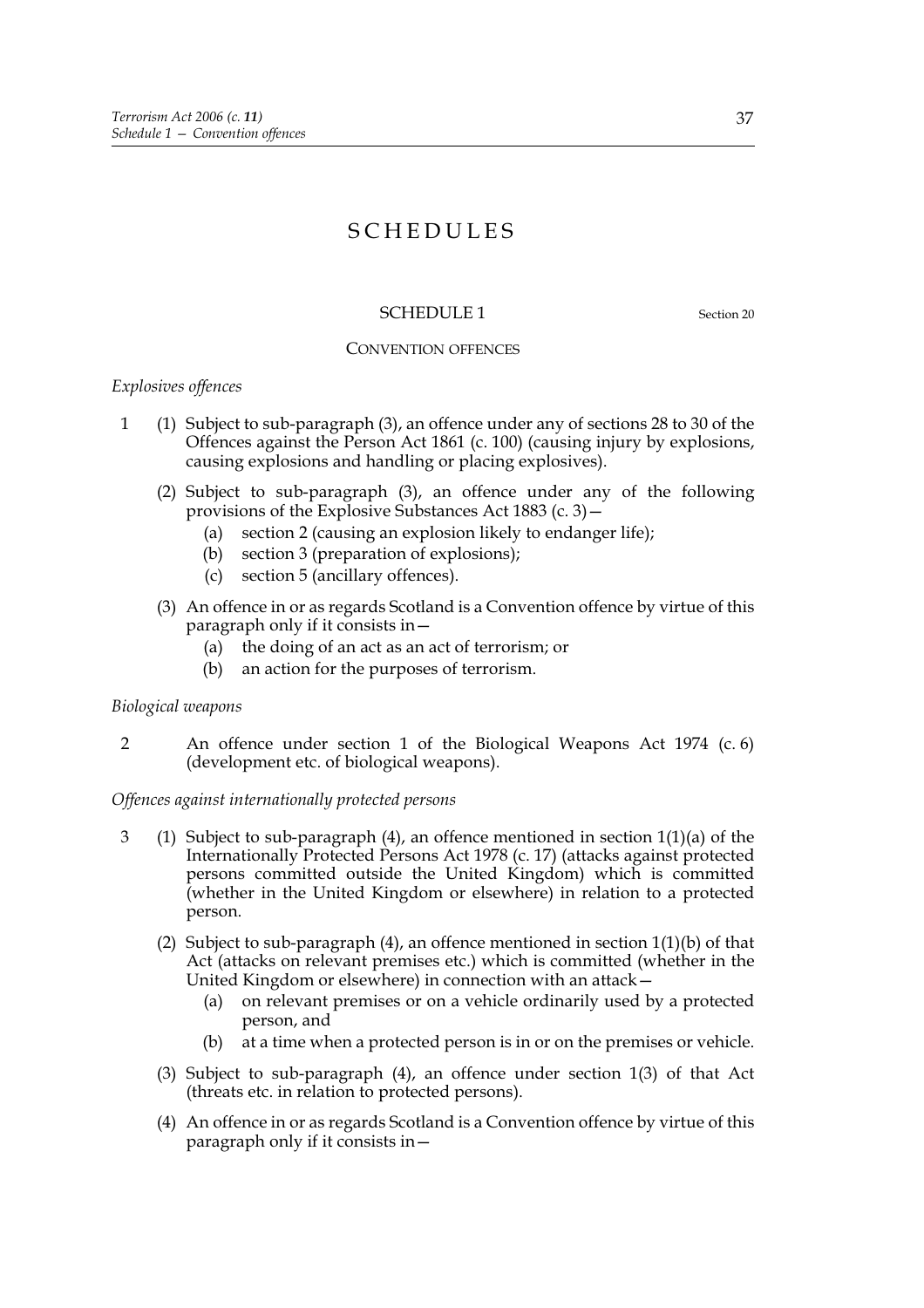# SCHEDULES

## SCHEDULE 1

Section 20

### CONVENTION OFFENCES

*Explosives offences*

1 (1) Subject to sub-paragraph (3), an offence under any of sections 28 to 30 of the Offences against the Person Act 1861 (c. 100) (causing injury by explosions, causing explosions and handling or placing explosives).

(2) Subject to sub-paragraph (3), an offence under any of the following provisions of the Explosive Substances Act 1883 (c. 3)—

- (a) section 2 (causing an explosion likely to endanger life);
- (b) section 3 (preparation of explosions);
- (c) section 5 (ancillary offences).

(3) An offence in or as regards Scotland is a Convention offence by virtue of this paragraph only if it consists in—

- (a) the doing of an act as an act of terrorism; or
- (b) an action for the purposes of terrorism.

*Biological weapons*

2 An offence under section 1 of the Biological Weapons Act 1974 (c. 6) (development etc. of biological weapons).

*Offences against internationally protected persons*

3 (1) Subject to sub-paragraph (4), an offence mentioned in section 1(1)(a) of the Internationally Protected Persons Act 1978 (c. 17) (attacks against protected persons committed outside the United Kingdom) which is committed (whether in the United Kingdom or elsewhere) in relation to a protected person.

(2) Subject to sub-paragraph (4), an offence mentioned in section 1(1)(b) of that Act (attacks on relevant premises etc.) which is committed (whether in the United Kingdom or elsewhere) in connection with an attack—

- (a) on relevant premises or on a vehicle ordinarily used by a protected person, and
- (b) at a time when a protected person is in or on the premises or vehicle.

(3) Subject to sub-paragraph (4), an offence under section 1(3) of that Act (threats etc. in relation to protected persons).

(4) An offence in or as regards Scotland is a Convention offence by virtue of this paragraph only if it consists in—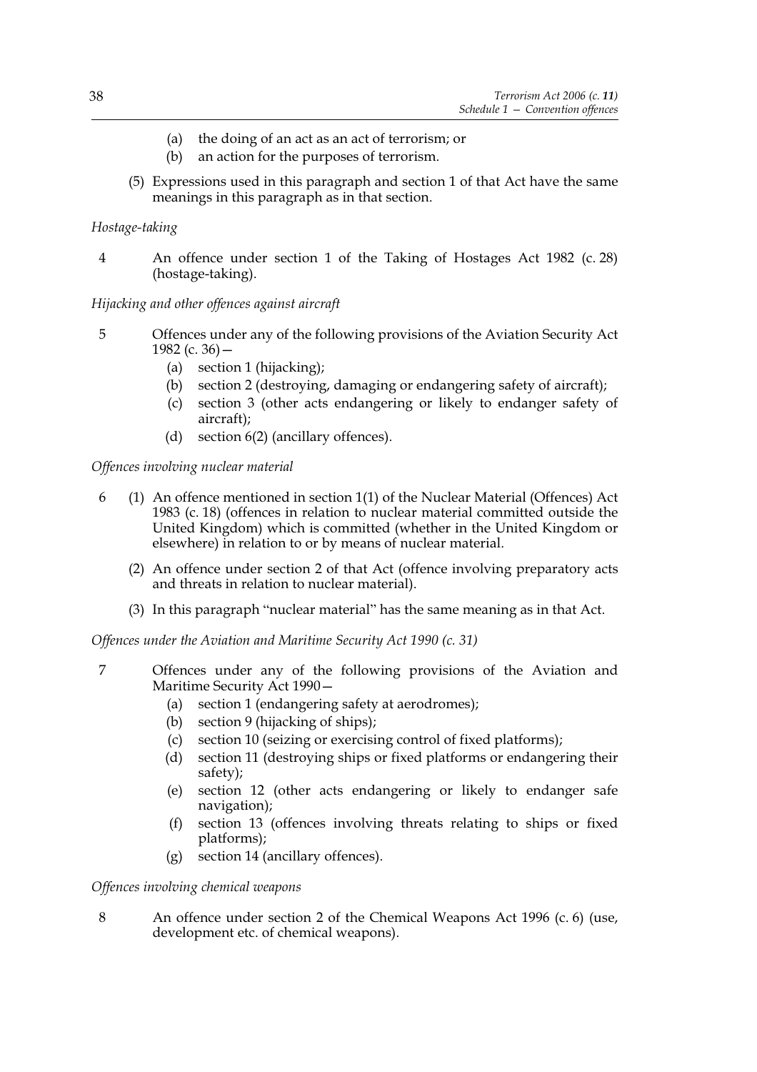(a) the doing of an act as an act of terrorism; or
(b) an action for the purposes of terrorism.

(5) Expressions used in this paragraph and section 1 of that Act have the same meanings in this paragraph as in that section.

*Hostage-taking*

4 An offence under section 1 of the Taking of Hostages Act 1982 (c. 28) (hostage-taking).

*Hijacking and other offences against aircraft*

5 Offences under any of the following provisions of the Aviation Security Act 1982 (c. 36)—
  (a) section 1 (hijacking);
  (b) section 2 (destroying, damaging or endangering safety of aircraft);
  (c) section 3 (other acts endangering or likely to endanger safety of aircraft);
  (d) section 6(2) (ancillary offences).

*Offences involving nuclear material*

6 (1) An offence mentioned in section 1(1) of the Nuclear Material (Offences) Act 1983 (c. 18) (offences in relation to nuclear material committed outside the United Kingdom) which is committed (whether in the United Kingdom or elsewhere) in relation to or by means of nuclear material.

(2) An offence under section 2 of that Act (offence involving preparatory acts and threats in relation to nuclear material).

(3) In this paragraph "nuclear material" has the same meaning as in that Act.

*Offences under the Aviation and Maritime Security Act 1990 (c. 31)*

7 Offences under any of the following provisions of the Aviation and Maritime Security Act 1990—
  (a) section 1 (endangering safety at aerodromes);
  (b) section 9 (hijacking of ships);
  (c) section 10 (seizing or exercising control of fixed platforms);
  (d) section 11 (destroying ships or fixed platforms or endangering their safety);
  (e) section 12 (other acts endangering or likely to endanger safe navigation);
  (f) section 13 (offences involving threats relating to ships or fixed platforms);
  (g) section 14 (ancillary offences).

*Offences involving chemical weapons*

8 An offence under section 2 of the Chemical Weapons Act 1996 (c. 6) (use, development etc. of chemical weapons).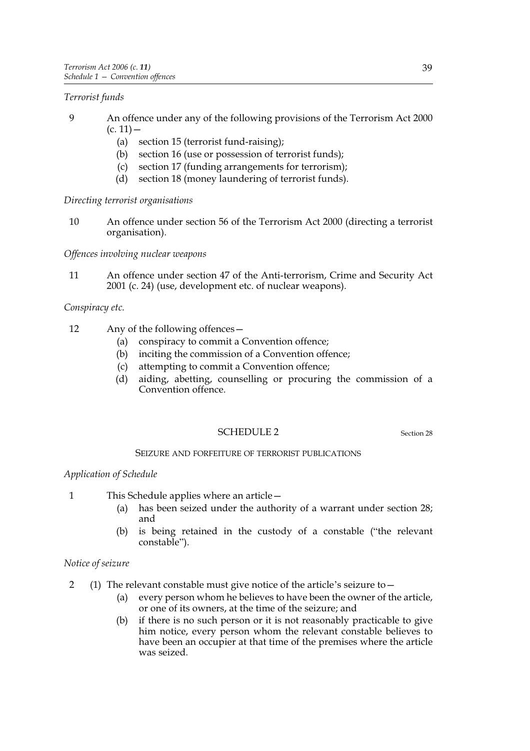*Terrorist funds*

9 An offence under any of the following provisions of the Terrorism Act 2000 (c. 11)—
   (a) section 15 (terrorist fund-raising);
   (b) section 16 (use or possession of terrorist funds);
   (c) section 17 (funding arrangements for terrorism);
   (d) section 18 (money laundering of terrorist funds).

*Directing terrorist organisations*

10 An offence under section 56 of the Terrorism Act 2000 (directing a terrorist organisation).

*Offences involving nuclear weapons*

11 An offence under section 47 of the Anti-terrorism, Crime and Security Act 2001 (c. 24) (use, development etc. of nuclear weapons).

*Conspiracy etc.*

12 Any of the following offences—
   (a) conspiracy to commit a Convention offence;
   (b) inciting the commission of a Convention offence;
   (c) attempting to commit a Convention offence;
   (d) aiding, abetting, counselling or procuring the commission of a Convention offence.

## SCHEDULE 2

Section 28

### SEIZURE AND FORFEITURE OF TERRORIST PUBLICATIONS

*Application of Schedule*

1 This Schedule applies where an article—
   (a) has been seized under the authority of a warrant under section 28; and
   (b) is being retained in the custody of a constable ("the relevant constable").

*Notice of seizure*

2 (1) The relevant constable must give notice of the article's seizure to—
   (a) every person whom he believes to have been the owner of the article, or one of its owners, at the time of the seizure; and
   (b) if there is no such person or it is not reasonably practicable to give him notice, every person whom the relevant constable believes to have been an occupier at that time of the premises where the article was seized.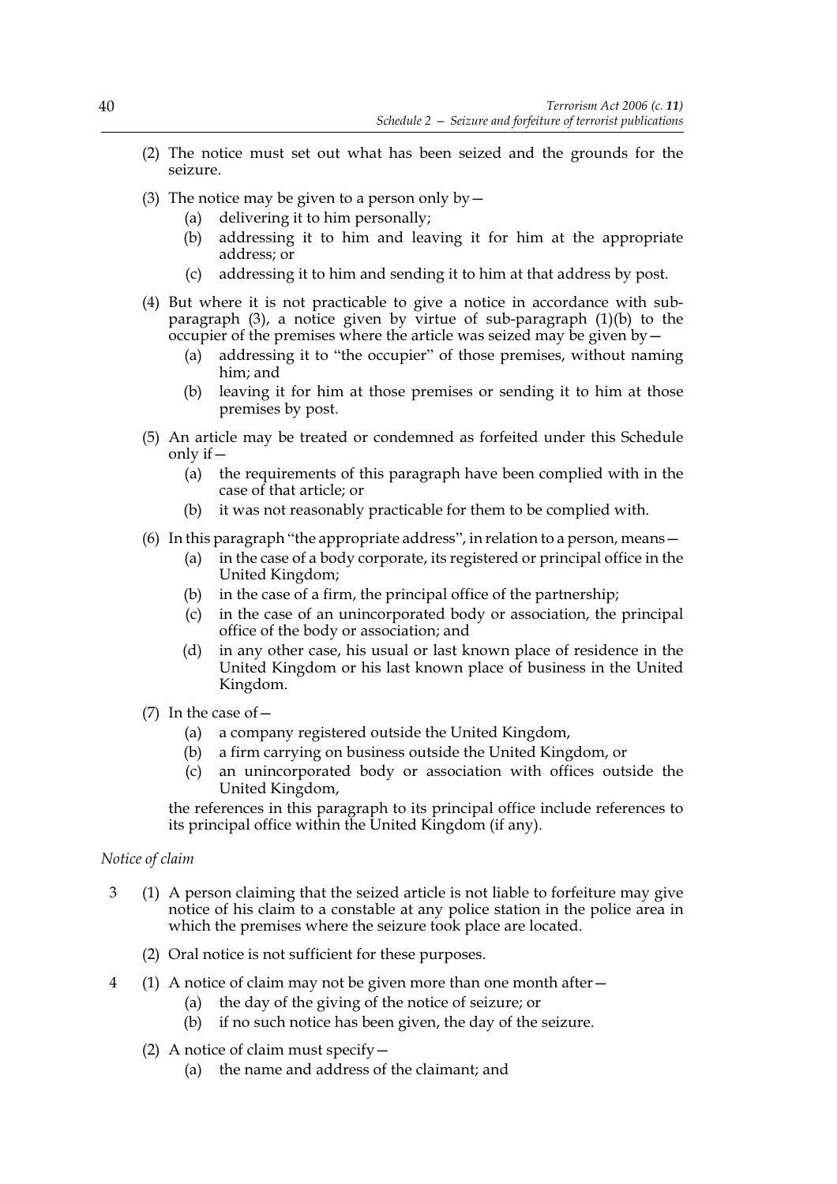(2) The notice must set out what has been seized and the grounds for the seizure.

(3) The notice may be given to a person only by—

- (a) delivering it to him personally;
- (b) addressing it to him and leaving it for him at the appropriate address; or
- (c) addressing it to him and sending it to him at that address by post.

(4) But where it is not practicable to give a notice in accordance with sub-paragraph (3), a notice given by virtue of sub-paragraph (1)(b) to the occupier of the premises where the article was seized may be given by—

- (a) addressing it to "the occupier" of those premises, without naming him; and
- (b) leaving it for him at those premises or sending it to him at those premises by post.

(5) An article may be treated or condemned as forfeited under this Schedule only if—

- (a) the requirements of this paragraph have been complied with in the case of that article; or
- (b) it was not reasonably practicable for them to be complied with.

(6) In this paragraph "the appropriate address", in relation to a person, means—

- (a) in the case of a body corporate, its registered or principal office in the United Kingdom;
- (b) in the case of a firm, the principal office of the partnership;
- (c) in the case of an unincorporated body or association, the principal office of the body or association; and
- (d) in any other case, his usual or last known place of residence in the United Kingdom or his last known place of business in the United Kingdom.

(7) In the case of—

- (a) a company registered outside the United Kingdom,
- (b) a firm carrying on business outside the United Kingdom, or
- (c) an unincorporated body or association with offices outside the United Kingdom,

the references in this paragraph to its principal office include references to its principal office within the United Kingdom (if any).

*Notice of claim*

3 (1) A person claiming that the seized article is not liable to forfeiture may give notice of his claim to a constable at any police station in the police area in which the premises where the seizure took place are located.

(2) Oral notice is not sufficient for these purposes.

4 (1) A notice of claim may not be given more than one month after—

- (a) the day of the giving of the notice of seizure; or
- (b) if no such notice has been given, the day of the seizure.

(2) A notice of claim must specify—

- (a) the name and address of the claimant; and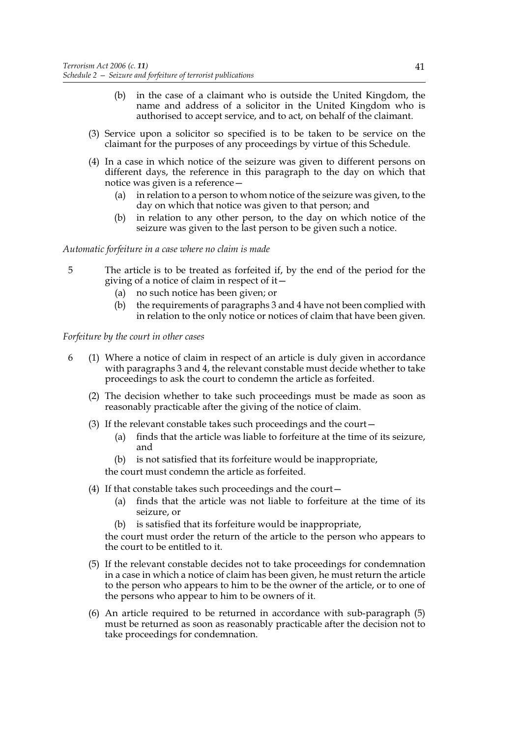(b) in the case of a claimant who is outside the United Kingdom, the name and address of a solicitor in the United Kingdom who is authorised to accept service, and to act, on behalf of the claimant.

(3) Service upon a solicitor so specified is to be taken to be service on the claimant for the purposes of any proceedings by virtue of this Schedule.

(4) In a case in which notice of the seizure was given to different persons on different days, the reference in this paragraph to the day on which that notice was given is a reference—

(a) in relation to a person to whom notice of the seizure was given, to the day on which that notice was given to that person; and

(b) in relation to any other person, to the day on which notice of the seizure was given to the last person to be given such a notice.

*Automatic forfeiture in a case where no claim is made*

5 The article is to be treated as forfeited if, by the end of the period for the giving of a notice of claim in respect of it—

(a) no such notice has been given; or

(b) the requirements of paragraphs 3 and 4 have not been complied with in relation to the only notice or notices of claim that have been given.

*Forfeiture by the court in other cases*

6 (1) Where a notice of claim in respect of an article is duly given in accordance with paragraphs 3 and 4, the relevant constable must decide whether to take proceedings to ask the court to condemn the article as forfeited.

(2) The decision whether to take such proceedings must be made as soon as reasonably practicable after the giving of the notice of claim.

(3) If the relevant constable takes such proceedings and the court—

(a) finds that the article was liable to forfeiture at the time of its seizure, and

(b) is not satisfied that its forfeiture would be inappropriate,

the court must condemn the article as forfeited.

(4) If that constable takes such proceedings and the court—

(a) finds that the article was not liable to forfeiture at the time of its seizure, or

(b) is satisfied that its forfeiture would be inappropriate,

the court must order the return of the article to the person who appears to the court to be entitled to it.

(5) If the relevant constable decides not to take proceedings for condemnation in a case in which a notice of claim has been given, he must return the article to the person who appears to him to be the owner of the article, or to one of the persons who appear to him to be owners of it.

(6) An article required to be returned in accordance with sub-paragraph (5) must be returned as soon as reasonably practicable after the decision not to take proceedings for condemnation.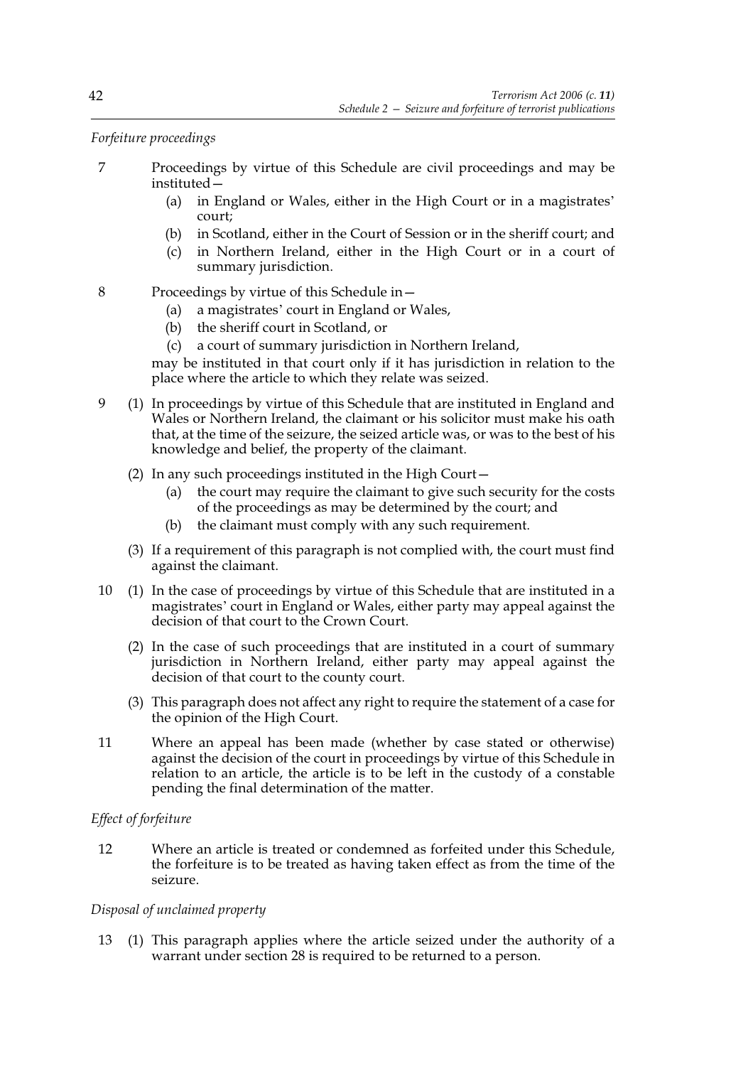*Forfeiture proceedings*

7 Proceedings by virtue of this Schedule are civil proceedings and may be instituted—

(a) in England or Wales, either in the High Court or in a magistrates' court;

(b) in Scotland, either in the Court of Session or in the sheriff court; and

(c) in Northern Ireland, either in the High Court or in a court of summary jurisdiction.

8 Proceedings by virtue of this Schedule in—

(a) a magistrates' court in England or Wales,

(b) the sheriff court in Scotland, or

(c) a court of summary jurisdiction in Northern Ireland,

may be instituted in that court only if it has jurisdiction in relation to the place where the article to which they relate was seized.

9 (1) In proceedings by virtue of this Schedule that are instituted in England and Wales or Northern Ireland, the claimant or his solicitor must make his oath that, at the time of the seizure, the seized article was, or was to the best of his knowledge and belief, the property of the claimant.

(2) In any such proceedings instituted in the High Court—

(a) the court may require the claimant to give such security for the costs of the proceedings as may be determined by the court; and

(b) the claimant must comply with any such requirement.

(3) If a requirement of this paragraph is not complied with, the court must find against the claimant.

10 (1) In the case of proceedings by virtue of this Schedule that are instituted in a magistrates' court in England or Wales, either party may appeal against the decision of that court to the Crown Court.

(2) In the case of such proceedings that are instituted in a court of summary jurisdiction in Northern Ireland, either party may appeal against the decision of that court to the county court.

(3) This paragraph does not affect any right to require the statement of a case for the opinion of the High Court.

11 Where an appeal has been made (whether by case stated or otherwise) against the decision of the court in proceedings by virtue of this Schedule in relation to an article, the article is to be left in the custody of a constable pending the final determination of the matter.

*Effect of forfeiture*

12 Where an article is treated or condemned as forfeited under this Schedule, the forfeiture is to be treated as having taken effect as from the time of the seizure.

*Disposal of unclaimed property*

13 (1) This paragraph applies where the article seized under the authority of a warrant under section 28 is required to be returned to a person.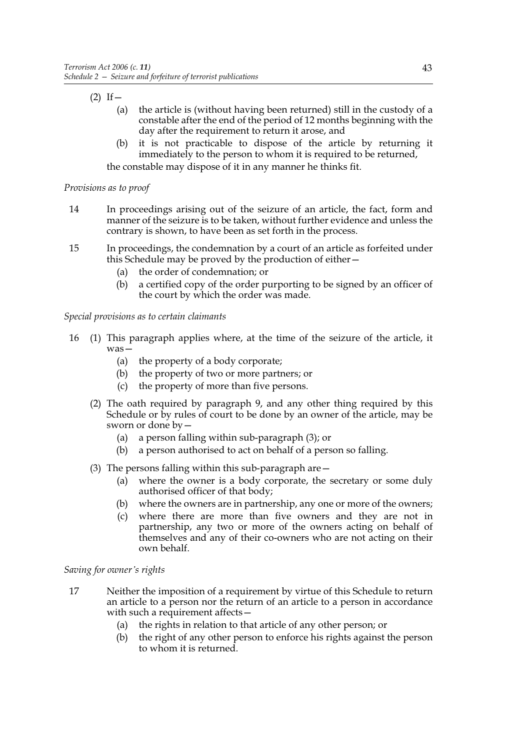(2) If—

(a) the article is (without having been returned) still in the custody of a constable after the end of the period of 12 months beginning with the day after the requirement to return it arose, and

(b) it is not practicable to dispose of the article by returning it immediately to the person to whom it is required to be returned,

the constable may dispose of it in any manner he thinks fit.

*Provisions as to proof*

14 In proceedings arising out of the seizure of an article, the fact, form and manner of the seizure is to be taken, without further evidence and unless the contrary is shown, to have been as set forth in the process.

15 In proceedings, the condemnation by a court of an article as forfeited under this Schedule may be proved by the production of either—

(a) the order of condemnation; or

(b) a certified copy of the order purporting to be signed by an officer of the court by which the order was made.

*Special provisions as to certain claimants*

16 (1) This paragraph applies where, at the time of the seizure of the article, it was—

(a) the property of a body corporate;

(b) the property of two or more partners; or

(c) the property of more than five persons.

(2) The oath required by paragraph 9, and any other thing required by this Schedule or by rules of court to be done by an owner of the article, may be sworn or done by—

(a) a person falling within sub-paragraph (3); or

(b) a person authorised to act on behalf of a person so falling.

(3) The persons falling within this sub-paragraph are—

(a) where the owner is a body corporate, the secretary or some duly authorised officer of that body;

(b) where the owners are in partnership, any one or more of the owners;

(c) where there are more than five owners and they are not in partnership, any two or more of the owners acting on behalf of themselves and any of their co-owners who are not acting on their own behalf.

*Saving for owner's rights*

17 Neither the imposition of a requirement by virtue of this Schedule to return an article to a person nor the return of an article to a person in accordance with such a requirement affects—

(a) the rights in relation to that article of any other person; or

(b) the right of any other person to enforce his rights against the person to whom it is returned.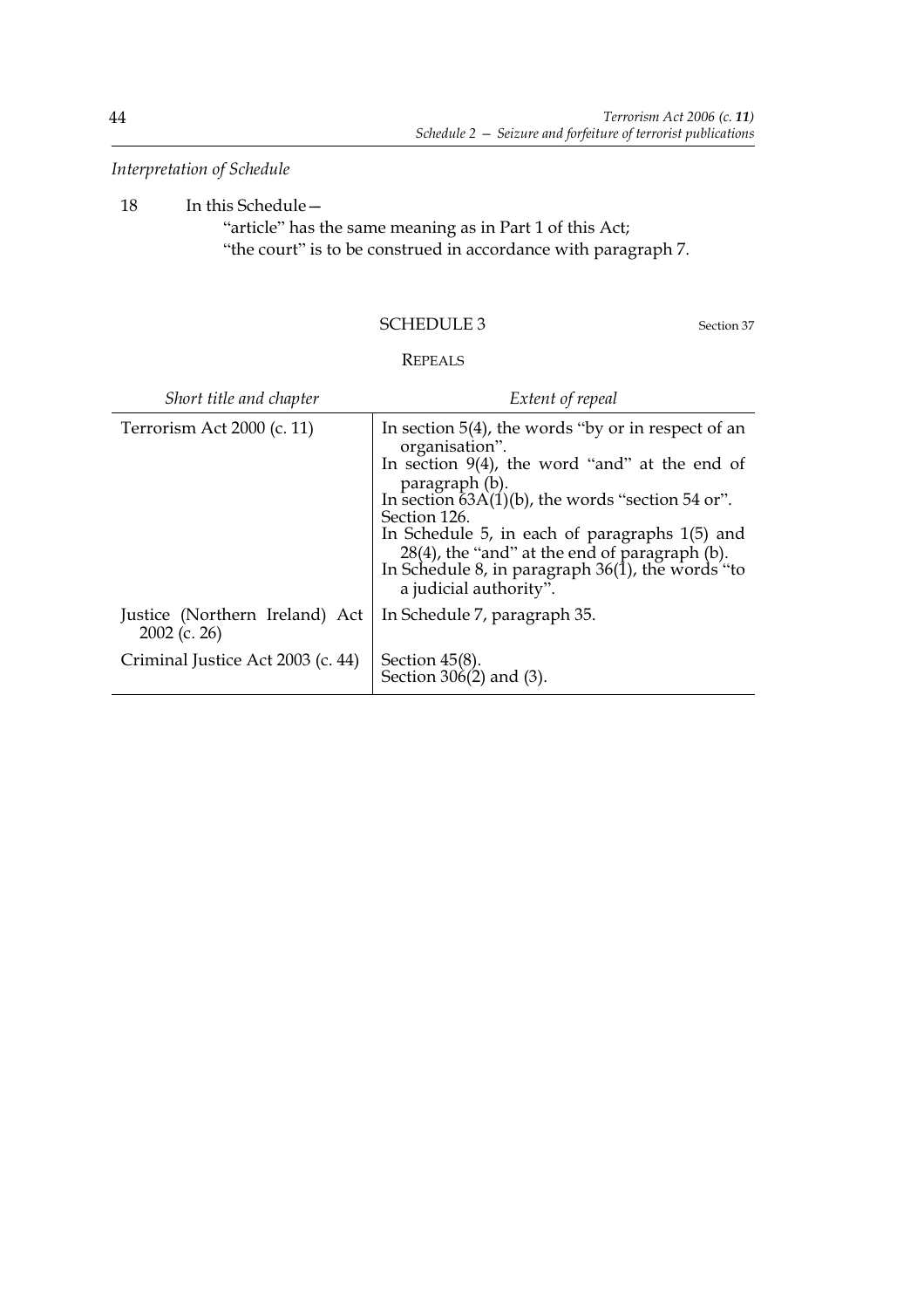*Interpretation of Schedule*

18 In this Schedule—

"article" has the same meaning as in Part 1 of this Act;

"the court" is to be construed in accordance with paragraph 7.

SCHEDULE 3 Section 37

REPEALS

| *Short title and chapter* | *Extent of repeal* |
|---|---|
| Terrorism Act 2000 (c. 11) | In section 5(4), the words "by or in respect of an organisation".<br>In section 9(4), the word "and" at the end of paragraph (b).<br>In section 63A(1)(b), the words "section 54 or".<br>Section 126.<br>In Schedule 5, in each of paragraphs 1(5) and 28(4), the "and" at the end of paragraph (b).<br>In Schedule 8, in paragraph 36(1), the words "to a judicial authority". |
| Justice (Northern Ireland) Act 2002 (c. 26) | In Schedule 7, paragraph 35. |
| Criminal Justice Act 2003 (c. 44) | Section 45(8).<br>Section 306(2) and (3). |